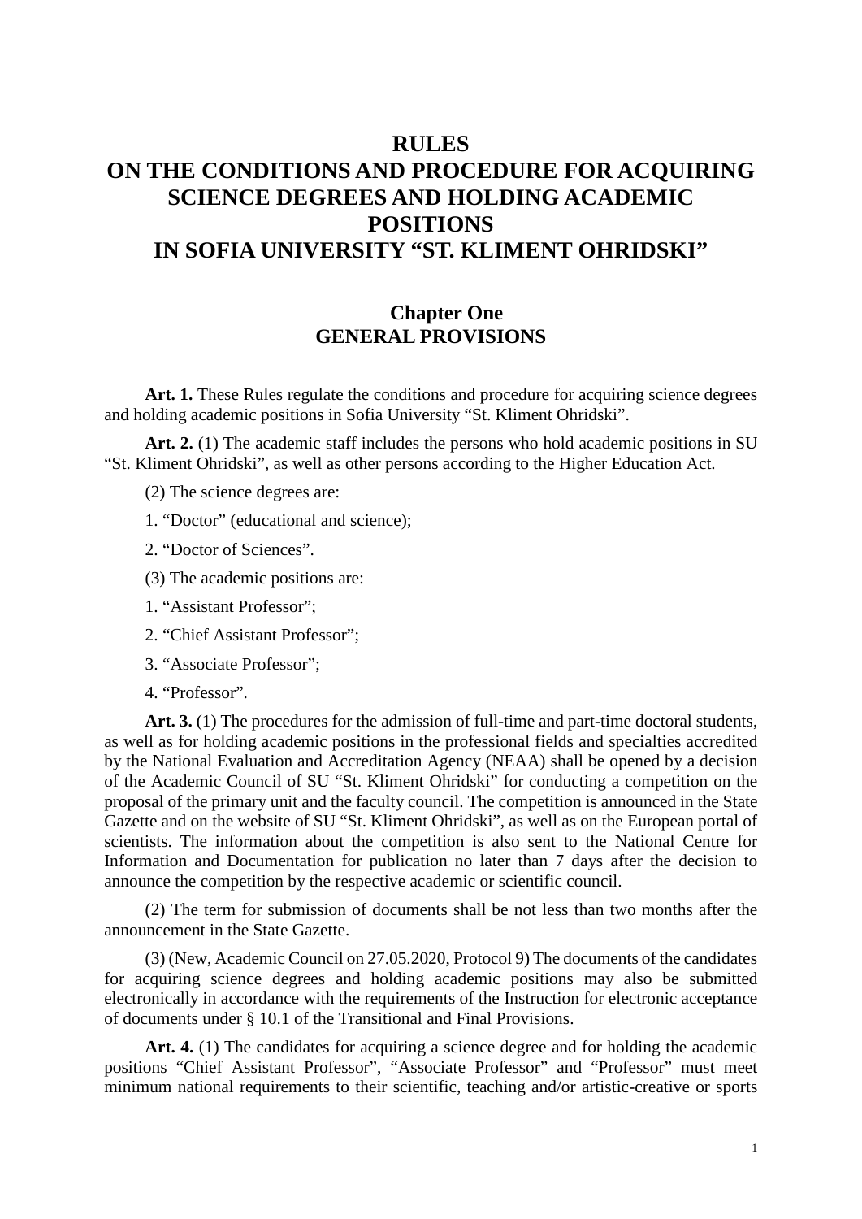# RULES
# ON THE CONDITIONS AND PROCEDURE FOR ACQUIRING SCIENCE DEGREES AND HOLDING ACADEMIC POSITIONS
# IN SOFIA UNIVERSITY "ST. KLIMENT OHRIDSKI"

## Chapter One
## GENERAL PROVISIONS

**Art. 1.** These Rules regulate the conditions and procedure for acquiring science degrees and holding academic positions in Sofia University "St. Kliment Ohridski".

**Art. 2.** (1) The academic staff includes the persons who hold academic positions in SU "St. Kliment Ohridski", as well as other persons according to the Higher Education Act.

(2) The science degrees are:

1. "Doctor" (educational and science);

2. "Doctor of Sciences".

(3) The academic positions are:

1. "Assistant Professor";

2. "Chief Assistant Professor";

3. "Associate Professor";

4. "Professor".

**Art. 3.** (1) The procedures for the admission of full-time and part-time doctoral students, as well as for holding academic positions in the professional fields and specialties accredited by the National Evaluation and Accreditation Agency (NEAA) shall be opened by a decision of the Academic Council of SU "St. Kliment Ohridski" for conducting a competition on the proposal of the primary unit and the faculty council. The competition is announced in the State Gazette and on the website of SU "St. Kliment Ohridski", as well as on the European portal of scientists. The information about the competition is also sent to the National Centre for Information and Documentation for publication no later than 7 days after the decision to announce the competition by the respective academic or scientific council.

(2) The term for submission of documents shall be not less than two months after the announcement in the State Gazette.

(3) (New, Academic Council on 27.05.2020, Protocol 9) The documents of the candidates for acquiring science degrees and holding academic positions may also be submitted electronically in accordance with the requirements of the Instruction for electronic acceptance of documents under § 10.1 of the Transitional and Final Provisions.

**Art. 4.** (1) The candidates for acquiring a science degree and for holding the academic positions "Chief Assistant Professor", "Associate Professor" and "Professor" must meet minimum national requirements to their scientific, teaching and/or artistic-creative or sports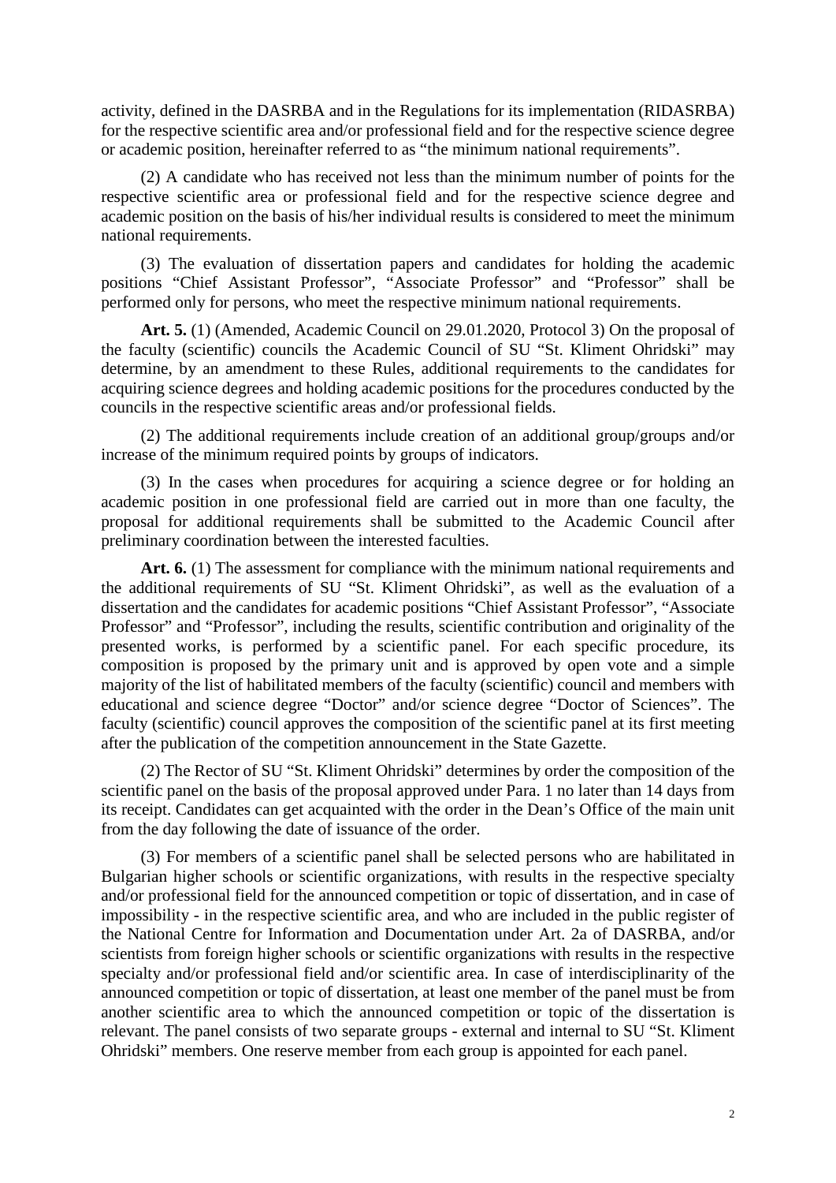activity, defined in the DASRBA and in the Regulations for its implementation (RIDASRBA) for the respective scientific area and/or professional field and for the respective science degree or academic position, hereinafter referred to as "the minimum national requirements".

(2) A candidate who has received not less than the minimum number of points for the respective scientific area or professional field and for the respective science degree and academic position on the basis of his/her individual results is considered to meet the minimum national requirements.

(3) The evaluation of dissertation papers and candidates for holding the academic positions "Chief Assistant Professor", "Associate Professor" and "Professor" shall be performed only for persons, who meet the respective minimum national requirements.

**Art. 5.** (1) (Amended, Academic Council on 29.01.2020, Protocol 3) On the proposal of the faculty (scientific) councils the Academic Council of SU "St. Kliment Ohridski" may determine, by an amendment to these Rules, additional requirements to the candidates for acquiring science degrees and holding academic positions for the procedures conducted by the councils in the respective scientific areas and/or professional fields.

(2) The additional requirements include creation of an additional group/groups and/or increase of the minimum required points by groups of indicators.

(3) In the cases when procedures for acquiring a science degree or for holding an academic position in one professional field are carried out in more than one faculty, the proposal for additional requirements shall be submitted to the Academic Council after preliminary coordination between the interested faculties.

**Art. 6.** (1) The assessment for compliance with the minimum national requirements and the additional requirements of SU "St. Kliment Ohridski", as well as the evaluation of a dissertation and the candidates for academic positions "Chief Assistant Professor", "Associate Professor" and "Professor", including the results, scientific contribution and originality of the presented works, is performed by a scientific panel. For each specific procedure, its composition is proposed by the primary unit and is approved by open vote and a simple majority of the list of habilitated members of the faculty (scientific) council and members with educational and science degree "Doctor" and/or science degree "Doctor of Sciences". The faculty (scientific) council approves the composition of the scientific panel at its first meeting after the publication of the competition announcement in the State Gazette.

(2) The Rector of SU "St. Kliment Ohridski" determines by order the composition of the scientific panel on the basis of the proposal approved under Para. 1 no later than 14 days from its receipt. Candidates can get acquainted with the order in the Dean's Office of the main unit from the day following the date of issuance of the order.

(3) For members of a scientific panel shall be selected persons who are habilitated in Bulgarian higher schools or scientific organizations, with results in the respective specialty and/or professional field for the announced competition or topic of dissertation, and in case of impossibility - in the respective scientific area, and who are included in the public register of the National Centre for Information and Documentation under Art. 2a of DASRBA, and/or scientists from foreign higher schools or scientific organizations with results in the respective specialty and/or professional field and/or scientific area. In case of interdisciplinarity of the announced competition or topic of dissertation, at least one member of the panel must be from another scientific area to which the announced competition or topic of the dissertation is relevant. The panel consists of two separate groups - external and internal to SU "St. Kliment Ohridski" members. One reserve member from each group is appointed for each panel.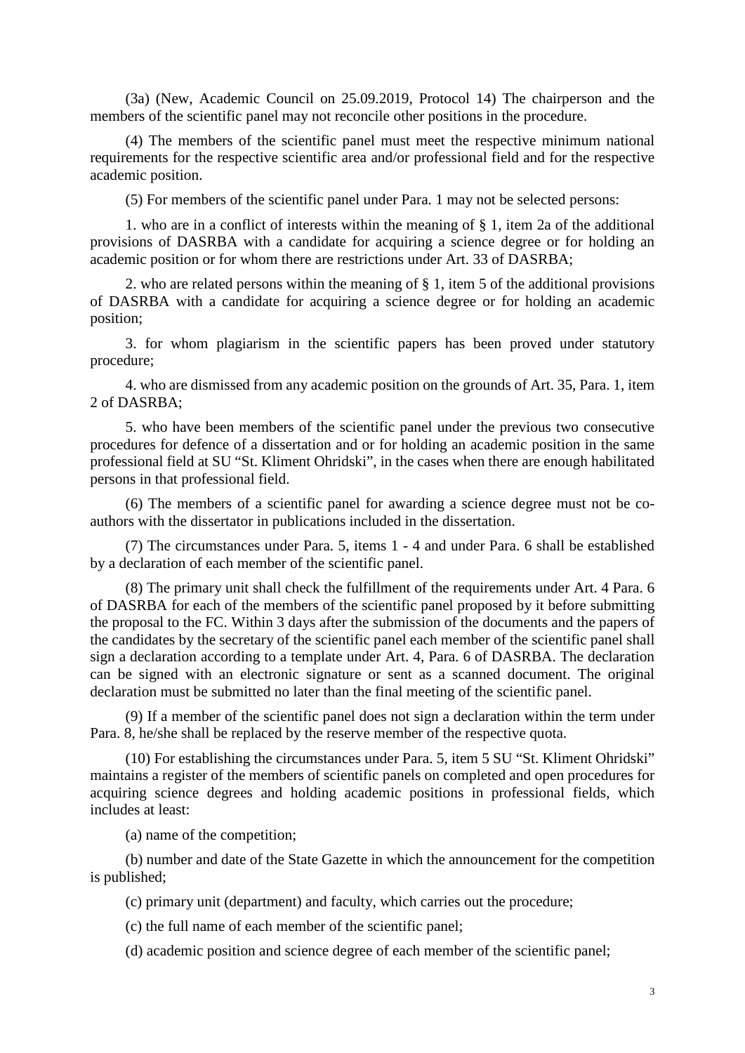(3a) (New, Academic Council on 25.09.2019, Protocol 14) The chairperson and the members of the scientific panel may not reconcile other positions in the procedure.

(4) The members of the scientific panel must meet the respective minimum national requirements for the respective scientific area and/or professional field and for the respective academic position.

(5) For members of the scientific panel under Para. 1 may not be selected persons:

1. who are in a conflict of interests within the meaning of § 1, item 2a of the additional provisions of DASRBA with a candidate for acquiring a science degree or for holding an academic position or for whom there are restrictions under Art. 33 of DASRBA;

2. who are related persons within the meaning of § 1, item 5 of the additional provisions of DASRBA with a candidate for acquiring a science degree or for holding an academic position;

3. for whom plagiarism in the scientific papers has been proved under statutory procedure;

4. who are dismissed from any academic position on the grounds of Art. 35, Para. 1, item 2 of DASRBA;

5. who have been members of the scientific panel under the previous two consecutive procedures for defence of a dissertation and or for holding an academic position in the same professional field at SU "St. Kliment Ohridski", in the cases when there are enough habilitated persons in that professional field.

(6) The members of a scientific panel for awarding a science degree must not be co-authors with the dissertator in publications included in the dissertation.

(7) The circumstances under Para. 5, items 1 - 4 and under Para. 6 shall be established by a declaration of each member of the scientific panel.

(8) The primary unit shall check the fulfillment of the requirements under Art. 4 Para. 6 of DASRBA for each of the members of the scientific panel proposed by it before submitting the proposal to the FC. Within 3 days after the submission of the documents and the papers of the candidates by the secretary of the scientific panel each member of the scientific panel shall sign a declaration according to a template under Art. 4, Para. 6 of DASRBA. The declaration can be signed with an electronic signature or sent as a scanned document. The original declaration must be submitted no later than the final meeting of the scientific panel.

(9) If a member of the scientific panel does not sign a declaration within the term under Para. 8, he/she shall be replaced by the reserve member of the respective quota.

(10) For establishing the circumstances under Para. 5, item 5 SU "St. Kliment Ohridski" maintains a register of the members of scientific panels on completed and open procedures for acquiring science degrees and holding academic positions in professional fields, which includes at least:

(a) name of the competition;

(b) number and date of the State Gazette in which the announcement for the competition is published;

(c) primary unit (department) and faculty, which carries out the procedure;

(c) the full name of each member of the scientific panel;

(d) academic position and science degree of each member of the scientific panel;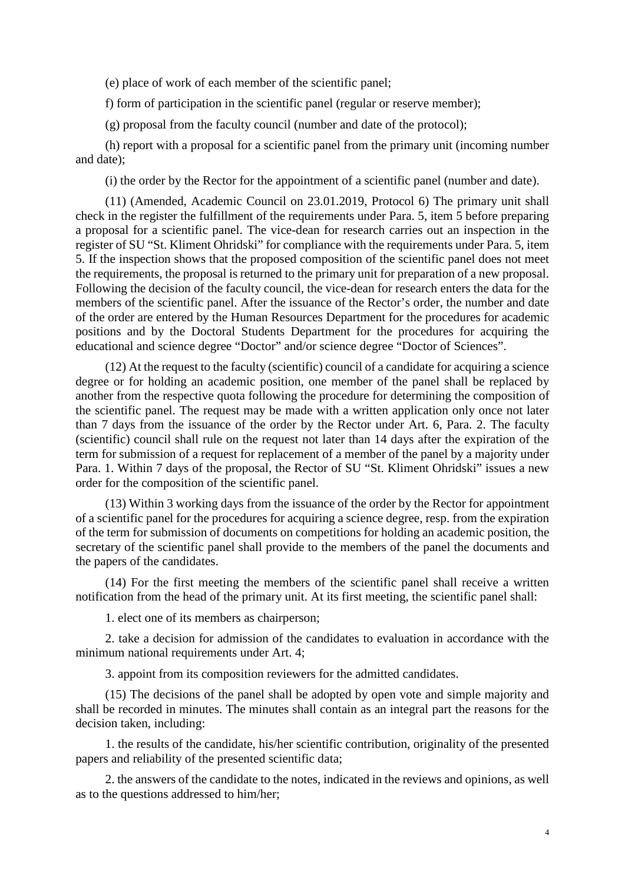(e) place of work of each member of the scientific panel;

f) form of participation in the scientific panel (regular or reserve member);

(g) proposal from the faculty council (number and date of the protocol);

(h) report with a proposal for a scientific panel from the primary unit (incoming number and date);

(i) the order by the Rector for the appointment of a scientific panel (number and date).

(11) (Amended, Academic Council on 23.01.2019, Protocol 6) The primary unit shall check in the register the fulfillment of the requirements under Para. 5, item 5 before preparing a proposal for a scientific panel. The vice-dean for research carries out an inspection in the register of SU "St. Kliment Ohridski" for compliance with the requirements under Para. 5, item 5. If the inspection shows that the proposed composition of the scientific panel does not meet the requirements, the proposal is returned to the primary unit for preparation of a new proposal. Following the decision of the faculty council, the vice-dean for research enters the data for the members of the scientific panel. After the issuance of the Rector's order, the number and date of the order are entered by the Human Resources Department for the procedures for academic positions and by the Doctoral Students Department for the procedures for acquiring the educational and science degree "Doctor" and/or science degree "Doctor of Sciences".

(12) At the request to the faculty (scientific) council of a candidate for acquiring a science degree or for holding an academic position, one member of the panel shall be replaced by another from the respective quota following the procedure for determining the composition of the scientific panel. The request may be made with a written application only once not later than 7 days from the issuance of the order by the Rector under Art. 6, Para. 2. The faculty (scientific) council shall rule on the request not later than 14 days after the expiration of the term for submission of a request for replacement of a member of the panel by a majority under Para. 1. Within 7 days of the proposal, the Rector of SU "St. Kliment Ohridski" issues a new order for the composition of the scientific panel.

(13) Within 3 working days from the issuance of the order by the Rector for appointment of a scientific panel for the procedures for acquiring a science degree, resp. from the expiration of the term for submission of documents on competitions for holding an academic position, the secretary of the scientific panel shall provide to the members of the panel the documents and the papers of the candidates.

(14) For the first meeting the members of the scientific panel shall receive a written notification from the head of the primary unit. At its first meeting, the scientific panel shall:

1. elect one of its members as chairperson;

2. take a decision for admission of the candidates to evaluation in accordance with the minimum national requirements under Art. 4;

3. appoint from its composition reviewers for the admitted candidates.

(15) The decisions of the panel shall be adopted by open vote and simple majority and shall be recorded in minutes. The minutes shall contain as an integral part the reasons for the decision taken, including:

1. the results of the candidate, his/her scientific contribution, originality of the presented papers and reliability of the presented scientific data;

2. the answers of the candidate to the notes, indicated in the reviews and opinions, as well as to the questions addressed to him/her;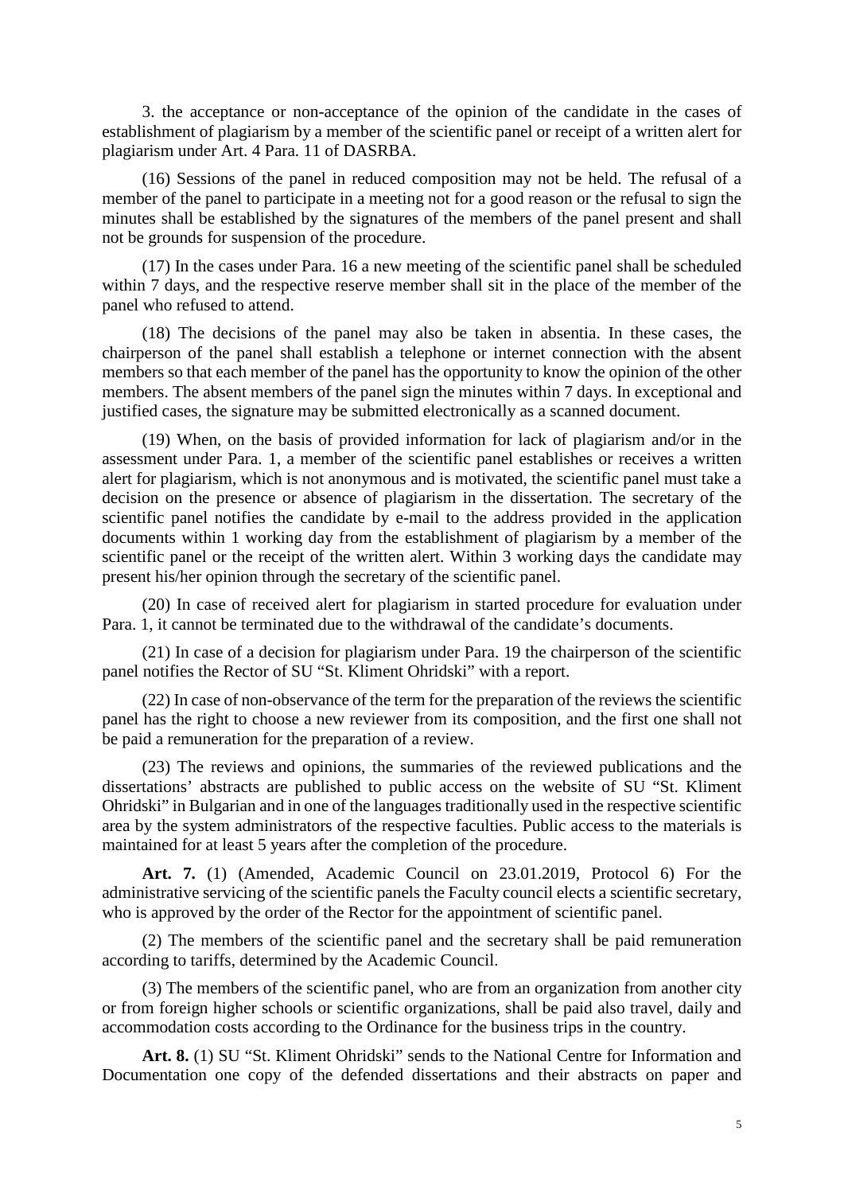3. the acceptance or non-acceptance of the opinion of the candidate in the cases of establishment of plagiarism by a member of the scientific panel or receipt of a written alert for plagiarism under Art. 4 Para. 11 of DASRBA.

(16) Sessions of the panel in reduced composition may not be held. The refusal of a member of the panel to participate in a meeting not for a good reason or the refusal to sign the minutes shall be established by the signatures of the members of the panel present and shall not be grounds for suspension of the procedure.

(17) In the cases under Para. 16 a new meeting of the scientific panel shall be scheduled within 7 days, and the respective reserve member shall sit in the place of the member of the panel who refused to attend.

(18) The decisions of the panel may also be taken in absentia. In these cases, the chairperson of the panel shall establish a telephone or internet connection with the absent members so that each member of the panel has the opportunity to know the opinion of the other members. The absent members of the panel sign the minutes within 7 days. In exceptional and justified cases, the signature may be submitted electronically as a scanned document.

(19) When, on the basis of provided information for lack of plagiarism and/or in the assessment under Para. 1, a member of the scientific panel establishes or receives a written alert for plagiarism, which is not anonymous and is motivated, the scientific panel must take a decision on the presence or absence of plagiarism in the dissertation. The secretary of the scientific panel notifies the candidate by e-mail to the address provided in the application documents within 1 working day from the establishment of plagiarism by a member of the scientific panel or the receipt of the written alert. Within 3 working days the candidate may present his/her opinion through the secretary of the scientific panel.

(20) In case of received alert for plagiarism in started procedure for evaluation under Para. 1, it cannot be terminated due to the withdrawal of the candidate's documents.

(21) In case of a decision for plagiarism under Para. 19 the chairperson of the scientific panel notifies the Rector of SU "St. Kliment Ohridski" with a report.

(22) In case of non-observance of the term for the preparation of the reviews the scientific panel has the right to choose a new reviewer from its composition, and the first one shall not be paid a remuneration for the preparation of a review.

(23) The reviews and opinions, the summaries of the reviewed publications and the dissertations' abstracts are published to public access on the website of SU "St. Kliment Ohridski" in Bulgarian and in one of the languages traditionally used in the respective scientific area by the system administrators of the respective faculties. Public access to the materials is maintained for at least 5 years after the completion of the procedure.

**Art. 7.** (1) (Amended, Academic Council on 23.01.2019, Protocol 6) For the administrative servicing of the scientific panels the Faculty council elects a scientific secretary, who is approved by the order of the Rector for the appointment of scientific panel.

(2) The members of the scientific panel and the secretary shall be paid remuneration according to tariffs, determined by the Academic Council.

(3) The members of the scientific panel, who are from an organization from another city or from foreign higher schools or scientific organizations, shall be paid also travel, daily and accommodation costs according to the Ordinance for the business trips in the country.

**Art. 8.** (1) SU "St. Kliment Ohridski" sends to the National Centre for Information and Documentation one copy of the defended dissertations and their abstracts on paper and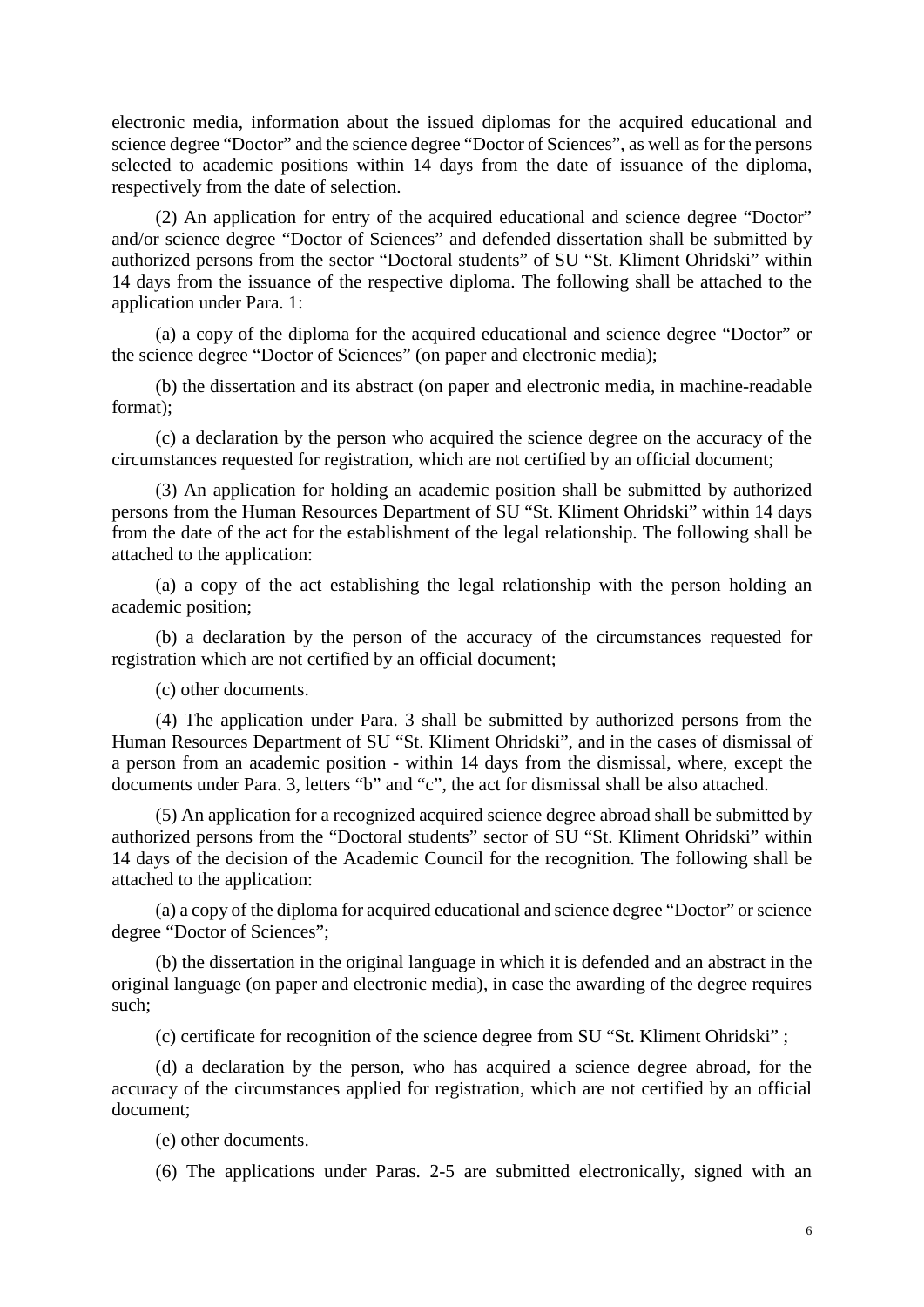electronic media, information about the issued diplomas for the acquired educational and science degree “Doctor” and the science degree “Doctor of Sciences”, as well as for the persons selected to academic positions within 14 days from the date of issuance of the diploma, respectively from the date of selection.

(2) An application for entry of the acquired educational and science degree “Doctor” and/or science degree “Doctor of Sciences” and defended dissertation shall be submitted by authorized persons from the sector “Doctoral students” of SU “St. Kliment Ohridski” within 14 days from the issuance of the respective diploma. The following shall be attached to the application under Para. 1:

(a) a copy of the diploma for the acquired educational and science degree “Doctor” or the science degree “Doctor of Sciences” (on paper and electronic media);

(b) the dissertation and its abstract (on paper and electronic media, in machine-readable format);

(c) a declaration by the person who acquired the science degree on the accuracy of the circumstances requested for registration, which are not certified by an official document;

(3) An application for holding an academic position shall be submitted by authorized persons from the Human Resources Department of SU “St. Kliment Ohridski” within 14 days from the date of the act for the establishment of the legal relationship. The following shall be attached to the application:

(a) a copy of the act establishing the legal relationship with the person holding an academic position;

(b) a declaration by the person of the accuracy of the circumstances requested for registration which are not certified by an official document;

(c) other documents.

(4) The application under Para. 3 shall be submitted by authorized persons from the Human Resources Department of SU “St. Kliment Ohridski”, and in the cases of dismissal of a person from an academic position - within 14 days from the dismissal, where, except the documents under Para. 3, letters “b” and “c”, the act for dismissal shall be also attached.

(5) An application for a recognized acquired science degree abroad shall be submitted by authorized persons from the “Doctoral students” sector of SU “St. Kliment Ohridski” within 14 days of the decision of the Academic Council for the recognition. The following shall be attached to the application:

(a) a copy of the diploma for acquired educational and science degree “Doctor” or science degree “Doctor of Sciences”;

(b) the dissertation in the original language in which it is defended and an abstract in the original language (on paper and electronic media), in case the awarding of the degree requires such;

(c) certificate for recognition of the science degree from SU “St. Kliment Ohridski” ;

(d) a declaration by the person, who has acquired a science degree abroad, for the accuracy of the circumstances applied for registration, which are not certified by an official document;

(e) other documents.

(6) The applications under Paras. 2-5 are submitted electronically, signed with an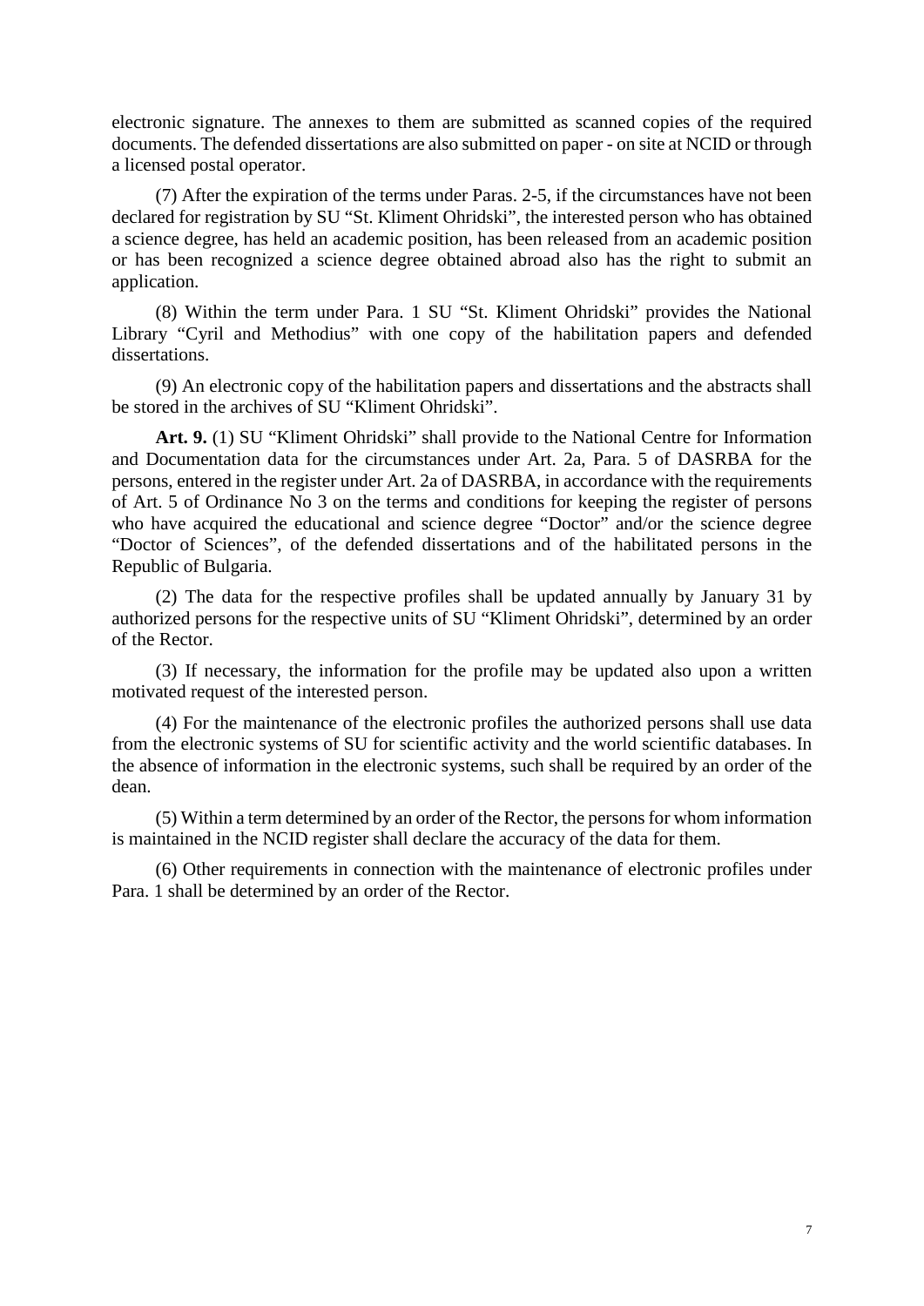electronic signature. The annexes to them are submitted as scanned copies of the required documents. The defended dissertations are also submitted on paper - on site at NCID or through a licensed postal operator.

(7) After the expiration of the terms under Paras. 2-5, if the circumstances have not been declared for registration by SU "St. Kliment Ohridski", the interested person who has obtained a science degree, has held an academic position, has been released from an academic position or has been recognized a science degree obtained abroad also has the right to submit an application.

(8) Within the term under Para. 1 SU "St. Kliment Ohridski" provides the National Library "Cyril and Methodius" with one copy of the habilitation papers and defended dissertations.

(9) An electronic copy of the habilitation papers and dissertations and the abstracts shall be stored in the archives of SU "Kliment Ohridski".

**Art. 9.** (1) SU "Kliment Ohridski" shall provide to the National Centre for Information and Documentation data for the circumstances under Art. 2a, Para. 5 of DASRBA for the persons, entered in the register under Art. 2a of DASRBA, in accordance with the requirements of Art. 5 of Ordinance No 3 on the terms and conditions for keeping the register of persons who have acquired the educational and science degree "Doctor" and/or the science degree "Doctor of Sciences", of the defended dissertations and of the habilitated persons in the Republic of Bulgaria.

(2) The data for the respective profiles shall be updated annually by January 31 by authorized persons for the respective units of SU "Kliment Ohridski", determined by an order of the Rector.

(3) If necessary, the information for the profile may be updated also upon a written motivated request of the interested person.

(4) For the maintenance of the electronic profiles the authorized persons shall use data from the electronic systems of SU for scientific activity and the world scientific databases. In the absence of information in the electronic systems, such shall be required by an order of the dean.

(5) Within a term determined by an order of the Rector, the persons for whom information is maintained in the NCID register shall declare the accuracy of the data for them.

(6) Other requirements in connection with the maintenance of electronic profiles under Para. 1 shall be determined by an order of the Rector.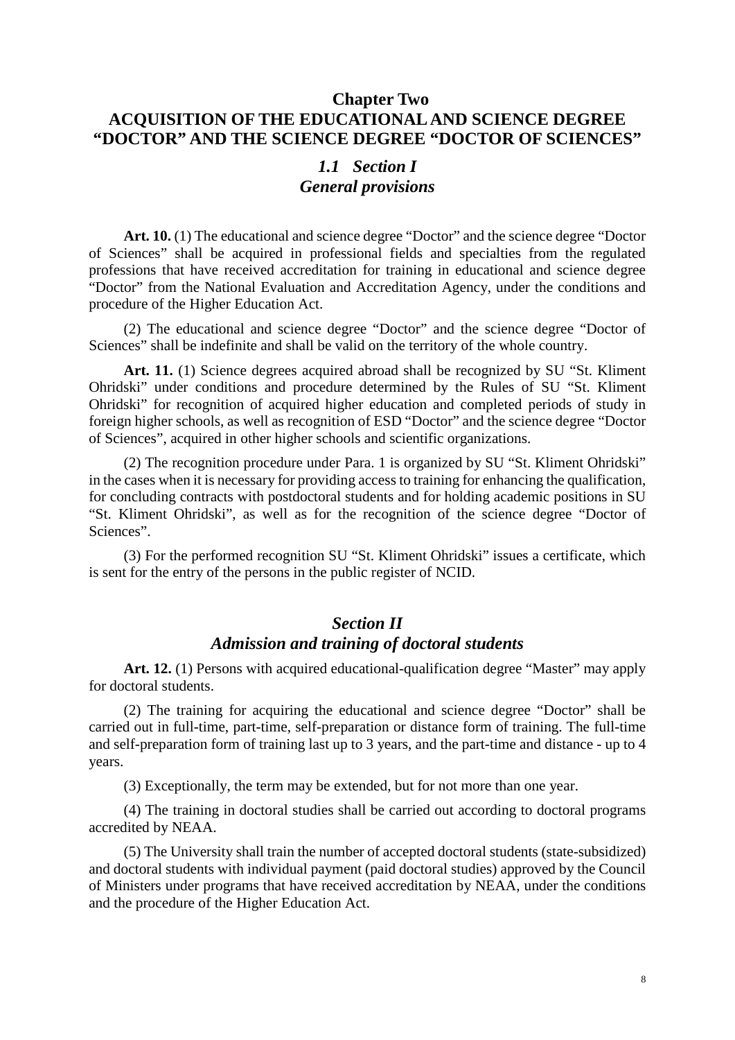# Chapter Two
# ACQUISITION OF THE EDUCATIONAL AND SCIENCE DEGREE "DOCTOR" AND THE SCIENCE DEGREE "DOCTOR OF SCIENCES"

## *1.1 Section I*
## *General provisions*

**Art. 10.** (1) The educational and science degree "Doctor" and the science degree "Doctor of Sciences" shall be acquired in professional fields and specialties from the regulated professions that have received accreditation for training in educational and science degree "Doctor" from the National Evaluation and Accreditation Agency, under the conditions and procedure of the Higher Education Act.

(2) The educational and science degree "Doctor" and the science degree "Doctor of Sciences" shall be indefinite and shall be valid on the territory of the whole country.

**Art. 11.** (1) Science degrees acquired abroad shall be recognized by SU "St. Kliment Ohridski" under conditions and procedure determined by the Rules of SU "St. Kliment Ohridski" for recognition of acquired higher education and completed periods of study in foreign higher schools, as well as recognition of ESD "Doctor" and the science degree "Doctor of Sciences", acquired in other higher schools and scientific organizations.

(2) The recognition procedure under Para. 1 is organized by SU "St. Kliment Ohridski" in the cases when it is necessary for providing access to training for enhancing the qualification, for concluding contracts with postdoctoral students and for holding academic positions in SU "St. Kliment Ohridski", as well as for the recognition of the science degree "Doctor of Sciences".

(3) For the performed recognition SU "St. Kliment Ohridski" issues a certificate, which is sent for the entry of the persons in the public register of NCID.

## *Section II*
## *Admission and training of doctoral students*

**Art. 12.** (1) Persons with acquired educational-qualification degree "Master" may apply for doctoral students.

(2) The training for acquiring the educational and science degree "Doctor" shall be carried out in full-time, part-time, self-preparation or distance form of training. The full-time and self-preparation form of training last up to 3 years, and the part-time and distance - up to 4 years.

(3) Exceptionally, the term may be extended, but for not more than one year.

(4) The training in doctoral studies shall be carried out according to doctoral programs accredited by NEAA.

(5) The University shall train the number of accepted doctoral students (state-subsidized) and doctoral students with individual payment (paid doctoral studies) approved by the Council of Ministers under programs that have received accreditation by NEAA, under the conditions and the procedure of the Higher Education Act.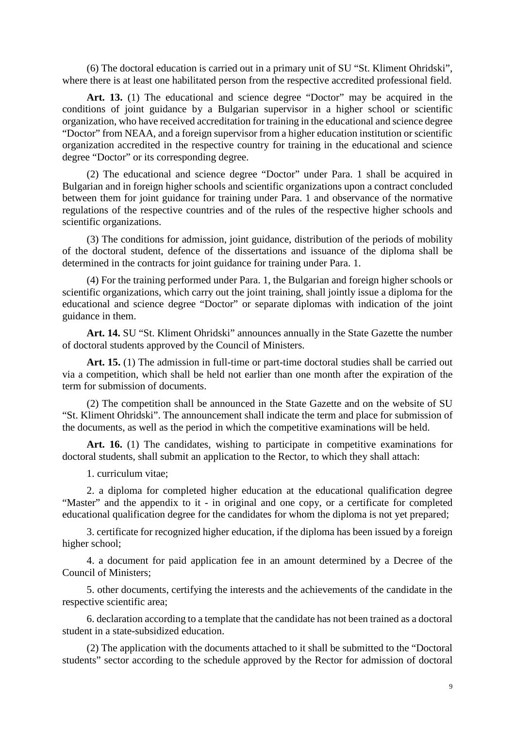(6) The doctoral education is carried out in a primary unit of SU "St. Kliment Ohridski", where there is at least one habilitated person from the respective accredited professional field.

**Art. 13.** (1) The educational and science degree "Doctor" may be acquired in the conditions of joint guidance by a Bulgarian supervisor in a higher school or scientific organization, who have received accreditation for training in the educational and science degree "Doctor" from NEAA, and a foreign supervisor from a higher education institution or scientific organization accredited in the respective country for training in the educational and science degree "Doctor" or its corresponding degree.

(2) The educational and science degree "Doctor" under Para. 1 shall be acquired in Bulgarian and in foreign higher schools and scientific organizations upon a contract concluded between them for joint guidance for training under Para. 1 and observance of the normative regulations of the respective countries and of the rules of the respective higher schools and scientific organizations.

(3) The conditions for admission, joint guidance, distribution of the periods of mobility of the doctoral student, defence of the dissertations and issuance of the diploma shall be determined in the contracts for joint guidance for training under Para. 1.

(4) For the training performed under Para. 1, the Bulgarian and foreign higher schools or scientific organizations, which carry out the joint training, shall jointly issue a diploma for the educational and science degree "Doctor" or separate diplomas with indication of the joint guidance in them.

**Art. 14.** SU "St. Kliment Ohridski" announces annually in the State Gazette the number of doctoral students approved by the Council of Ministers.

**Art. 15.** (1) The admission in full-time or part-time doctoral studies shall be carried out via a competition, which shall be held not earlier than one month after the expiration of the term for submission of documents.

(2) The competition shall be announced in the State Gazette and on the website of SU "St. Kliment Ohridski". The announcement shall indicate the term and place for submission of the documents, as well as the period in which the competitive examinations will be held.

**Art. 16.** (1) The candidates, wishing to participate in competitive examinations for doctoral students, shall submit an application to the Rector, to which they shall attach:

1. curriculum vitae;

2. a diploma for completed higher education at the educational qualification degree "Master" and the appendix to it - in original and one copy, or a certificate for completed educational qualification degree for the candidates for whom the diploma is not yet prepared;

3. certificate for recognized higher education, if the diploma has been issued by a foreign higher school;

4. a document for paid application fee in an amount determined by a Decree of the Council of Ministers;

5. other documents, certifying the interests and the achievements of the candidate in the respective scientific area;

6. declaration according to a template that the candidate has not been trained as a doctoral student in a state-subsidized education.

(2) The application with the documents attached to it shall be submitted to the "Doctoral students" sector according to the schedule approved by the Rector for admission of doctoral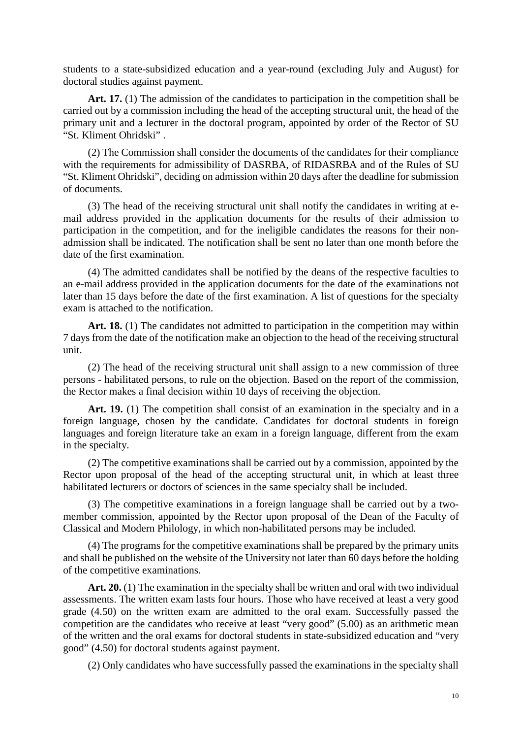students to a state-subsidized education and a year-round (excluding July and August) for doctoral studies against payment.

**Art. 17.** (1) The admission of the candidates to participation in the competition shall be carried out by a commission including the head of the accepting structural unit, the head of the primary unit and a lecturer in the doctoral program, appointed by order of the Rector of SU "St. Kliment Ohridski" .

(2) The Commission shall consider the documents of the candidates for their compliance with the requirements for admissibility of DASRBA, of RIDASRBA and of the Rules of SU "St. Kliment Ohridski", deciding on admission within 20 days after the deadline for submission of documents.

(3) The head of the receiving structural unit shall notify the candidates in writing at e-mail address provided in the application documents for the results of their admission to participation in the competition, and for the ineligible candidates the reasons for their non-admission shall be indicated. The notification shall be sent no later than one month before the date of the first examination.

(4) The admitted candidates shall be notified by the deans of the respective faculties to an e-mail address provided in the application documents for the date of the examinations not later than 15 days before the date of the first examination. A list of questions for the specialty exam is attached to the notification.

**Art. 18.** (1) The candidates not admitted to participation in the competition may within 7 days from the date of the notification make an objection to the head of the receiving structural unit.

(2) The head of the receiving structural unit shall assign to a new commission of three persons - habilitated persons, to rule on the objection. Based on the report of the commission, the Rector makes a final decision within 10 days of receiving the objection.

**Art. 19.** (1) The competition shall consist of an examination in the specialty and in a foreign language, chosen by the candidate. Candidates for doctoral students in foreign languages and foreign literature take an exam in a foreign language, different from the exam in the specialty.

(2) The competitive examinations shall be carried out by a commission, appointed by the Rector upon proposal of the head of the accepting structural unit, in which at least three habilitated lecturers or doctors of sciences in the same specialty shall be included.

(3) The competitive examinations in a foreign language shall be carried out by a two-member commission, appointed by the Rector upon proposal of the Dean of the Faculty of Classical and Modern Philology, in which non-habilitated persons may be included.

(4) The programs for the competitive examinations shall be prepared by the primary units and shall be published on the website of the University not later than 60 days before the holding of the competitive examinations.

**Art. 20.** (1) The examination in the specialty shall be written and oral with two individual assessments. The written exam lasts four hours. Those who have received at least a very good grade (4.50) on the written exam are admitted to the oral exam. Successfully passed the competition are the candidates who receive at least "very good" (5.00) as an arithmetic mean of the written and the oral exams for doctoral students in state-subsidized education and "very good" (4.50) for doctoral students against payment.

(2) Only candidates who have successfully passed the examinations in the specialty shall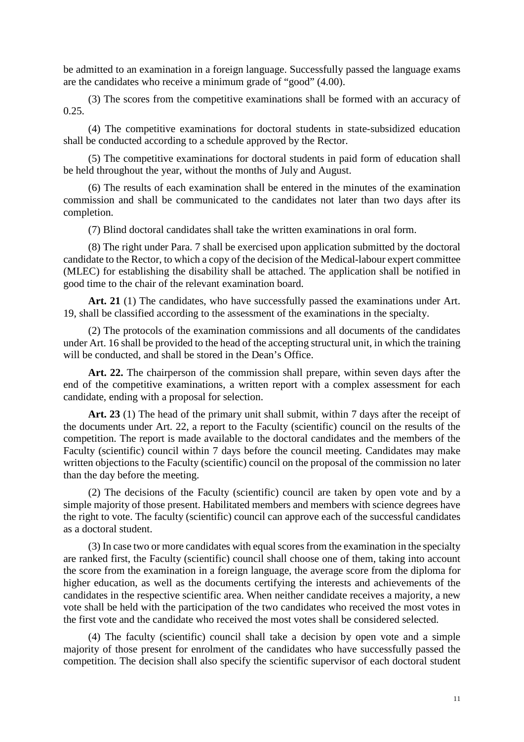be admitted to an examination in a foreign language. Successfully passed the language exams are the candidates who receive a minimum grade of "good" (4.00).

(3) The scores from the competitive examinations shall be formed with an accuracy of 0.25.

(4) The competitive examinations for doctoral students in state-subsidized education shall be conducted according to a schedule approved by the Rector.

(5) The competitive examinations for doctoral students in paid form of education shall be held throughout the year, without the months of July and August.

(6) The results of each examination shall be entered in the minutes of the examination commission and shall be communicated to the candidates not later than two days after its completion.

(7) Blind doctoral candidates shall take the written examinations in oral form.

(8) The right under Para. 7 shall be exercised upon application submitted by the doctoral candidate to the Rector, to which a copy of the decision of the Medical-labour expert committee (MLEC) for establishing the disability shall be attached. The application shall be notified in good time to the chair of the relevant examination board.

**Art. 21** (1) The candidates, who have successfully passed the examinations under Art. 19, shall be classified according to the assessment of the examinations in the specialty.

(2) The protocols of the examination commissions and all documents of the candidates under Art. 16 shall be provided to the head of the accepting structural unit, in which the training will be conducted, and shall be stored in the Dean's Office.

**Art. 22.** The chairperson of the commission shall prepare, within seven days after the end of the competitive examinations, a written report with a complex assessment for each candidate, ending with a proposal for selection.

**Art. 23** (1) The head of the primary unit shall submit, within 7 days after the receipt of the documents under Art. 22, a report to the Faculty (scientific) council on the results of the competition. The report is made available to the doctoral candidates and the members of the Faculty (scientific) council within 7 days before the council meeting. Candidates may make written objections to the Faculty (scientific) council on the proposal of the commission no later than the day before the meeting.

(2) The decisions of the Faculty (scientific) council are taken by open vote and by a simple majority of those present. Habilitated members and members with science degrees have the right to vote. The faculty (scientific) council can approve each of the successful candidates as a doctoral student.

(3) In case two or more candidates with equal scores from the examination in the specialty are ranked first, the Faculty (scientific) council shall choose one of them, taking into account the score from the examination in a foreign language, the average score from the diploma for higher education, as well as the documents certifying the interests and achievements of the candidates in the respective scientific area. When neither candidate receives a majority, a new vote shall be held with the participation of the two candidates who received the most votes in the first vote and the candidate who received the most votes shall be considered selected.

(4) The faculty (scientific) council shall take a decision by open vote and a simple majority of those present for enrolment of the candidates who have successfully passed the competition. The decision shall also specify the scientific supervisor of each doctoral student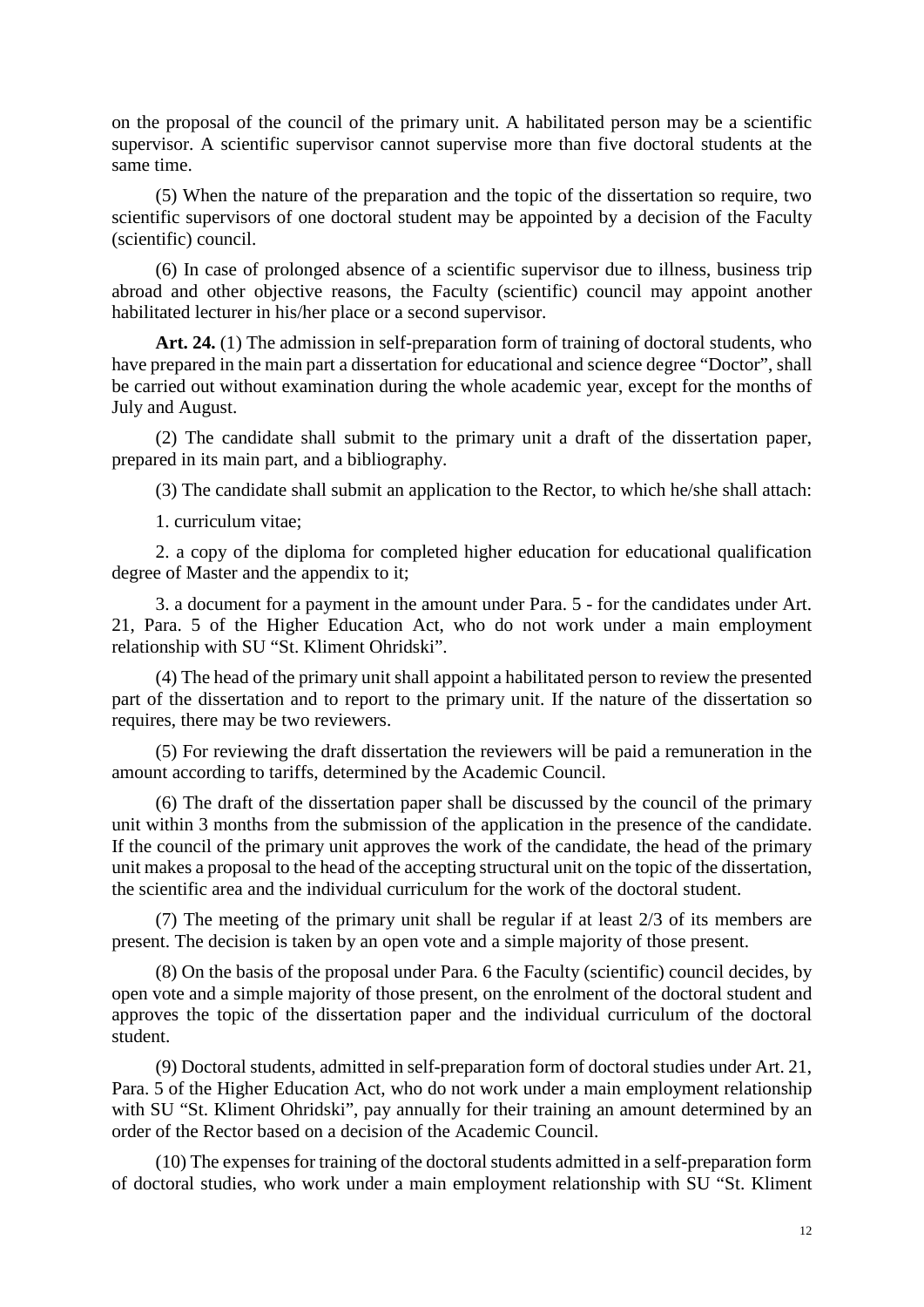on the proposal of the council of the primary unit. A habilitated person may be a scientific supervisor. A scientific supervisor cannot supervise more than five doctoral students at the same time.

(5) When the nature of the preparation and the topic of the dissertation so require, two scientific supervisors of one doctoral student may be appointed by a decision of the Faculty (scientific) council.

(6) In case of prolonged absence of a scientific supervisor due to illness, business trip abroad and other objective reasons, the Faculty (scientific) council may appoint another habilitated lecturer in his/her place or a second supervisor.

**Art. 24.** (1) The admission in self-preparation form of training of doctoral students, who have prepared in the main part a dissertation for educational and science degree "Doctor", shall be carried out without examination during the whole academic year, except for the months of July and August.

(2) The candidate shall submit to the primary unit a draft of the dissertation paper, prepared in its main part, and a bibliography.

(3) The candidate shall submit an application to the Rector, to which he/she shall attach:

1. curriculum vitae;

2. a copy of the diploma for completed higher education for educational qualification degree of Master and the appendix to it;

3. a document for a payment in the amount under Para. 5 - for the candidates under Art. 21, Para. 5 of the Higher Education Act, who do not work under a main employment relationship with SU "St. Kliment Ohridski".

(4) The head of the primary unit shall appoint a habilitated person to review the presented part of the dissertation and to report to the primary unit. If the nature of the dissertation so requires, there may be two reviewers.

(5) For reviewing the draft dissertation the reviewers will be paid a remuneration in the amount according to tariffs, determined by the Academic Council.

(6) The draft of the dissertation paper shall be discussed by the council of the primary unit within 3 months from the submission of the application in the presence of the candidate. If the council of the primary unit approves the work of the candidate, the head of the primary unit makes a proposal to the head of the accepting structural unit on the topic of the dissertation, the scientific area and the individual curriculum for the work of the doctoral student.

(7) The meeting of the primary unit shall be regular if at least 2/3 of its members are present. The decision is taken by an open vote and a simple majority of those present.

(8) On the basis of the proposal under Para. 6 the Faculty (scientific) council decides, by open vote and a simple majority of those present, on the enrolment of the doctoral student and approves the topic of the dissertation paper and the individual curriculum of the doctoral student.

(9) Doctoral students, admitted in self-preparation form of doctoral studies under Art. 21, Para. 5 of the Higher Education Act, who do not work under a main employment relationship with SU "St. Kliment Ohridski", pay annually for their training an amount determined by an order of the Rector based on a decision of the Academic Council.

(10) The expenses for training of the doctoral students admitted in a self-preparation form of doctoral studies, who work under a main employment relationship with SU "St. Kliment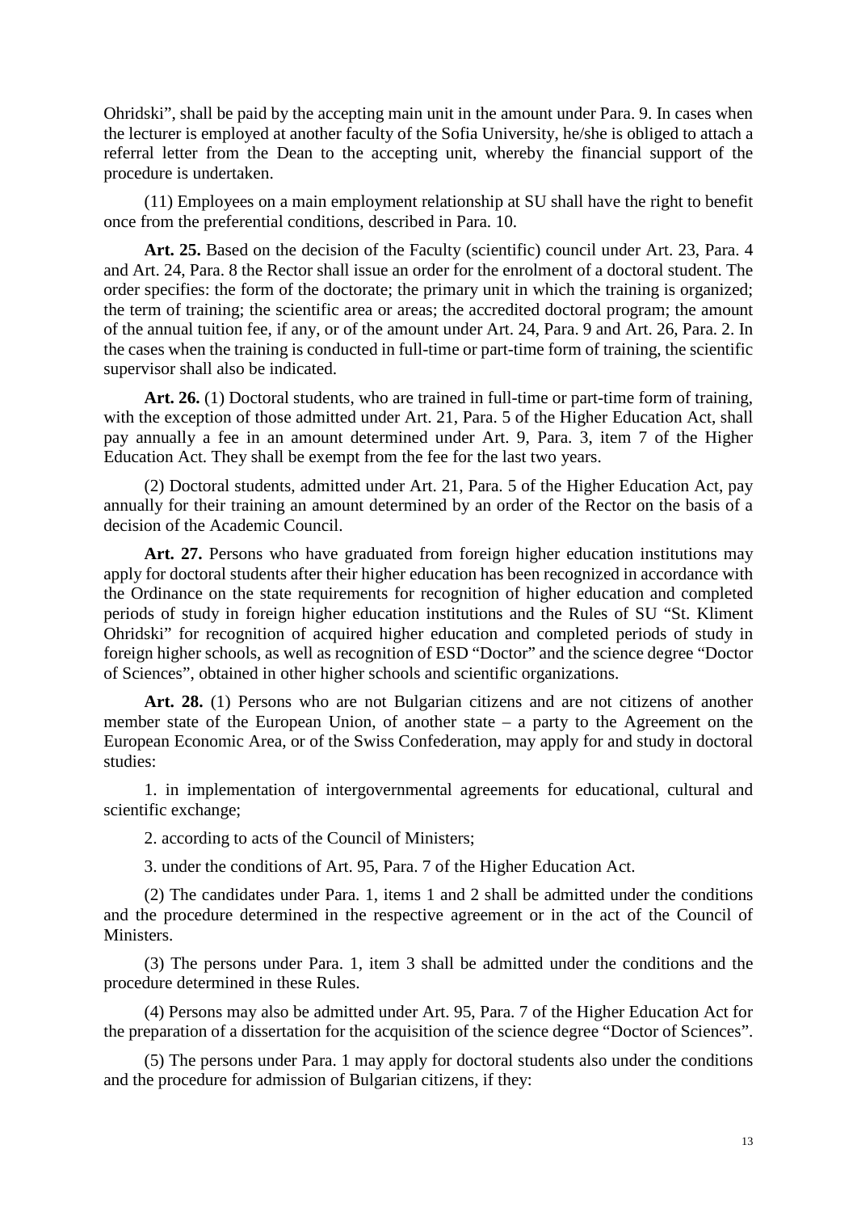Ohridski", shall be paid by the accepting main unit in the amount under Para. 9. In cases when the lecturer is employed at another faculty of the Sofia University, he/she is obliged to attach a referral letter from the Dean to the accepting unit, whereby the financial support of the procedure is undertaken.

(11) Employees on a main employment relationship at SU shall have the right to benefit once from the preferential conditions, described in Para. 10.

**Art. 25.** Based on the decision of the Faculty (scientific) council under Art. 23, Para. 4 and Art. 24, Para. 8 the Rector shall issue an order for the enrolment of a doctoral student. The order specifies: the form of the doctorate; the primary unit in which the training is organized; the term of training; the scientific area or areas; the accredited doctoral program; the amount of the annual tuition fee, if any, or of the amount under Art. 24, Para. 9 and Art. 26, Para. 2. In the cases when the training is conducted in full-time or part-time form of training, the scientific supervisor shall also be indicated.

**Art. 26.** (1) Doctoral students, who are trained in full-time or part-time form of training, with the exception of those admitted under Art. 21, Para. 5 of the Higher Education Act, shall pay annually a fee in an amount determined under Art. 9, Para. 3, item 7 of the Higher Education Act. They shall be exempt from the fee for the last two years.

(2) Doctoral students, admitted under Art. 21, Para. 5 of the Higher Education Act, pay annually for their training an amount determined by an order of the Rector on the basis of a decision of the Academic Council.

**Art. 27.** Persons who have graduated from foreign higher education institutions may apply for doctoral students after their higher education has been recognized in accordance with the Ordinance on the state requirements for recognition of higher education and completed periods of study in foreign higher education institutions and the Rules of SU "St. Kliment Ohridski" for recognition of acquired higher education and completed periods of study in foreign higher schools, as well as recognition of ESD "Doctor" and the science degree "Doctor of Sciences", obtained in other higher schools and scientific organizations.

**Art. 28.** (1) Persons who are not Bulgarian citizens and are not citizens of another member state of the European Union, of another state – a party to the Agreement on the European Economic Area, or of the Swiss Confederation, may apply for and study in doctoral studies:

1. in implementation of intergovernmental agreements for educational, cultural and scientific exchange;

2. according to acts of the Council of Ministers;

3. under the conditions of Art. 95, Para. 7 of the Higher Education Act.

(2) The candidates under Para. 1, items 1 and 2 shall be admitted under the conditions and the procedure determined in the respective agreement or in the act of the Council of Ministers.

(3) The persons under Para. 1, item 3 shall be admitted under the conditions and the procedure determined in these Rules.

(4) Persons may also be admitted under Art. 95, Para. 7 of the Higher Education Act for the preparation of a dissertation for the acquisition of the science degree "Doctor of Sciences".

(5) The persons under Para. 1 may apply for doctoral students also under the conditions and the procedure for admission of Bulgarian citizens, if they: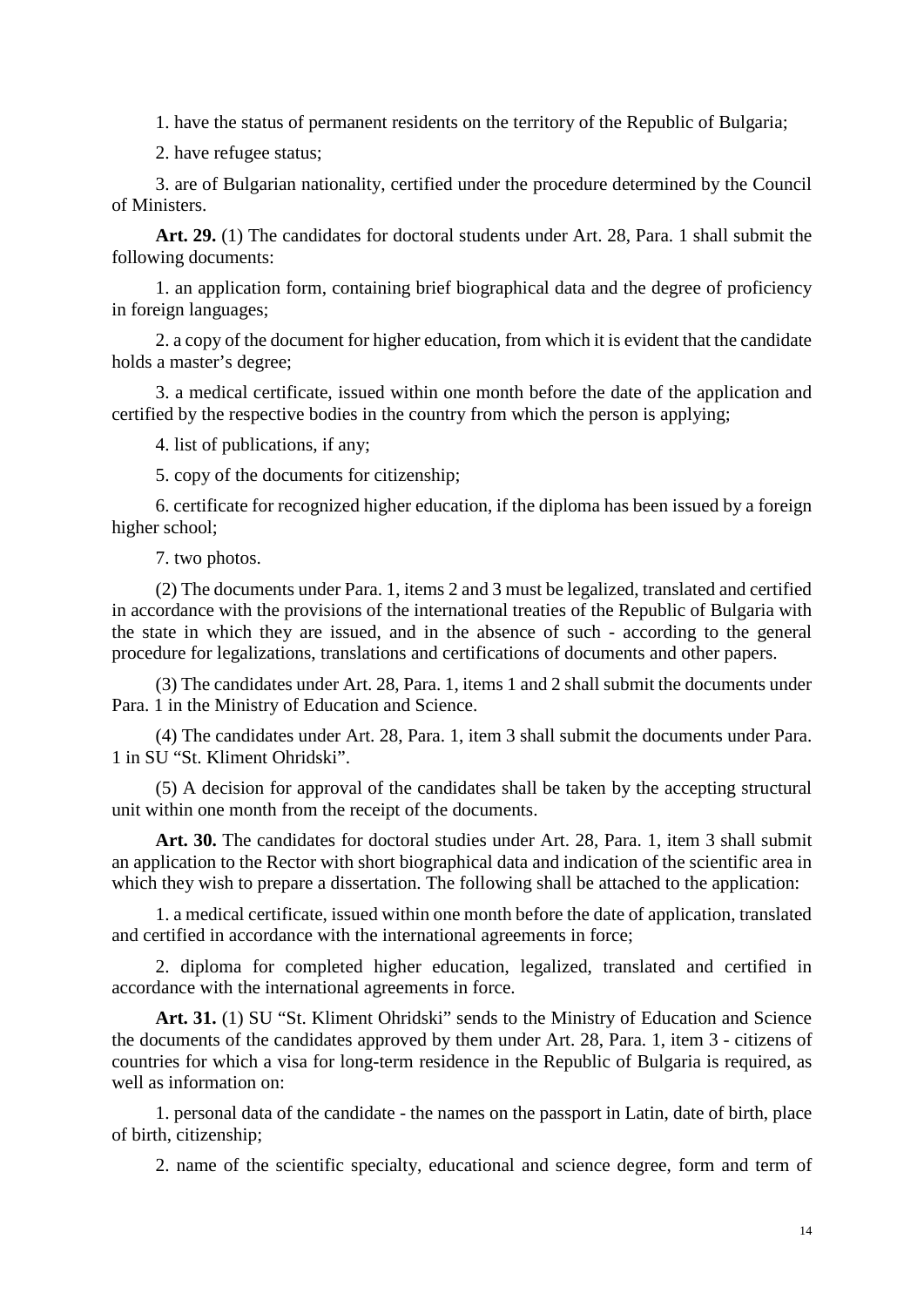1. have the status of permanent residents on the territory of the Republic of Bulgaria;

2. have refugee status;

3. are of Bulgarian nationality, certified under the procedure determined by the Council of Ministers.

**Art. 29.** (1) The candidates for doctoral students under Art. 28, Para. 1 shall submit the following documents:

1. an application form, containing brief biographical data and the degree of proficiency in foreign languages;

2. a copy of the document for higher education, from which it is evident that the candidate holds a master's degree;

3. a medical certificate, issued within one month before the date of the application and certified by the respective bodies in the country from which the person is applying;

4. list of publications, if any;

5. copy of the documents for citizenship;

6. certificate for recognized higher education, if the diploma has been issued by a foreign higher school;

7. two photos.

(2) The documents under Para. 1, items 2 and 3 must be legalized, translated and certified in accordance with the provisions of the international treaties of the Republic of Bulgaria with the state in which they are issued, and in the absence of such - according to the general procedure for legalizations, translations and certifications of documents and other papers.

(3) The candidates under Art. 28, Para. 1, items 1 and 2 shall submit the documents under Para. 1 in the Ministry of Education and Science.

(4) The candidates under Art. 28, Para. 1, item 3 shall submit the documents under Para. 1 in SU "St. Kliment Ohridski".

(5) A decision for approval of the candidates shall be taken by the accepting structural unit within one month from the receipt of the documents.

**Art. 30.** The candidates for doctoral studies under Art. 28, Para. 1, item 3 shall submit an application to the Rector with short biographical data and indication of the scientific area in which they wish to prepare a dissertation. The following shall be attached to the application:

1. a medical certificate, issued within one month before the date of application, translated and certified in accordance with the international agreements in force;

2. diploma for completed higher education, legalized, translated and certified in accordance with the international agreements in force.

**Art. 31.** (1) SU "St. Kliment Ohridski" sends to the Ministry of Education and Science the documents of the candidates approved by them under Art. 28, Para. 1, item 3 - citizens of countries for which a visa for long-term residence in the Republic of Bulgaria is required, as well as information on:

1. personal data of the candidate - the names on the passport in Latin, date of birth, place of birth, citizenship;

2. name of the scientific specialty, educational and science degree, form and term of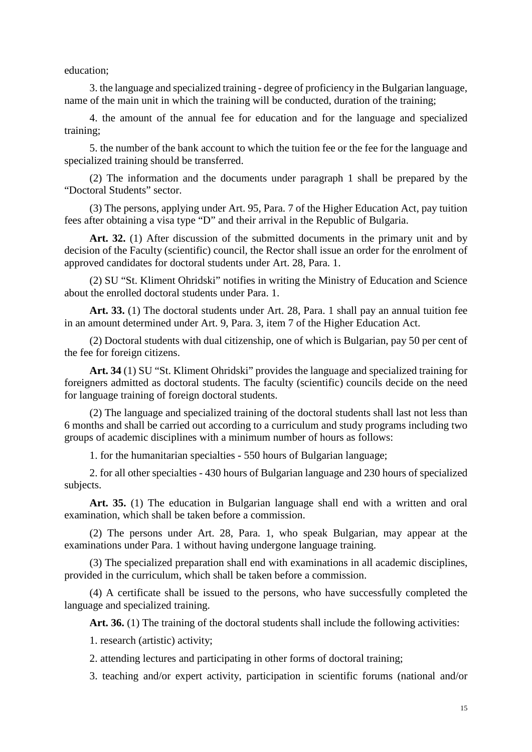education;

3. the language and specialized training - degree of proficiency in the Bulgarian language, name of the main unit in which the training will be conducted, duration of the training;

4. the amount of the annual fee for education and for the language and specialized training;

5. the number of the bank account to which the tuition fee or the fee for the language and specialized training should be transferred.

(2) The information and the documents under paragraph 1 shall be prepared by the "Doctoral Students" sector.

(3) The persons, applying under Art. 95, Para. 7 of the Higher Education Act, pay tuition fees after obtaining a visa type "D" and their arrival in the Republic of Bulgaria.

**Art. 32.** (1) After discussion of the submitted documents in the primary unit and by decision of the Faculty (scientific) council, the Rector shall issue an order for the enrolment of approved candidates for doctoral students under Art. 28, Para. 1.

(2) SU "St. Kliment Ohridski" notifies in writing the Ministry of Education and Science about the enrolled doctoral students under Para. 1.

**Art. 33.** (1) The doctoral students under Art. 28, Para. 1 shall pay an annual tuition fee in an amount determined under Art. 9, Para. 3, item 7 of the Higher Education Act.

(2) Doctoral students with dual citizenship, one of which is Bulgarian, pay 50 per cent of the fee for foreign citizens.

**Art. 34** (1) SU "St. Kliment Ohridski" provides the language and specialized training for foreigners admitted as doctoral students. The faculty (scientific) councils decide on the need for language training of foreign doctoral students.

(2) The language and specialized training of the doctoral students shall last not less than 6 months and shall be carried out according to a curriculum and study programs including two groups of academic disciplines with a minimum number of hours as follows:

1. for the humanitarian specialties - 550 hours of Bulgarian language;

2. for all other specialties - 430 hours of Bulgarian language and 230 hours of specialized subjects.

**Art. 35.** (1) The education in Bulgarian language shall end with a written and oral examination, which shall be taken before a commission.

(2) The persons under Art. 28, Para. 1, who speak Bulgarian, may appear at the examinations under Para. 1 without having undergone language training.

(3) The specialized preparation shall end with examinations in all academic disciplines, provided in the curriculum, which shall be taken before a commission.

(4) A certificate shall be issued to the persons, who have successfully completed the language and specialized training.

**Art. 36.** (1) The training of the doctoral students shall include the following activities:

1. research (artistic) activity;

2. attending lectures and participating in other forms of doctoral training;

3. teaching and/or expert activity, participation in scientific forums (national and/or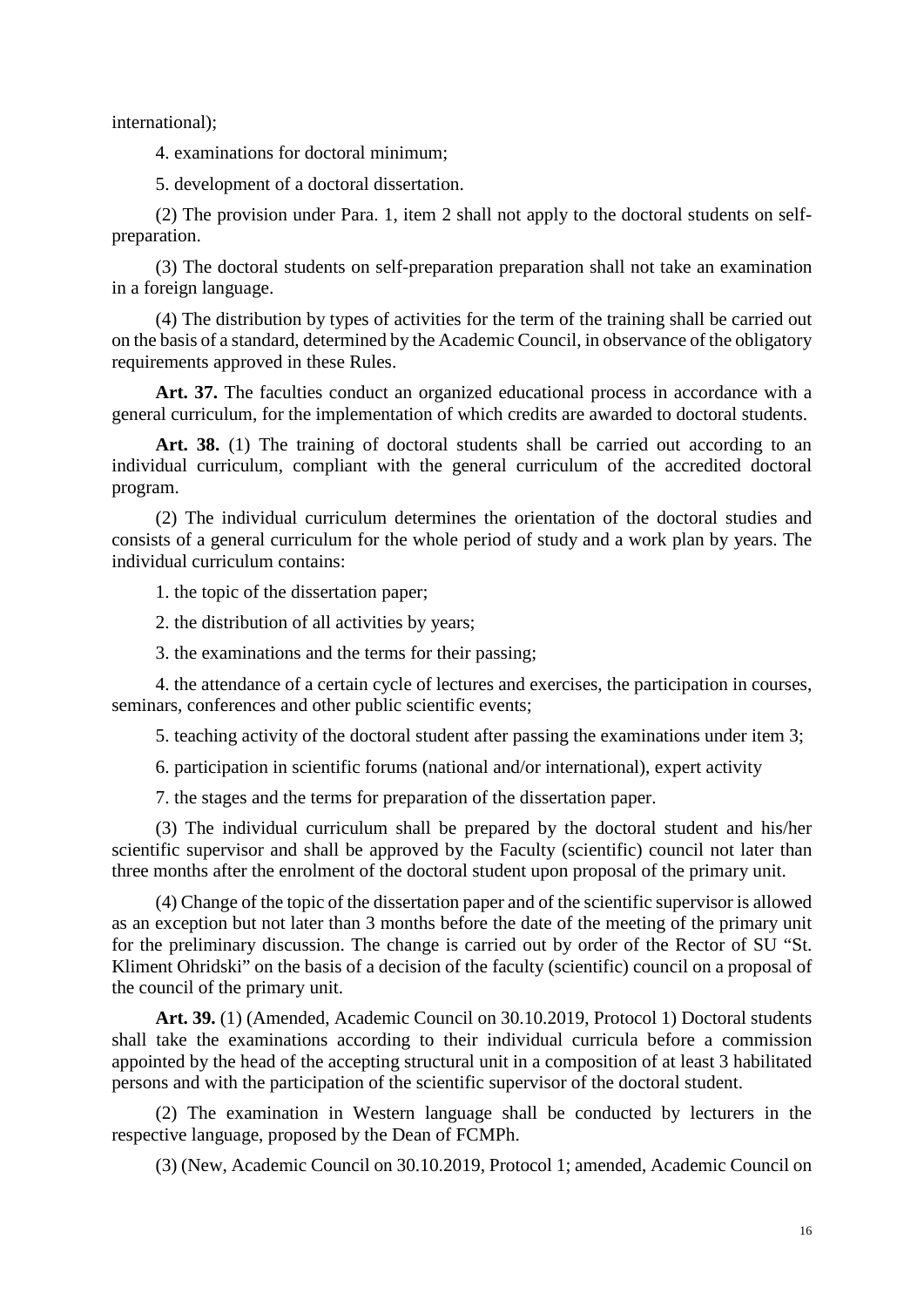international);

4. examinations for doctoral minimum;

5. development of a doctoral dissertation.

(2) The provision under Para. 1, item 2 shall not apply to the doctoral students on self-preparation.

(3) The doctoral students on self-preparation preparation shall not take an examination in a foreign language.

(4) The distribution by types of activities for the term of the training shall be carried out on the basis of a standard, determined by the Academic Council, in observance of the obligatory requirements approved in these Rules.

**Art. 37.** The faculties conduct an organized educational process in accordance with a general curriculum, for the implementation of which credits are awarded to doctoral students.

**Art. 38.** (1) The training of doctoral students shall be carried out according to an individual curriculum, compliant with the general curriculum of the accredited doctoral program.

(2) The individual curriculum determines the orientation of the doctoral studies and consists of a general curriculum for the whole period of study and a work plan by years. The individual curriculum contains:

1. the topic of the dissertation paper;

2. the distribution of all activities by years;

3. the examinations and the terms for their passing;

4. the attendance of a certain cycle of lectures and exercises, the participation in courses, seminars, conferences and other public scientific events;

5. teaching activity of the doctoral student after passing the examinations under item 3;

6. participation in scientific forums (national and/or international), expert activity

7. the stages and the terms for preparation of the dissertation paper.

(3) The individual curriculum shall be prepared by the doctoral student and his/her scientific supervisor and shall be approved by the Faculty (scientific) council not later than three months after the enrolment of the doctoral student upon proposal of the primary unit.

(4) Change of the topic of the dissertation paper and of the scientific supervisor is allowed as an exception but not later than 3 months before the date of the meeting of the primary unit for the preliminary discussion. The change is carried out by order of the Rector of SU "St. Kliment Ohridski" on the basis of a decision of the faculty (scientific) council on a proposal of the council of the primary unit.

**Art. 39.** (1) (Amended, Academic Council on 30.10.2019, Protocol 1) Doctoral students shall take the examinations according to their individual curricula before a commission appointed by the head of the accepting structural unit in a composition of at least 3 habilitated persons and with the participation of the scientific supervisor of the doctoral student.

(2) The examination in Western language shall be conducted by lecturers in the respective language, proposed by the Dean of FCMPh.

(3) (New, Academic Council on 30.10.2019, Protocol 1; amended, Academic Council on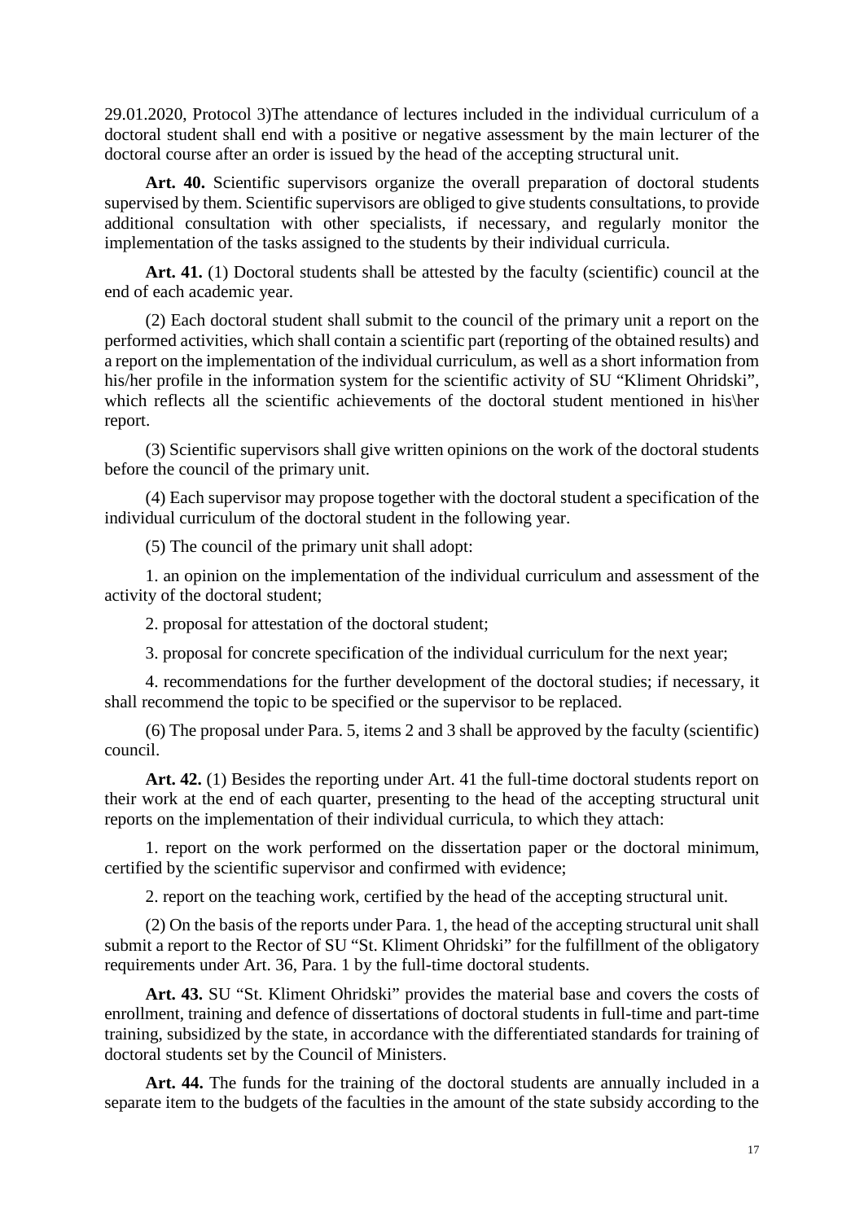29.01.2020, Protocol 3)The attendance of lectures included in the individual curriculum of a doctoral student shall end with a positive or negative assessment by the main lecturer of the doctoral course after an order is issued by the head of the accepting structural unit.

**Art. 40.** Scientific supervisors organize the overall preparation of doctoral students supervised by them. Scientific supervisors are obliged to give students consultations, to provide additional consultation with other specialists, if necessary, and regularly monitor the implementation of the tasks assigned to the students by their individual curricula.

**Art. 41.** (1) Doctoral students shall be attested by the faculty (scientific) council at the end of each academic year.

(2) Each doctoral student shall submit to the council of the primary unit a report on the performed activities, which shall contain a scientific part (reporting of the obtained results) and a report on the implementation of the individual curriculum, as well as a short information from his/her profile in the information system for the scientific activity of SU "Kliment Ohridski", which reflects all the scientific achievements of the doctoral student mentioned in his\her report.

(3) Scientific supervisors shall give written opinions on the work of the doctoral students before the council of the primary unit.

(4) Each supervisor may propose together with the doctoral student a specification of the individual curriculum of the doctoral student in the following year.

(5) The council of the primary unit shall adopt:

1. an opinion on the implementation of the individual curriculum and assessment of the activity of the doctoral student;

2. proposal for attestation of the doctoral student;

3. proposal for concrete specification of the individual curriculum for the next year;

4. recommendations for the further development of the doctoral studies; if necessary, it shall recommend the topic to be specified or the supervisor to be replaced.

(6) The proposal under Para. 5, items 2 and 3 shall be approved by the faculty (scientific) council.

**Art. 42.** (1) Besides the reporting under Art. 41 the full-time doctoral students report on their work at the end of each quarter, presenting to the head of the accepting structural unit reports on the implementation of their individual curricula, to which they attach:

1. report on the work performed on the dissertation paper or the doctoral minimum, certified by the scientific supervisor and confirmed with evidence;

2. report on the teaching work, certified by the head of the accepting structural unit.

(2) On the basis of the reports under Para. 1, the head of the accepting structural unit shall submit a report to the Rector of SU "St. Kliment Ohridski" for the fulfillment of the obligatory requirements under Art. 36, Para. 1 by the full-time doctoral students.

**Art. 43.** SU "St. Kliment Ohridski" provides the material base and covers the costs of enrollment, training and defence of dissertations of doctoral students in full-time and part-time training, subsidized by the state, in accordance with the differentiated standards for training of doctoral students set by the Council of Ministers.

**Art. 44.** The funds for the training of the doctoral students are annually included in a separate item to the budgets of the faculties in the amount of the state subsidy according to the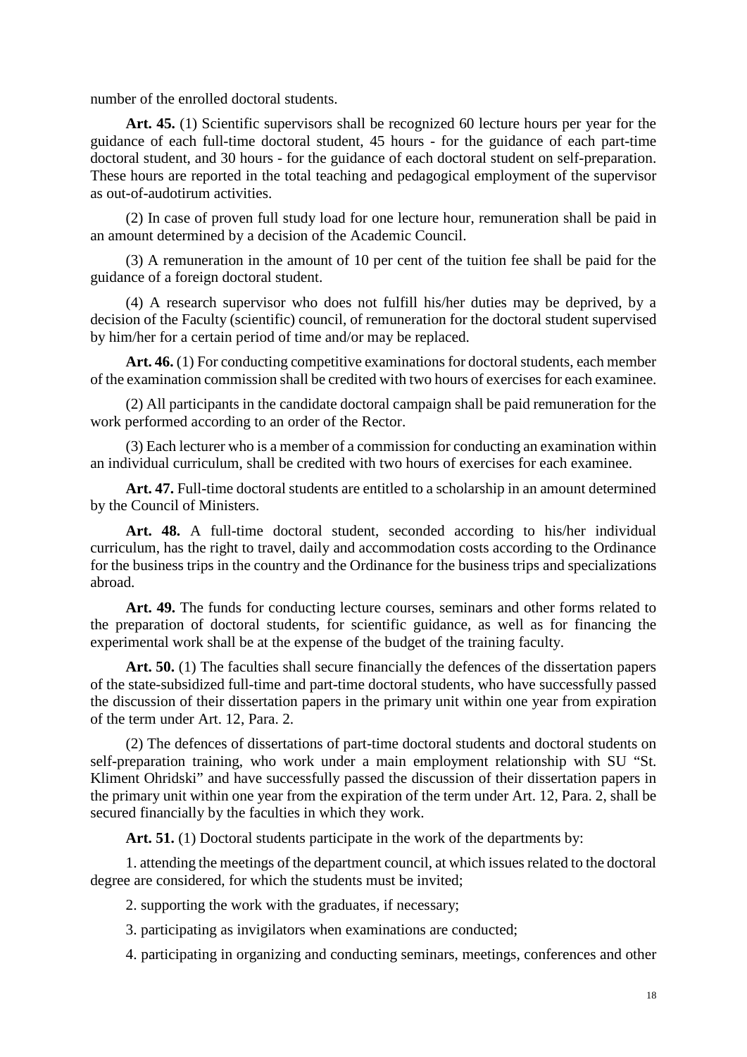number of the enrolled doctoral students.

**Art. 45.** (1) Scientific supervisors shall be recognized 60 lecture hours per year for the guidance of each full-time doctoral student, 45 hours - for the guidance of each part-time doctoral student, and 30 hours - for the guidance of each doctoral student on self-preparation. These hours are reported in the total teaching and pedagogical employment of the supervisor as out-of-audotirum activities.

(2) In case of proven full study load for one lecture hour, remuneration shall be paid in an amount determined by a decision of the Academic Council.

(3) A remuneration in the amount of 10 per cent of the tuition fee shall be paid for the guidance of a foreign doctoral student.

(4) A research supervisor who does not fulfill his/her duties may be deprived, by a decision of the Faculty (scientific) council, of remuneration for the doctoral student supervised by him/her for a certain period of time and/or may be replaced.

**Art. 46.** (1) For conducting competitive examinations for doctoral students, each member of the examination commission shall be credited with two hours of exercises for each examinee.

(2) All participants in the candidate doctoral campaign shall be paid remuneration for the work performed according to an order of the Rector.

(3) Each lecturer who is a member of a commission for conducting an examination within an individual curriculum, shall be credited with two hours of exercises for each examinee.

**Art. 47.** Full-time doctoral students are entitled to a scholarship in an amount determined by the Council of Ministers.

**Art. 48.** A full-time doctoral student, seconded according to his/her individual curriculum, has the right to travel, daily and accommodation costs according to the Ordinance for the business trips in the country and the Ordinance for the business trips and specializations abroad.

**Art. 49.** The funds for conducting lecture courses, seminars and other forms related to the preparation of doctoral students, for scientific guidance, as well as for financing the experimental work shall be at the expense of the budget of the training faculty.

**Art. 50.** (1) The faculties shall secure financially the defences of the dissertation papers of the state-subsidized full-time and part-time doctoral students, who have successfully passed the discussion of their dissertation papers in the primary unit within one year from expiration of the term under Art. 12, Para. 2.

(2) The defences of dissertations of part-time doctoral students and doctoral students on self-preparation training, who work under a main employment relationship with SU "St. Kliment Ohridski" and have successfully passed the discussion of their dissertation papers in the primary unit within one year from the expiration of the term under Art. 12, Para. 2, shall be secured financially by the faculties in which they work.

**Art. 51.** (1) Doctoral students participate in the work of the departments by:

1. attending the meetings of the department council, at which issues related to the doctoral degree are considered, for which the students must be invited;

2. supporting the work with the graduates, if necessary;

3. participating as invigilators when examinations are conducted;

4. participating in organizing and conducting seminars, meetings, conferences and other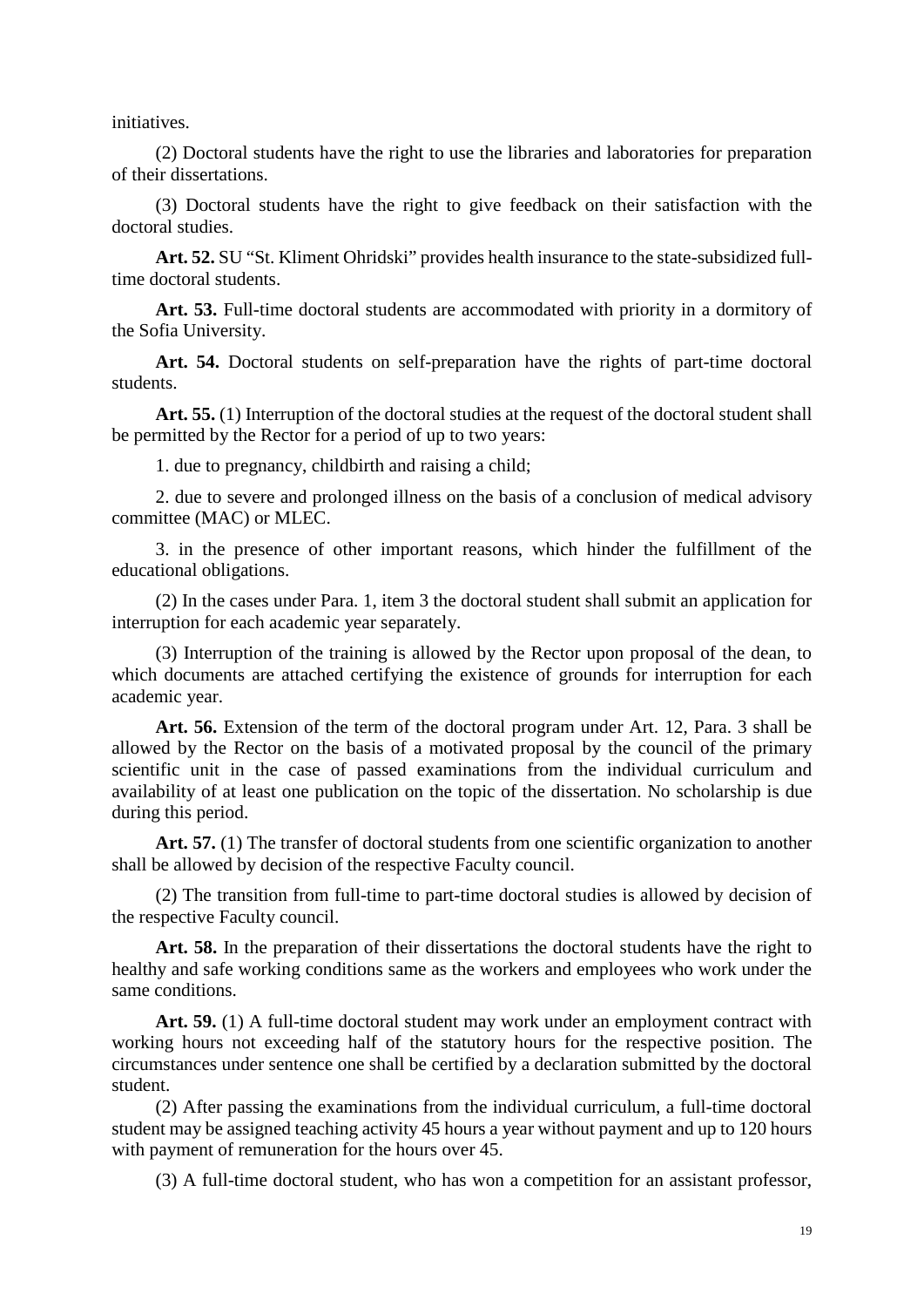initiatives.

(2) Doctoral students have the right to use the libraries and laboratories for preparation of their dissertations.

(3) Doctoral students have the right to give feedback on their satisfaction with the doctoral studies.

**Art. 52.** SU "St. Kliment Ohridski" provides health insurance to the state-subsidized full-time doctoral students.

**Art. 53.** Full-time doctoral students are accommodated with priority in a dormitory of the Sofia University.

**Art. 54.** Doctoral students on self-preparation have the rights of part-time doctoral students.

**Art. 55.** (1) Interruption of the doctoral studies at the request of the doctoral student shall be permitted by the Rector for a period of up to two years:

1. due to pregnancy, childbirth and raising a child;

2. due to severe and prolonged illness on the basis of a conclusion of medical advisory committee (MAC) or MLEC.

3. in the presence of other important reasons, which hinder the fulfillment of the educational obligations.

(2) In the cases under Para. 1, item 3 the doctoral student shall submit an application for interruption for each academic year separately.

(3) Interruption of the training is allowed by the Rector upon proposal of the dean, to which documents are attached certifying the existence of grounds for interruption for each academic year.

**Art. 56.** Extension of the term of the doctoral program under Art. 12, Para. 3 shall be allowed by the Rector on the basis of a motivated proposal by the council of the primary scientific unit in the case of passed examinations from the individual curriculum and availability of at least one publication on the topic of the dissertation. No scholarship is due during this period.

**Art. 57.** (1) The transfer of doctoral students from one scientific organization to another shall be allowed by decision of the respective Faculty council.

(2) The transition from full-time to part-time doctoral studies is allowed by decision of the respective Faculty council.

**Art. 58.** In the preparation of their dissertations the doctoral students have the right to healthy and safe working conditions same as the workers and employees who work under the same conditions.

**Art. 59.** (1) A full-time doctoral student may work under an employment contract with working hours not exceeding half of the statutory hours for the respective position. The circumstances under sentence one shall be certified by a declaration submitted by the doctoral student.

(2) After passing the examinations from the individual curriculum, a full-time doctoral student may be assigned teaching activity 45 hours a year without payment and up to 120 hours with payment of remuneration for the hours over 45.

(3) A full-time doctoral student, who has won a competition for an assistant professor,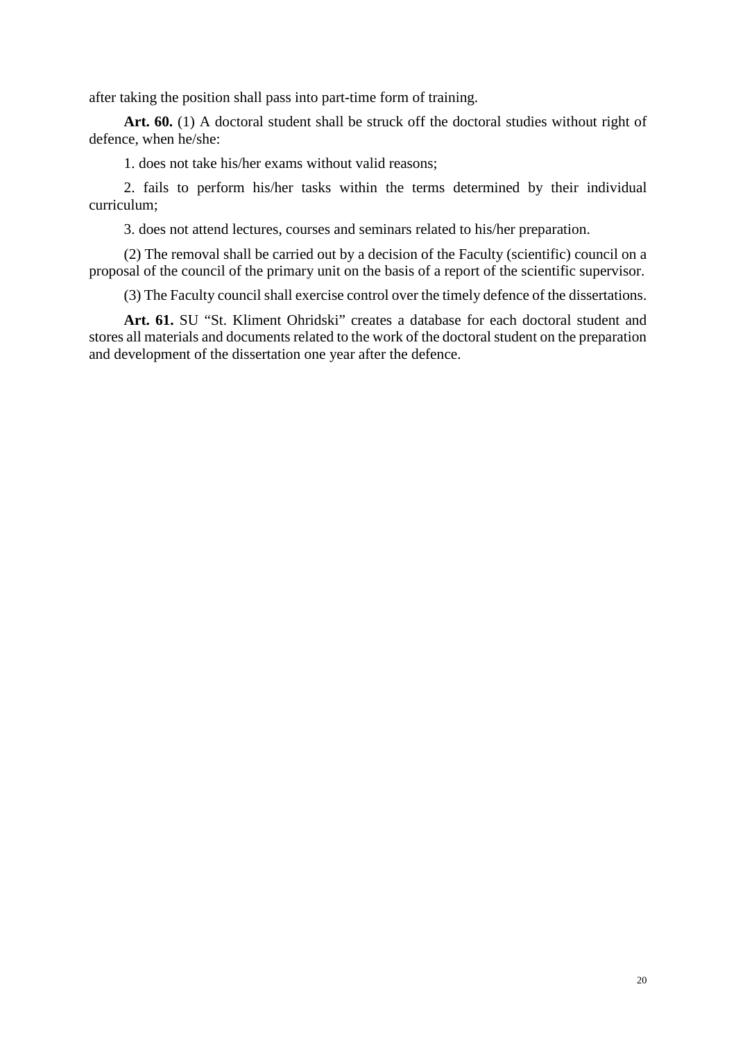after taking the position shall pass into part-time form of training.

**Art. 60.** (1) A doctoral student shall be struck off the doctoral studies without right of defence, when he/she:

1. does not take his/her exams without valid reasons;

2. fails to perform his/her tasks within the terms determined by their individual curriculum;

3. does not attend lectures, courses and seminars related to his/her preparation.

(2) The removal shall be carried out by a decision of the Faculty (scientific) council on a proposal of the council of the primary unit on the basis of a report of the scientific supervisor.

(3) The Faculty council shall exercise control over the timely defence of the dissertations.

**Art. 61.** SU “St. Kliment Ohridski” creates a database for each doctoral student and stores all materials and documents related to the work of the doctoral student on the preparation and development of the dissertation one year after the defence.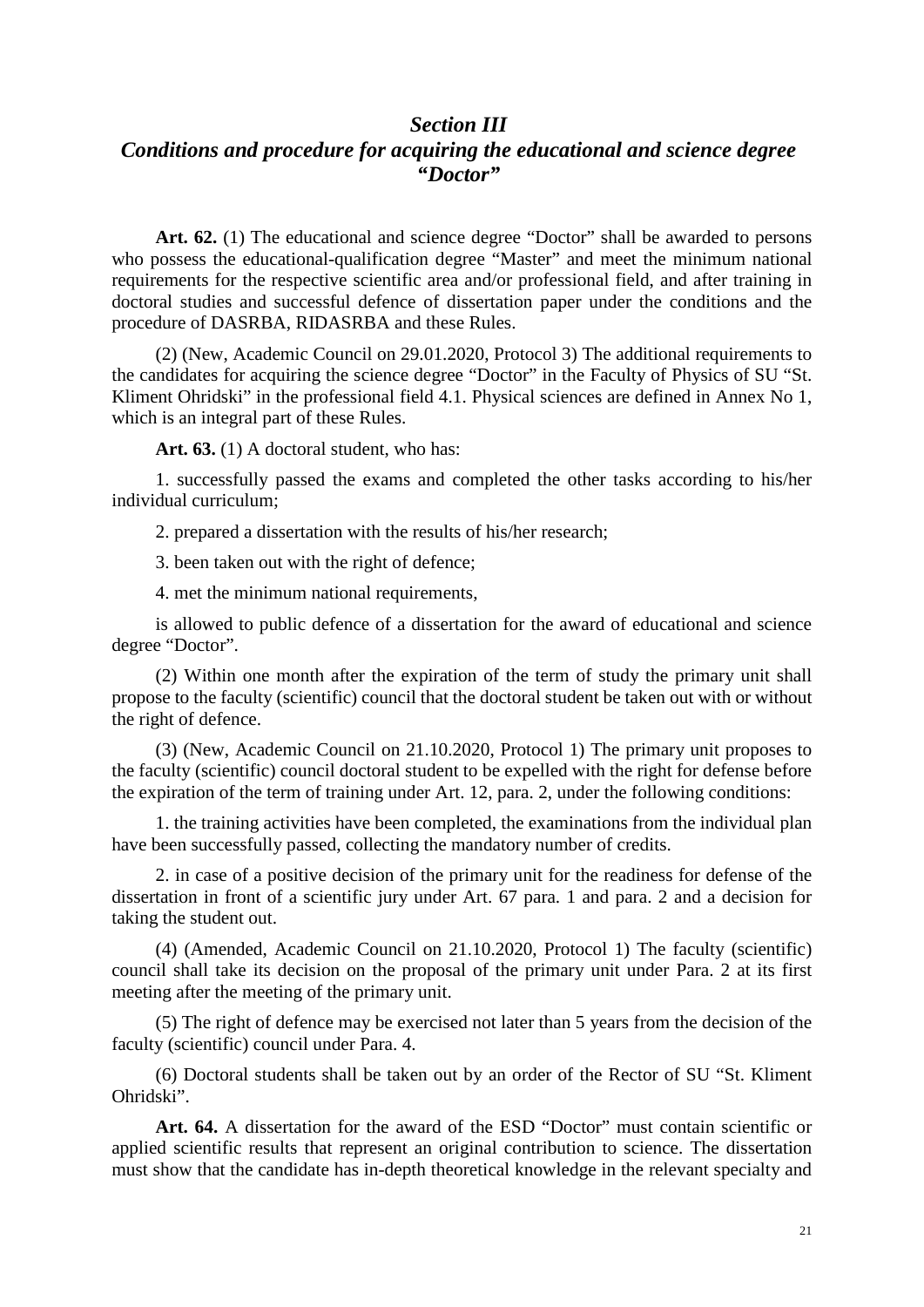## *Section III*
## *Conditions and procedure for acquiring the educational and science degree "Doctor"*

**Art. 62.** (1) The educational and science degree "Doctor" shall be awarded to persons who possess the educational-qualification degree "Master" and meet the minimum national requirements for the respective scientific area and/or professional field, and after training in doctoral studies and successful defence of dissertation paper under the conditions and the procedure of DASRBA, RIDASRBA and these Rules.

(2) (New, Academic Council on 29.01.2020, Protocol 3) The additional requirements to the candidates for acquiring the science degree "Doctor" in the Faculty of Physics of SU "St. Kliment Ohridski" in the professional field 4.1. Physical sciences are defined in Annex No 1, which is an integral part of these Rules.

**Art. 63.** (1) A doctoral student, who has:

1. successfully passed the exams and completed the other tasks according to his/her individual curriculum;

2. prepared a dissertation with the results of his/her research;

3. been taken out with the right of defence;

4. met the minimum national requirements,

is allowed to public defence of a dissertation for the award of educational and science degree "Doctor".

(2) Within one month after the expiration of the term of study the primary unit shall propose to the faculty (scientific) council that the doctoral student be taken out with or without the right of defence.

(3) (New, Academic Council on 21.10.2020, Protocol 1) The primary unit proposes to the faculty (scientific) council doctoral student to be expelled with the right for defense before the expiration of the term of training under Art. 12, para. 2, under the following conditions:

1. the training activities have been completed, the examinations from the individual plan have been successfully passed, collecting the mandatory number of credits.

2. in case of a positive decision of the primary unit for the readiness for defense of the dissertation in front of a scientific jury under Art. 67 para. 1 and para. 2 and a decision for taking the student out.

(4) (Amended, Academic Council on 21.10.2020, Protocol 1) The faculty (scientific) council shall take its decision on the proposal of the primary unit under Para. 2 at its first meeting after the meeting of the primary unit.

(5) The right of defence may be exercised not later than 5 years from the decision of the faculty (scientific) council under Para. 4.

(6) Doctoral students shall be taken out by an order of the Rector of SU "St. Kliment Ohridski".

**Art. 64.** A dissertation for the award of the ESD "Doctor" must contain scientific or applied scientific results that represent an original contribution to science. The dissertation must show that the candidate has in-depth theoretical knowledge in the relevant specialty and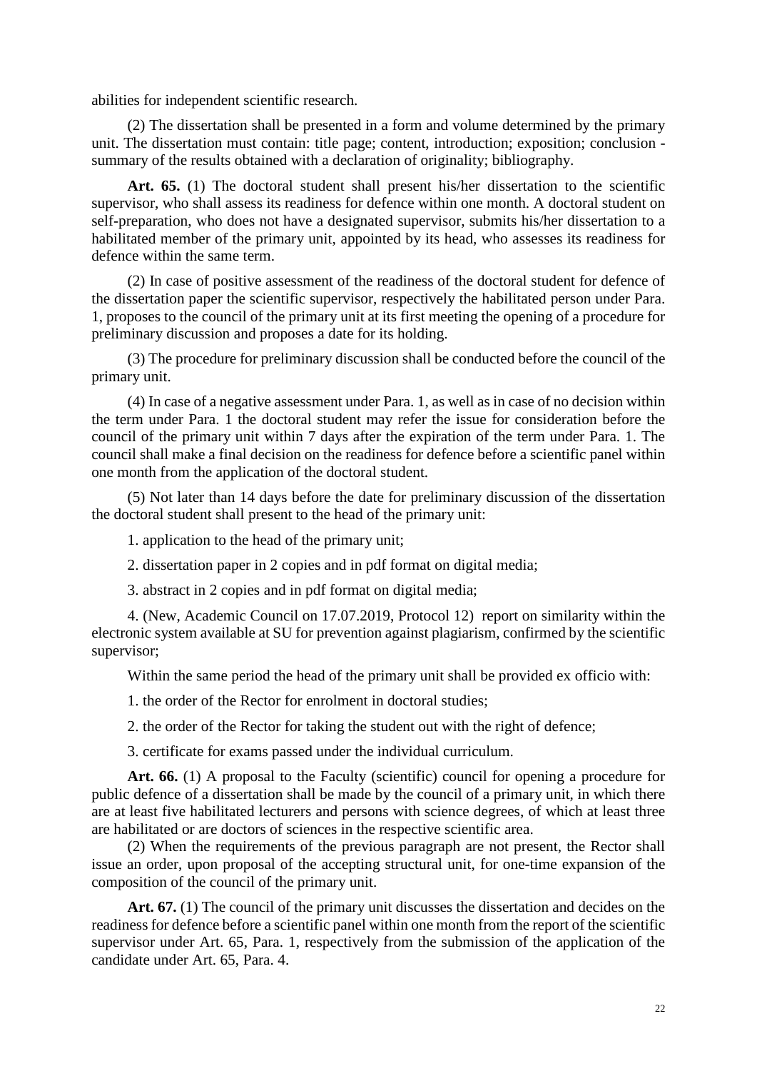abilities for independent scientific research.

(2) The dissertation shall be presented in a form and volume determined by the primary unit. The dissertation must contain: title page; content, introduction; exposition; conclusion - summary of the results obtained with a declaration of originality; bibliography.

**Art. 65.** (1) The doctoral student shall present his/her dissertation to the scientific supervisor, who shall assess its readiness for defence within one month. A doctoral student on self-preparation, who does not have a designated supervisor, submits his/her dissertation to a habilitated member of the primary unit, appointed by its head, who assesses its readiness for defence within the same term.

(2) In case of positive assessment of the readiness of the doctoral student for defence of the dissertation paper the scientific supervisor, respectively the habilitated person under Para. 1, proposes to the council of the primary unit at its first meeting the opening of a procedure for preliminary discussion and proposes a date for its holding.

(3) The procedure for preliminary discussion shall be conducted before the council of the primary unit.

(4) In case of a negative assessment under Para. 1, as well as in case of no decision within the term under Para. 1 the doctoral student may refer the issue for consideration before the council of the primary unit within 7 days after the expiration of the term under Para. 1. The council shall make a final decision on the readiness for defence before a scientific panel within one month from the application of the doctoral student.

(5) Not later than 14 days before the date for preliminary discussion of the dissertation the doctoral student shall present to the head of the primary unit:

1. application to the head of the primary unit;

2. dissertation paper in 2 copies and in pdf format on digital media;

3. abstract in 2 copies and in pdf format on digital media;

4. (New, Academic Council on 17.07.2019, Protocol 12) report on similarity within the electronic system available at SU for prevention against plagiarism, confirmed by the scientific supervisor;

Within the same period the head of the primary unit shall be provided ex officio with:

1. the order of the Rector for enrolment in doctoral studies;

2. the order of the Rector for taking the student out with the right of defence;

3. certificate for exams passed under the individual curriculum.

**Art. 66.** (1) A proposal to the Faculty (scientific) council for opening a procedure for public defence of a dissertation shall be made by the council of a primary unit, in which there are at least five habilitated lecturers and persons with science degrees, of which at least three are habilitated or are doctors of sciences in the respective scientific area.

(2) When the requirements of the previous paragraph are not present, the Rector shall issue an order, upon proposal of the accepting structural unit, for one-time expansion of the composition of the council of the primary unit.

**Art. 67.** (1) The council of the primary unit discusses the dissertation and decides on the readiness for defence before a scientific panel within one month from the report of the scientific supervisor under Art. 65, Para. 1, respectively from the submission of the application of the candidate under Art. 65, Para. 4.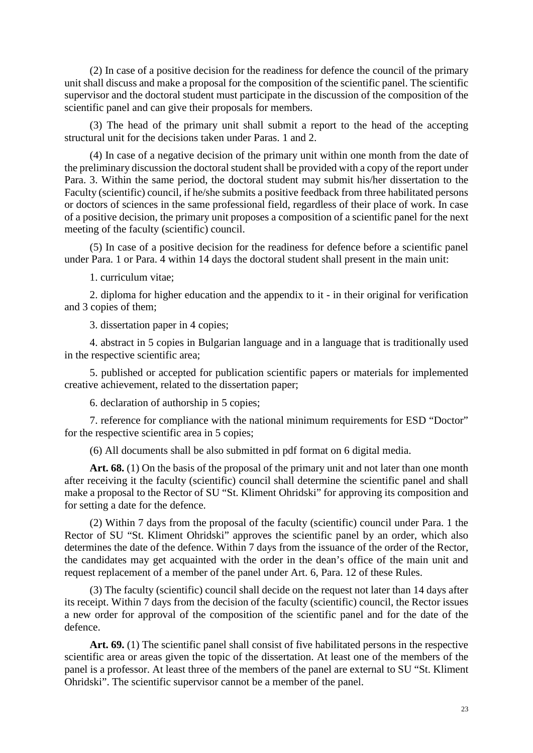(2) In case of a positive decision for the readiness for defence the council of the primary unit shall discuss and make a proposal for the composition of the scientific panel. The scientific supervisor and the doctoral student must participate in the discussion of the composition of the scientific panel and can give their proposals for members.

(3) The head of the primary unit shall submit a report to the head of the accepting structural unit for the decisions taken under Paras. 1 and 2.

(4) In case of a negative decision of the primary unit within one month from the date of the preliminary discussion the doctoral student shall be provided with a copy of the report under Para. 3. Within the same period, the doctoral student may submit his/her dissertation to the Faculty (scientific) council, if he/she submits a positive feedback from three habilitated persons or doctors of sciences in the same professional field, regardless of their place of work. In case of a positive decision, the primary unit proposes a composition of a scientific panel for the next meeting of the faculty (scientific) council.

(5) In case of a positive decision for the readiness for defence before a scientific panel under Para. 1 or Para. 4 within 14 days the doctoral student shall present in the main unit:

1. curriculum vitae;

2. diploma for higher education and the appendix to it - in their original for verification and 3 copies of them;

3. dissertation paper in 4 copies;

4. abstract in 5 copies in Bulgarian language and in a language that is traditionally used in the respective scientific area;

5. published or accepted for publication scientific papers or materials for implemented creative achievement, related to the dissertation paper;

6. declaration of authorship in 5 copies;

7. reference for compliance with the national minimum requirements for ESD “Doctor” for the respective scientific area in 5 copies;

(6) All documents shall be also submitted in pdf format on 6 digital media.

**Art. 68.** (1) On the basis of the proposal of the primary unit and not later than one month after receiving it the faculty (scientific) council shall determine the scientific panel and shall make a proposal to the Rector of SU “St. Kliment Ohridski” for approving its composition and for setting a date for the defence.

(2) Within 7 days from the proposal of the faculty (scientific) council under Para. 1 the Rector of SU “St. Kliment Ohridski” approves the scientific panel by an order, which also determines the date of the defence. Within 7 days from the issuance of the order of the Rector, the candidates may get acquainted with the order in the dean’s office of the main unit and request replacement of a member of the panel under Art. 6, Para. 12 of these Rules.

(3) The faculty (scientific) council shall decide on the request not later than 14 days after its receipt. Within 7 days from the decision of the faculty (scientific) council, the Rector issues a new order for approval of the composition of the scientific panel and for the date of the defence.

**Art. 69.** (1) The scientific panel shall consist of five habilitated persons in the respective scientific area or areas given the topic of the dissertation. At least one of the members of the panel is a professor. At least three of the members of the panel are external to SU “St. Kliment Ohridski”. The scientific supervisor cannot be a member of the panel.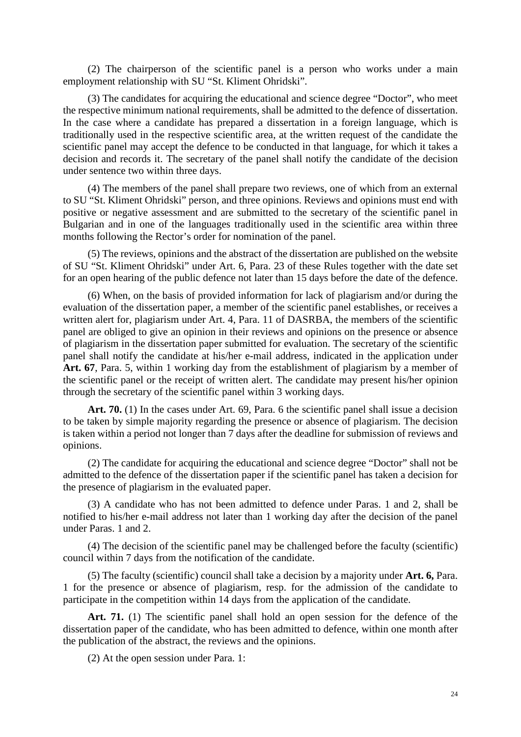(2) The chairperson of the scientific panel is a person who works under a main employment relationship with SU "St. Kliment Ohridski".

(3) The candidates for acquiring the educational and science degree "Doctor", who meet the respective minimum national requirements, shall be admitted to the defence of dissertation. In the case where a candidate has prepared a dissertation in a foreign language, which is traditionally used in the respective scientific area, at the written request of the candidate the scientific panel may accept the defence to be conducted in that language, for which it takes a decision and records it. The secretary of the panel shall notify the candidate of the decision under sentence two within three days.

(4) The members of the panel shall prepare two reviews, one of which from an external to SU "St. Kliment Ohridski" person, and three opinions. Reviews and opinions must end with positive or negative assessment and are submitted to the secretary of the scientific panel in Bulgarian and in one of the languages traditionally used in the scientific area within three months following the Rector's order for nomination of the panel.

(5) The reviews, opinions and the abstract of the dissertation are published on the website of SU "St. Kliment Ohridski" under Art. 6, Para. 23 of these Rules together with the date set for an open hearing of the public defence not later than 15 days before the date of the defence.

(6) When, on the basis of provided information for lack of plagiarism and/or during the evaluation of the dissertation paper, a member of the scientific panel establishes, or receives a written alert for, plagiarism under Art. 4, Para. 11 of DASRBA, the members of the scientific panel are obliged to give an opinion in their reviews and opinions on the presence or absence of plagiarism in the dissertation paper submitted for evaluation. The secretary of the scientific panel shall notify the candidate at his/her e-mail address, indicated in the application under **Art. 67**, Para. 5, within 1 working day from the establishment of plagiarism by a member of the scientific panel or the receipt of written alert. The candidate may present his/her opinion through the secretary of the scientific panel within 3 working days.

**Art. 70.** (1) In the cases under Art. 69, Para. 6 the scientific panel shall issue a decision to be taken by simple majority regarding the presence or absence of plagiarism. The decision is taken within a period not longer than 7 days after the deadline for submission of reviews and opinions.

(2) The candidate for acquiring the educational and science degree "Doctor" shall not be admitted to the defence of the dissertation paper if the scientific panel has taken a decision for the presence of plagiarism in the evaluated paper.

(3) A candidate who has not been admitted to defence under Paras. 1 and 2, shall be notified to his/her e-mail address not later than 1 working day after the decision of the panel under Paras. 1 and 2.

(4) The decision of the scientific panel may be challenged before the faculty (scientific) council within 7 days from the notification of the candidate.

(5) The faculty (scientific) council shall take a decision by a majority under **Art. 6,** Para. 1 for the presence or absence of plagiarism, resp. for the admission of the candidate to participate in the competition within 14 days from the application of the candidate.

**Art. 71.** (1) The scientific panel shall hold an open session for the defence of the dissertation paper of the candidate, who has been admitted to defence, within one month after the publication of the abstract, the reviews and the opinions.

(2) At the open session under Para. 1: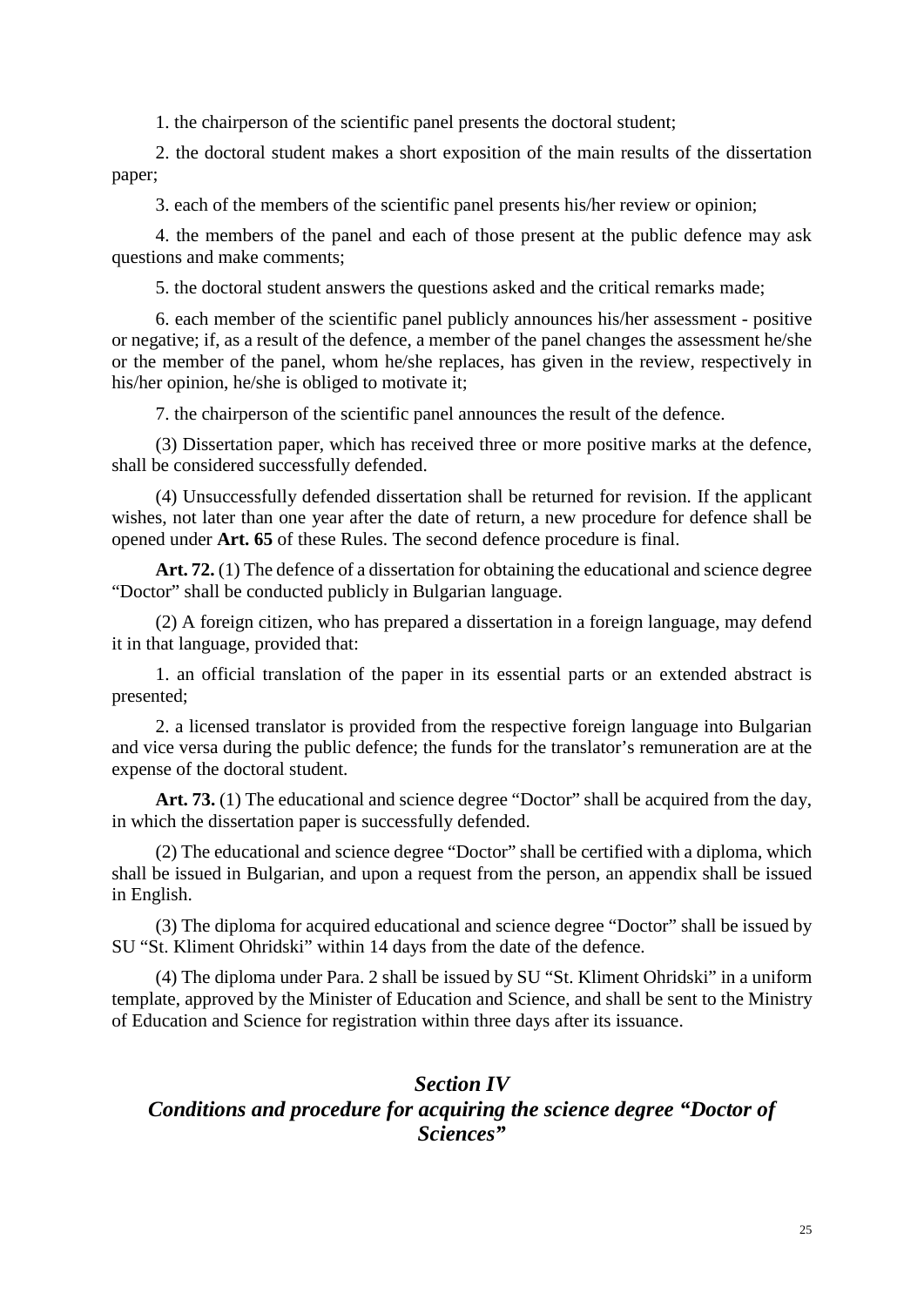1. the chairperson of the scientific panel presents the doctoral student;

2. the doctoral student makes a short exposition of the main results of the dissertation paper;

3. each of the members of the scientific panel presents his/her review or opinion;

4. the members of the panel and each of those present at the public defence may ask questions and make comments;

5. the doctoral student answers the questions asked and the critical remarks made;

6. each member of the scientific panel publicly announces his/her assessment - positive or negative; if, as a result of the defence, a member of the panel changes the assessment he/she or the member of the panel, whom he/she replaces, has given in the review, respectively in his/her opinion, he/she is obliged to motivate it;

7. the chairperson of the scientific panel announces the result of the defence.

(3) Dissertation paper, which has received three or more positive marks at the defence, shall be considered successfully defended.

(4) Unsuccessfully defended dissertation shall be returned for revision. If the applicant wishes, not later than one year after the date of return, a new procedure for defence shall be opened under **Art. 65** of these Rules. The second defence procedure is final.

**Art. 72.** (1) The defence of a dissertation for obtaining the educational and science degree "Doctor" shall be conducted publicly in Bulgarian language.

(2) A foreign citizen, who has prepared a dissertation in a foreign language, may defend it in that language, provided that:

1. an official translation of the paper in its essential parts or an extended abstract is presented;

2. a licensed translator is provided from the respective foreign language into Bulgarian and vice versa during the public defence; the funds for the translator's remuneration are at the expense of the doctoral student.

**Art. 73.** (1) The educational and science degree "Doctor" shall be acquired from the day, in which the dissertation paper is successfully defended.

(2) The educational and science degree "Doctor" shall be certified with a diploma, which shall be issued in Bulgarian, and upon a request from the person, an appendix shall be issued in English.

(3) The diploma for acquired educational and science degree "Doctor" shall be issued by SU "St. Kliment Ohridski" within 14 days from the date of the defence.

(4) The diploma under Para. 2 shall be issued by SU "St. Kliment Ohridski" in a uniform template, approved by the Minister of Education and Science, and shall be sent to the Ministry of Education and Science for registration within three days after its issuance.

## *Section IV*
## *Conditions and procedure for acquiring the science degree "Doctor of Sciences"*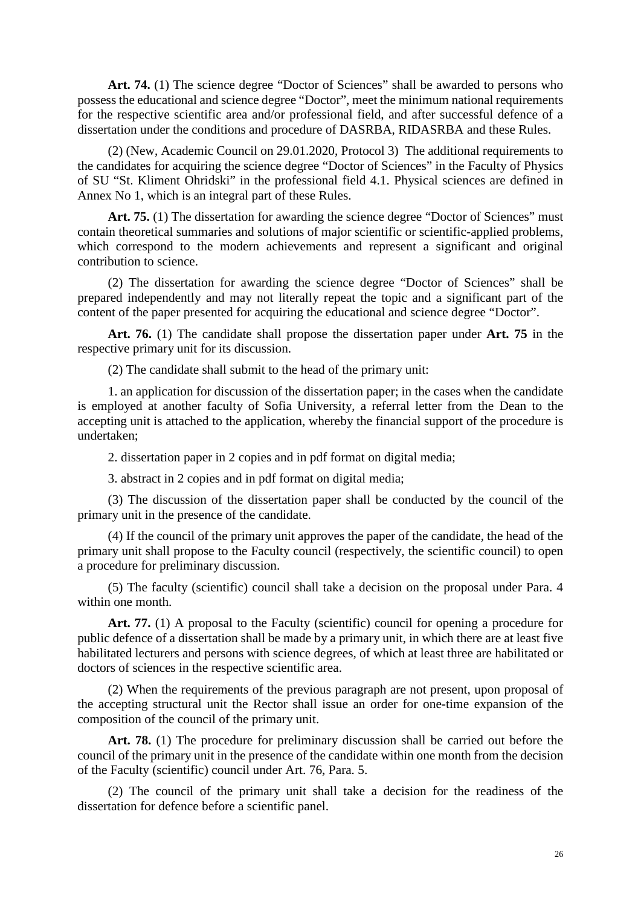**Art. 74.** (1) The science degree "Doctor of Sciences" shall be awarded to persons who possess the educational and science degree "Doctor", meet the minimum national requirements for the respective scientific area and/or professional field, and after successful defence of a dissertation under the conditions and procedure of DASRBA, RIDASRBA and these Rules.

(2) (New, Academic Council on 29.01.2020, Protocol 3) The additional requirements to the candidates for acquiring the science degree "Doctor of Sciences" in the Faculty of Physics of SU "St. Kliment Ohridski" in the professional field 4.1. Physical sciences are defined in Annex No 1, which is an integral part of these Rules.

**Art. 75.** (1) The dissertation for awarding the science degree "Doctor of Sciences" must contain theoretical summaries and solutions of major scientific or scientific-applied problems, which correspond to the modern achievements and represent a significant and original contribution to science.

(2) The dissertation for awarding the science degree "Doctor of Sciences" shall be prepared independently and may not literally repeat the topic and a significant part of the content of the paper presented for acquiring the educational and science degree "Doctor".

**Art. 76.** (1) The candidate shall propose the dissertation paper under **Art. 75** in the respective primary unit for its discussion.

(2) The candidate shall submit to the head of the primary unit:

1. an application for discussion of the dissertation paper; in the cases when the candidate is employed at another faculty of Sofia University, a referral letter from the Dean to the accepting unit is attached to the application, whereby the financial support of the procedure is undertaken;

2. dissertation paper in 2 copies and in pdf format on digital media;

3. abstract in 2 copies and in pdf format on digital media;

(3) The discussion of the dissertation paper shall be conducted by the council of the primary unit in the presence of the candidate.

(4) If the council of the primary unit approves the paper of the candidate, the head of the primary unit shall propose to the Faculty council (respectively, the scientific council) to open a procedure for preliminary discussion.

(5) The faculty (scientific) council shall take a decision on the proposal under Para. 4 within one month.

**Art. 77.** (1) A proposal to the Faculty (scientific) council for opening a procedure for public defence of a dissertation shall be made by a primary unit, in which there are at least five habilitated lecturers and persons with science degrees, of which at least three are habilitated or doctors of sciences in the respective scientific area.

(2) When the requirements of the previous paragraph are not present, upon proposal of the accepting structural unit the Rector shall issue an order for one-time expansion of the composition of the council of the primary unit.

**Art. 78.** (1) The procedure for preliminary discussion shall be carried out before the council of the primary unit in the presence of the candidate within one month from the decision of the Faculty (scientific) council under Art. 76, Para. 5.

(2) The council of the primary unit shall take a decision for the readiness of the dissertation for defence before a scientific panel.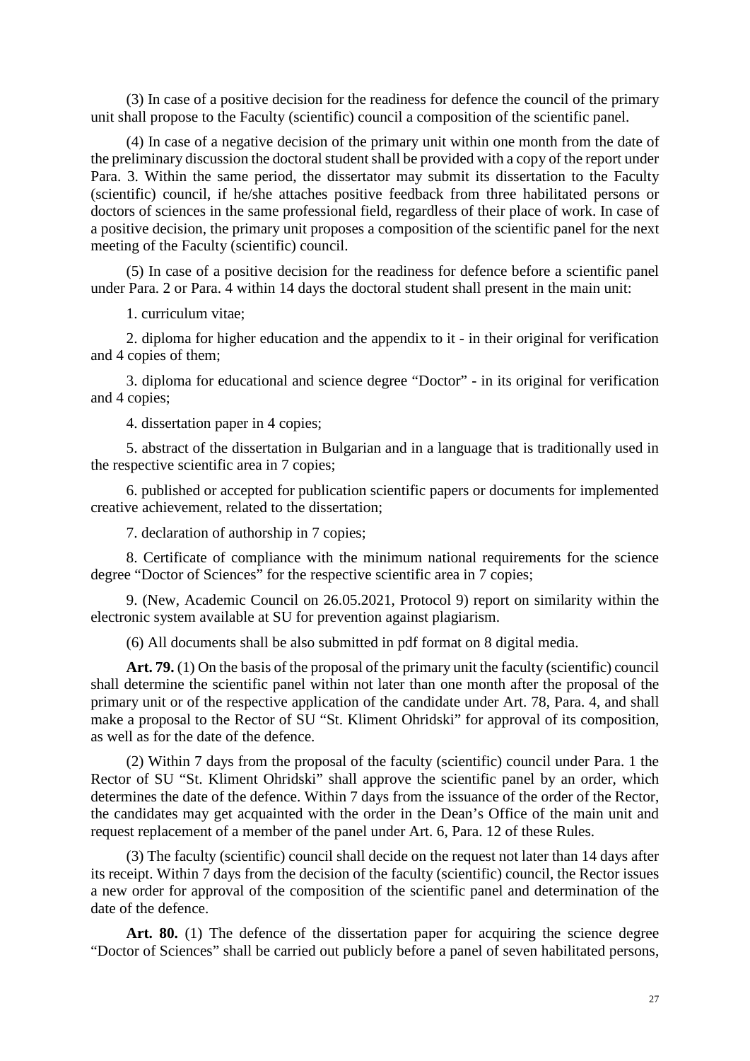(3) In case of a positive decision for the readiness for defence the council of the primary unit shall propose to the Faculty (scientific) council a composition of the scientific panel.

(4) In case of a negative decision of the primary unit within one month from the date of the preliminary discussion the doctoral student shall be provided with a copy of the report under Para. 3. Within the same period, the dissertator may submit its dissertation to the Faculty (scientific) council, if he/she attaches positive feedback from three habilitated persons or doctors of sciences in the same professional field, regardless of their place of work. In case of a positive decision, the primary unit proposes a composition of the scientific panel for the next meeting of the Faculty (scientific) council.

(5) In case of a positive decision for the readiness for defence before a scientific panel under Para. 2 or Para. 4 within 14 days the doctoral student shall present in the main unit:

1. curriculum vitae;

2. diploma for higher education and the appendix to it - in their original for verification and 4 copies of them;

3. diploma for educational and science degree "Doctor" - in its original for verification and 4 copies;

4. dissertation paper in 4 copies;

5. abstract of the dissertation in Bulgarian and in a language that is traditionally used in the respective scientific area in 7 copies;

6. published or accepted for publication scientific papers or documents for implemented creative achievement, related to the dissertation;

7. declaration of authorship in 7 copies;

8. Certificate of compliance with the minimum national requirements for the science degree "Doctor of Sciences" for the respective scientific area in 7 copies;

9. (New, Academic Council on 26.05.2021, Protocol 9) report on similarity within the electronic system available at SU for prevention against plagiarism.

(6) All documents shall be also submitted in pdf format on 8 digital media.

**Art. 79.** (1) On the basis of the proposal of the primary unit the faculty (scientific) council shall determine the scientific panel within not later than one month after the proposal of the primary unit or of the respective application of the candidate under Art. 78, Para. 4, and shall make a proposal to the Rector of SU "St. Kliment Ohridski" for approval of its composition, as well as for the date of the defence.

(2) Within 7 days from the proposal of the faculty (scientific) council under Para. 1 the Rector of SU "St. Kliment Ohridski" shall approve the scientific panel by an order, which determines the date of the defence. Within 7 days from the issuance of the order of the Rector, the candidates may get acquainted with the order in the Dean's Office of the main unit and request replacement of a member of the panel under Art. 6, Para. 12 of these Rules.

(3) The faculty (scientific) council shall decide on the request not later than 14 days after its receipt. Within 7 days from the decision of the faculty (scientific) council, the Rector issues a new order for approval of the composition of the scientific panel and determination of the date of the defence.

**Art. 80.** (1) The defence of the dissertation paper for acquiring the science degree "Doctor of Sciences" shall be carried out publicly before a panel of seven habilitated persons,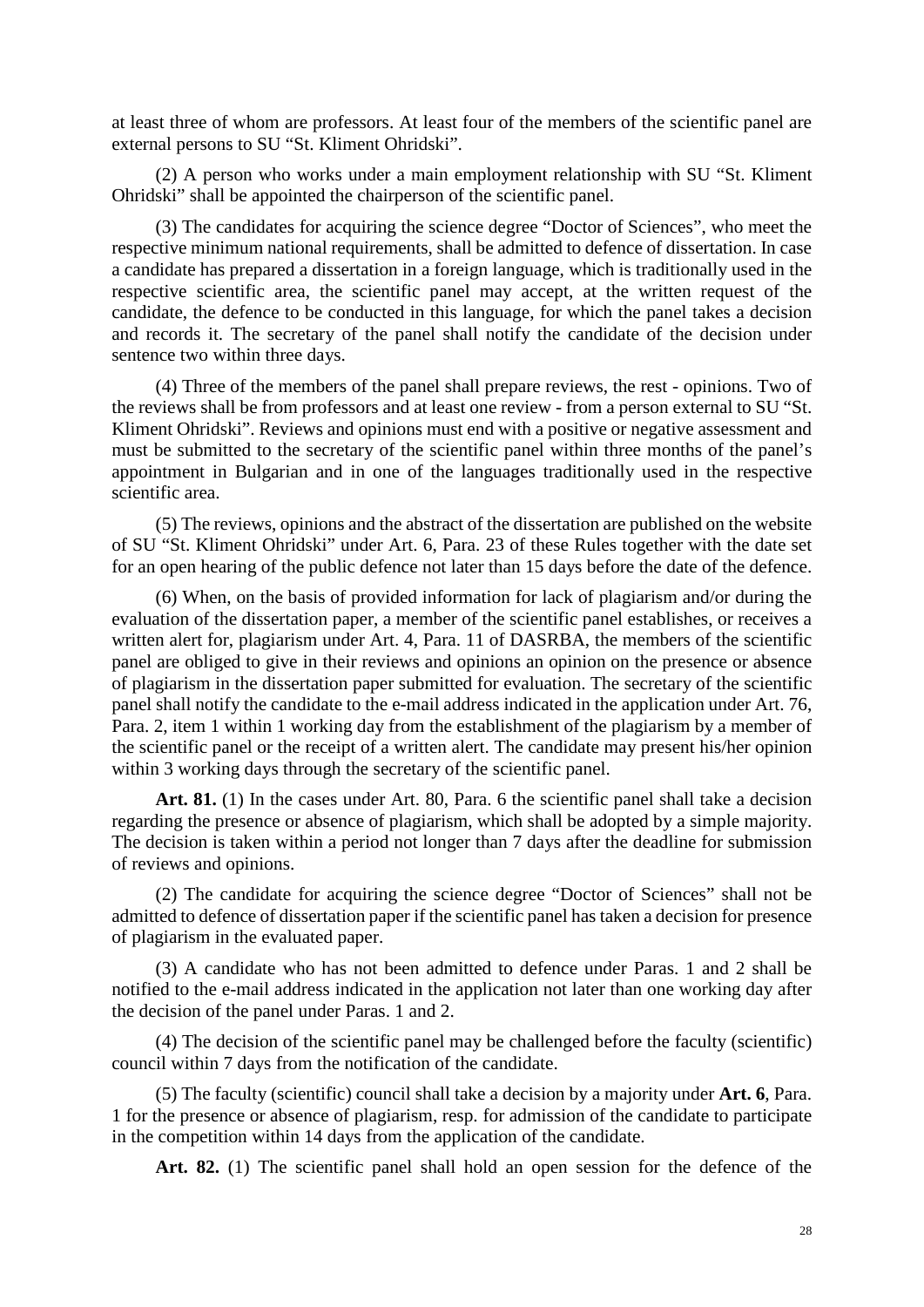at least three of whom are professors. At least four of the members of the scientific panel are external persons to SU "St. Kliment Ohridski".

(2) A person who works under a main employment relationship with SU "St. Kliment Ohridski" shall be appointed the chairperson of the scientific panel.

(3) The candidates for acquiring the science degree "Doctor of Sciences", who meet the respective minimum national requirements, shall be admitted to defence of dissertation. In case a candidate has prepared a dissertation in a foreign language, which is traditionally used in the respective scientific area, the scientific panel may accept, at the written request of the candidate, the defence to be conducted in this language, for which the panel takes a decision and records it. The secretary of the panel shall notify the candidate of the decision under sentence two within three days.

(4) Three of the members of the panel shall prepare reviews, the rest - opinions. Two of the reviews shall be from professors and at least one review - from a person external to SU "St. Kliment Ohridski". Reviews and opinions must end with a positive or negative assessment and must be submitted to the secretary of the scientific panel within three months of the panel's appointment in Bulgarian and in one of the languages traditionally used in the respective scientific area.

(5) The reviews, opinions and the abstract of the dissertation are published on the website of SU "St. Kliment Ohridski" under Art. 6, Para. 23 of these Rules together with the date set for an open hearing of the public defence not later than 15 days before the date of the defence.

(6) When, on the basis of provided information for lack of plagiarism and/or during the evaluation of the dissertation paper, a member of the scientific panel establishes, or receives a written alert for, plagiarism under Art. 4, Para. 11 of DASRBA, the members of the scientific panel are obliged to give in their reviews and opinions an opinion on the presence or absence of plagiarism in the dissertation paper submitted for evaluation. The secretary of the scientific panel shall notify the candidate to the e-mail address indicated in the application under Art. 76, Para. 2, item 1 within 1 working day from the establishment of the plagiarism by a member of the scientific panel or the receipt of a written alert. The candidate may present his/her opinion within 3 working days through the secretary of the scientific panel.

**Art. 81.** (1) In the cases under Art. 80, Para. 6 the scientific panel shall take a decision regarding the presence or absence of plagiarism, which shall be adopted by a simple majority. The decision is taken within a period not longer than 7 days after the deadline for submission of reviews and opinions.

(2) The candidate for acquiring the science degree "Doctor of Sciences" shall not be admitted to defence of dissertation paper if the scientific panel has taken a decision for presence of plagiarism in the evaluated paper.

(3) A candidate who has not been admitted to defence under Paras. 1 and 2 shall be notified to the e-mail address indicated in the application not later than one working day after the decision of the panel under Paras. 1 and 2.

(4) The decision of the scientific panel may be challenged before the faculty (scientific) council within 7 days from the notification of the candidate.

(5) The faculty (scientific) council shall take a decision by a majority under **Art. 6**, Para. 1 for the presence or absence of plagiarism, resp. for admission of the candidate to participate in the competition within 14 days from the application of the candidate.

**Art. 82.** (1) The scientific panel shall hold an open session for the defence of the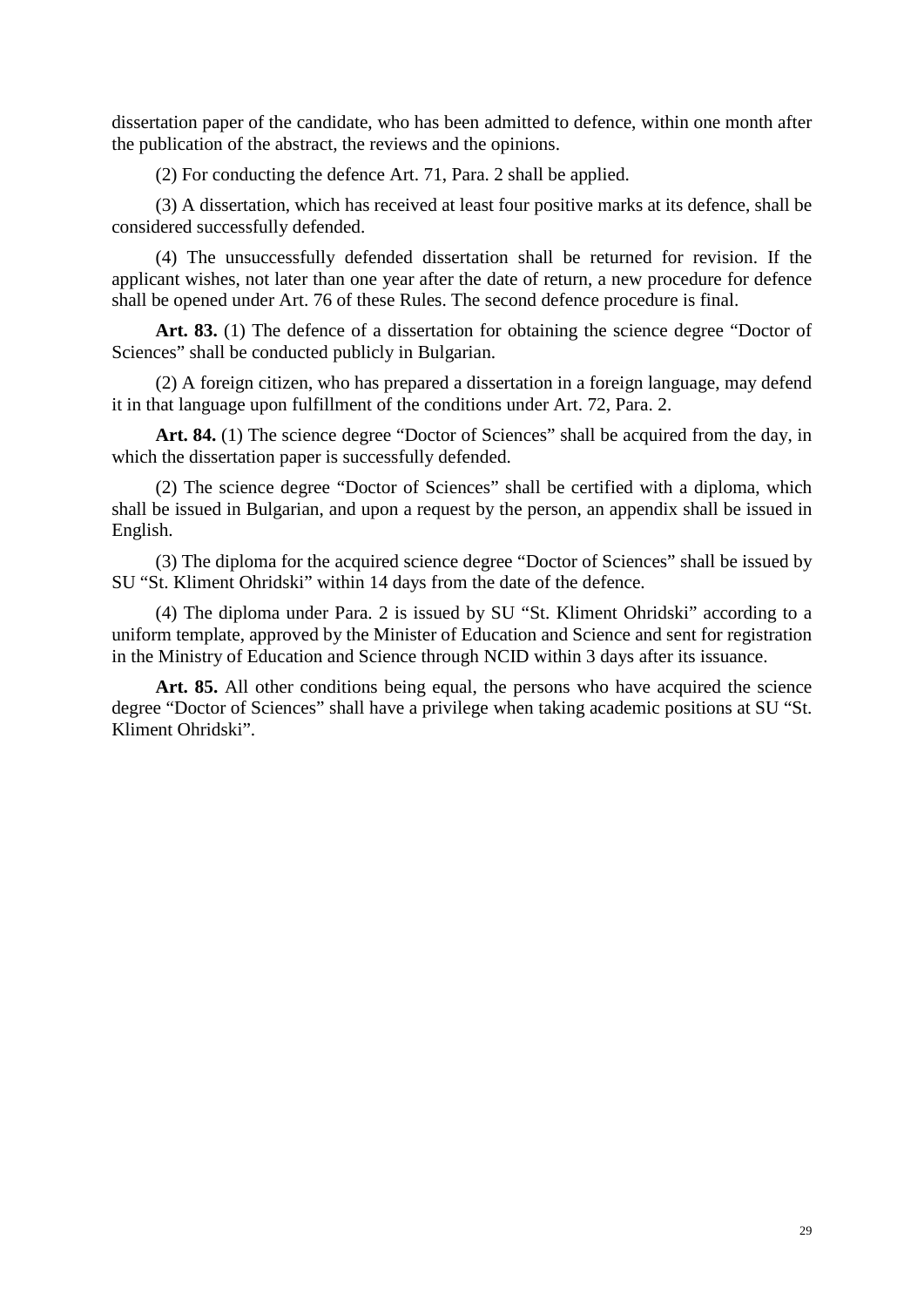dissertation paper of the candidate, who has been admitted to defence, within one month after the publication of the abstract, the reviews and the opinions.

(2) For conducting the defence Art. 71, Para. 2 shall be applied.

(3) A dissertation, which has received at least four positive marks at its defence, shall be considered successfully defended.

(4) The unsuccessfully defended dissertation shall be returned for revision. If the applicant wishes, not later than one year after the date of return, a new procedure for defence shall be opened under Art. 76 of these Rules. The second defence procedure is final.

**Art. 83.** (1) The defence of a dissertation for obtaining the science degree "Doctor of Sciences" shall be conducted publicly in Bulgarian.

(2) A foreign citizen, who has prepared a dissertation in a foreign language, may defend it in that language upon fulfillment of the conditions under Art. 72, Para. 2.

**Art. 84.** (1) The science degree "Doctor of Sciences" shall be acquired from the day, in which the dissertation paper is successfully defended.

(2) The science degree "Doctor of Sciences" shall be certified with a diploma, which shall be issued in Bulgarian, and upon a request by the person, an appendix shall be issued in English.

(3) The diploma for the acquired science degree "Doctor of Sciences" shall be issued by SU "St. Kliment Ohridski" within 14 days from the date of the defence.

(4) The diploma under Para. 2 is issued by SU "St. Kliment Ohridski" according to a uniform template, approved by the Minister of Education and Science and sent for registration in the Ministry of Education and Science through NCID within 3 days after its issuance.

**Art. 85.** All other conditions being equal, the persons who have acquired the science degree "Doctor of Sciences" shall have a privilege when taking academic positions at SU "St. Kliment Ohridski".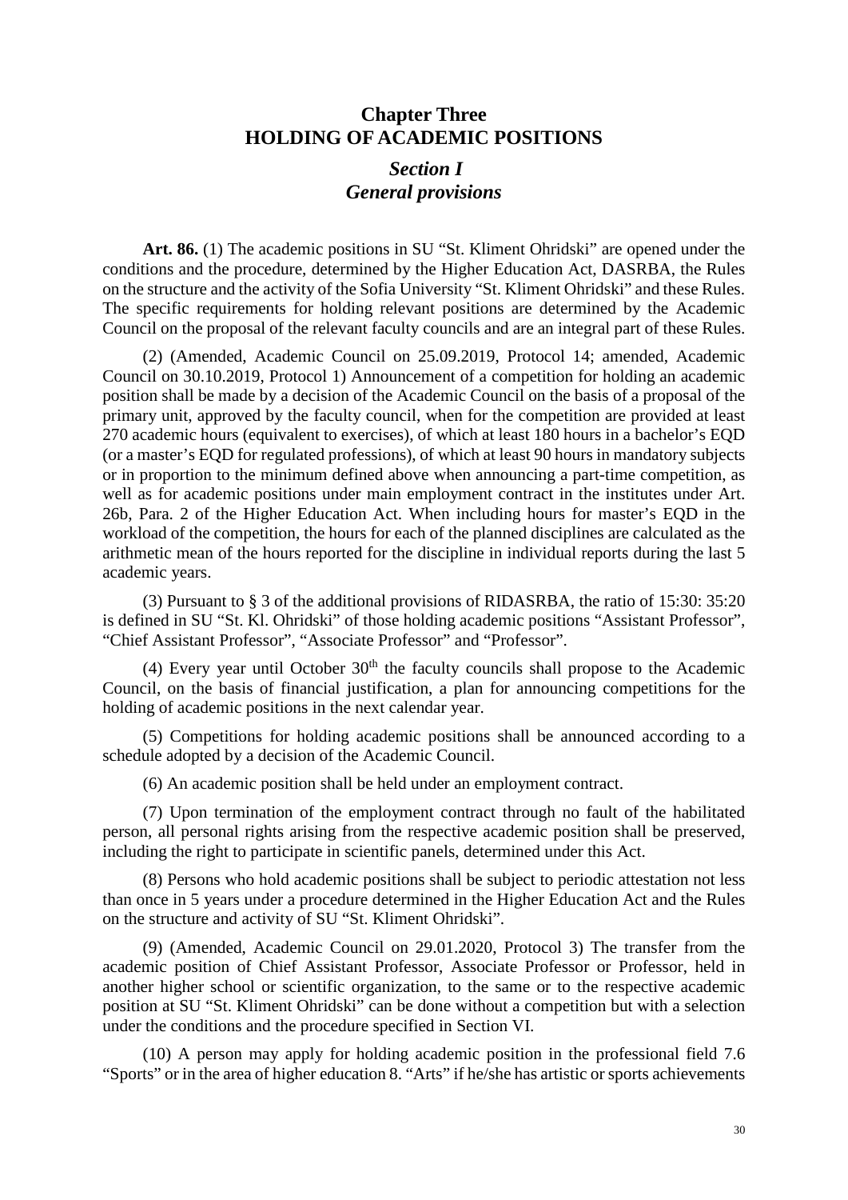# Chapter Three
# HOLDING OF ACADEMIC POSITIONS

## *Section I*
## *General provisions*

**Art. 86.** (1) The academic positions in SU "St. Kliment Ohridski" are opened under the conditions and the procedure, determined by the Higher Education Act, DASRBA, the Rules on the structure and the activity of the Sofia University "St. Kliment Ohridski" and these Rules. The specific requirements for holding relevant positions are determined by the Academic Council on the proposal of the relevant faculty councils and are an integral part of these Rules.

(2) (Amended, Academic Council on 25.09.2019, Protocol 14; amended, Academic Council on 30.10.2019, Protocol 1) Announcement of a competition for holding an academic position shall be made by a decision of the Academic Council on the basis of a proposal of the primary unit, approved by the faculty council, when for the competition are provided at least 270 academic hours (equivalent to exercises), of which at least 180 hours in a bachelor's EQD (or a master's EQD for regulated professions), of which at least 90 hours in mandatory subjects or in proportion to the minimum defined above when announcing a part-time competition, as well as for academic positions under main employment contract in the institutes under Art. 26b, Para. 2 of the Higher Education Act. When including hours for master's EQD in the workload of the competition, the hours for each of the planned disciplines are calculated as the arithmetic mean of the hours reported for the discipline in individual reports during the last 5 academic years.

(3) Pursuant to § 3 of the additional provisions of RIDASRBA, the ratio of 15:30: 35:20 is defined in SU "St. Kl. Ohridski" of those holding academic positions "Assistant Professor", "Chief Assistant Professor", "Associate Professor" and "Professor".

(4) Every year until October 30th the faculty councils shall propose to the Academic Council, on the basis of financial justification, a plan for announcing competitions for the holding of academic positions in the next calendar year.

(5) Competitions for holding academic positions shall be announced according to a schedule adopted by a decision of the Academic Council.

(6) An academic position shall be held under an employment contract.

(7) Upon termination of the employment contract through no fault of the habilitated person, all personal rights arising from the respective academic position shall be preserved, including the right to participate in scientific panels, determined under this Act.

(8) Persons who hold academic positions shall be subject to periodic attestation not less than once in 5 years under a procedure determined in the Higher Education Act and the Rules on the structure and activity of SU "St. Kliment Ohridski".

(9) (Amended, Academic Council on 29.01.2020, Protocol 3) The transfer from the academic position of Chief Assistant Professor, Associate Professor or Professor, held in another higher school or scientific organization, to the same or to the respective academic position at SU "St. Kliment Ohridski" can be done without a competition but with a selection under the conditions and the procedure specified in Section VI.

(10) A person may apply for holding academic position in the professional field 7.6 "Sports" or in the area of higher education 8. "Arts" if he/she has artistic or sports achievements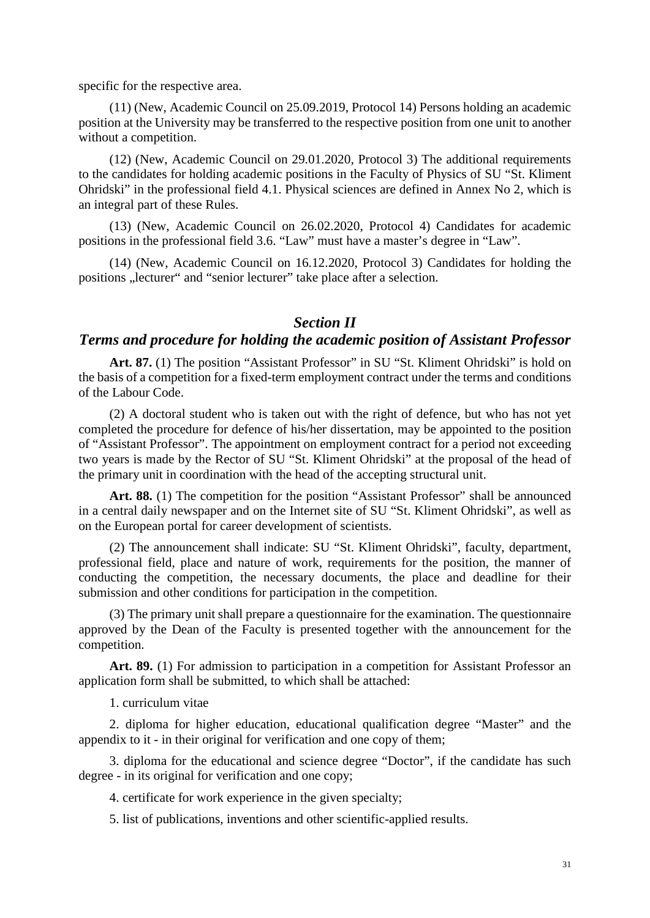specific for the respective area.

(11) (New, Academic Council on 25.09.2019, Protocol 14) Persons holding an academic position at the University may be transferred to the respective position from one unit to another without a competition.

(12) (New, Academic Council on 29.01.2020, Protocol 3) The additional requirements to the candidates for holding academic positions in the Faculty of Physics of SU "St. Kliment Ohridski" in the professional field 4.1. Physical sciences are defined in Annex No 2, which is an integral part of these Rules.

(13) (New, Academic Council on 26.02.2020, Protocol 4) Candidates for academic positions in the professional field 3.6. "Law" must have a master's degree in "Law".

(14) (New, Academic Council on 16.12.2020, Protocol 3) Candidates for holding the positions „lecturer" and "senior lecturer" take place after a selection.

## *Section II*

## *Terms and procedure for holding the academic position of Assistant Professor*

**Art. 87.** (1) The position "Assistant Professor" in SU "St. Kliment Ohridski" is hold on the basis of a competition for a fixed-term employment contract under the terms and conditions of the Labour Code.

(2) A doctoral student who is taken out with the right of defence, but who has not yet completed the procedure for defence of his/her dissertation, may be appointed to the position of "Assistant Professor". The appointment on employment contract for a period not exceeding two years is made by the Rector of SU "St. Kliment Ohridski" at the proposal of the head of the primary unit in coordination with the head of the accepting structural unit.

**Art. 88.** (1) The competition for the position "Assistant Professor" shall be announced in a central daily newspaper and on the Internet site of SU "St. Kliment Ohridski", as well as on the European portal for career development of scientists.

(2) The announcement shall indicate: SU "St. Kliment Ohridski", faculty, department, professional field, place and nature of work, requirements for the position, the manner of conducting the competition, the necessary documents, the place and deadline for their submission and other conditions for participation in the competition.

(3) The primary unit shall prepare a questionnaire for the examination. The questionnaire approved by the Dean of the Faculty is presented together with the announcement for the competition.

**Art. 89.** (1) For admission to participation in a competition for Assistant Professor an application form shall be submitted, to which shall be attached:

1. curriculum vitae

2. diploma for higher education, educational qualification degree "Master" and the appendix to it - in their original for verification and one copy of them;

3. diploma for the educational and science degree "Doctor", if the candidate has such degree - in its original for verification and one copy;

4. certificate for work experience in the given specialty;

5. list of publications, inventions and other scientific-applied results.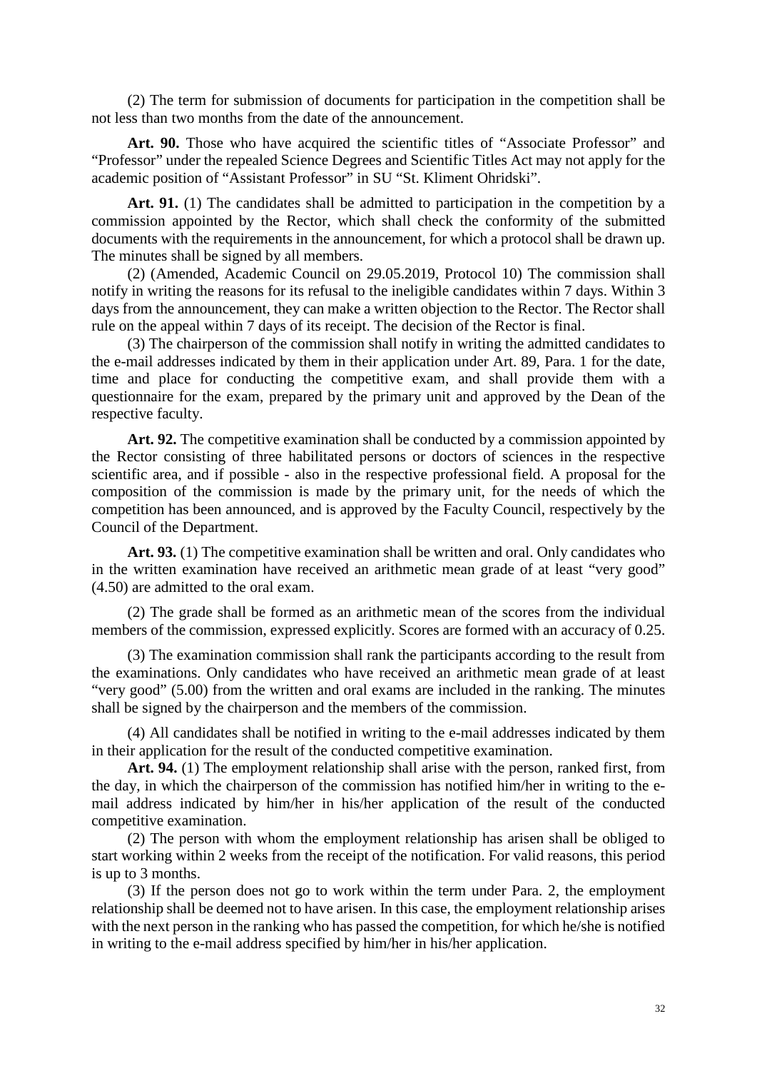(2) The term for submission of documents for participation in the competition shall be not less than two months from the date of the announcement.

**Art. 90.** Those who have acquired the scientific titles of “Associate Professor” and “Professor” under the repealed Science Degrees and Scientific Titles Act may not apply for the academic position of “Assistant Professor” in SU “St. Kliment Ohridski”.

**Art. 91.** (1) The candidates shall be admitted to participation in the competition by a commission appointed by the Rector, which shall check the conformity of the submitted documents with the requirements in the announcement, for which a protocol shall be drawn up. The minutes shall be signed by all members.

(2) (Amended, Academic Council on 29.05.2019, Protocol 10) The commission shall notify in writing the reasons for its refusal to the ineligible candidates within 7 days. Within 3 days from the announcement, they can make a written objection to the Rector. The Rector shall rule on the appeal within 7 days of its receipt. The decision of the Rector is final.

(3) The chairperson of the commission shall notify in writing the admitted candidates to the e-mail addresses indicated by them in their application under Art. 89, Para. 1 for the date, time and place for conducting the competitive exam, and shall provide them with a questionnaire for the exam, prepared by the primary unit and approved by the Dean of the respective faculty.

**Art. 92.** The competitive examination shall be conducted by a commission appointed by the Rector consisting of three habilitated persons or doctors of sciences in the respective scientific area, and if possible - also in the respective professional field. A proposal for the composition of the commission is made by the primary unit, for the needs of which the competition has been announced, and is approved by the Faculty Council, respectively by the Council of the Department.

**Art. 93.** (1) The competitive examination shall be written and oral. Only candidates who in the written examination have received an arithmetic mean grade of at least “very good” (4.50) are admitted to the oral exam.

(2) The grade shall be formed as an arithmetic mean of the scores from the individual members of the commission, expressed explicitly. Scores are formed with an accuracy of 0.25.

(3) The examination commission shall rank the participants according to the result from the examinations. Only candidates who have received an arithmetic mean grade of at least “very good” (5.00) from the written and oral exams are included in the ranking. The minutes shall be signed by the chairperson and the members of the commission.

(4) All candidates shall be notified in writing to the e-mail addresses indicated by them in their application for the result of the conducted competitive examination.

**Art. 94.** (1) The employment relationship shall arise with the person, ranked first, from the day, in which the chairperson of the commission has notified him/her in writing to the e-mail address indicated by him/her in his/her application of the result of the conducted competitive examination.

(2) The person with whom the employment relationship has arisen shall be obliged to start working within 2 weeks from the receipt of the notification. For valid reasons, this period is up to 3 months.

(3) If the person does not go to work within the term under Para. 2, the employment relationship shall be deemed not to have arisen. In this case, the employment relationship arises with the next person in the ranking who has passed the competition, for which he/she is notified in writing to the e-mail address specified by him/her in his/her application.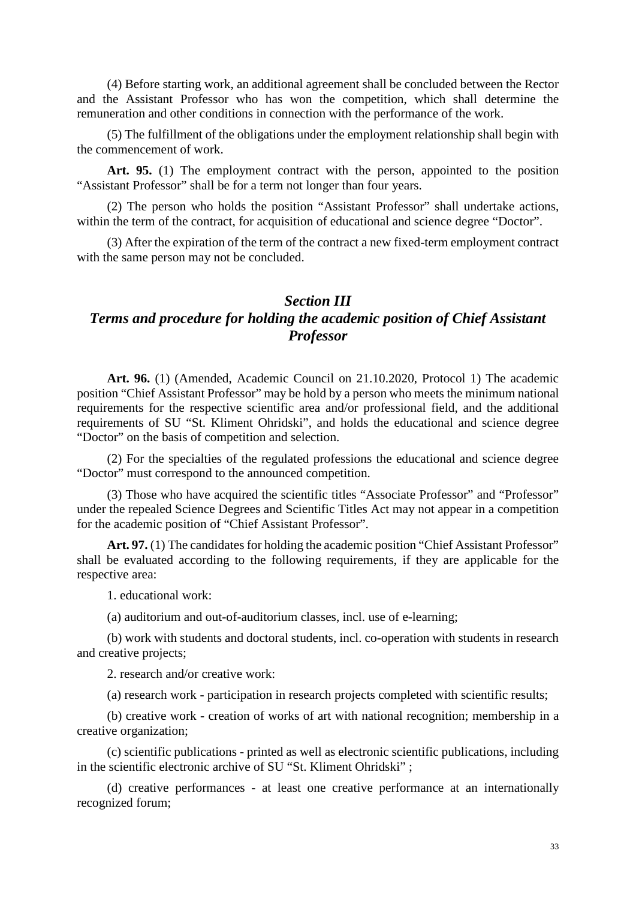(4) Before starting work, an additional agreement shall be concluded between the Rector and the Assistant Professor who has won the competition, which shall determine the remuneration and other conditions in connection with the performance of the work.

(5) The fulfillment of the obligations under the employment relationship shall begin with the commencement of work.

**Art. 95.** (1) The employment contract with the person, appointed to the position "Assistant Professor" shall be for a term not longer than four years.

(2) The person who holds the position "Assistant Professor" shall undertake actions, within the term of the contract, for acquisition of educational and science degree "Doctor".

(3) After the expiration of the term of the contract a new fixed-term employment contract with the same person may not be concluded.

## *Section III*
## *Terms and procedure for holding the academic position of Chief Assistant Professor*

**Art. 96.** (1) (Amended, Academic Council on 21.10.2020, Protocol 1) The academic position "Chief Assistant Professor" may be hold by a person who meets the minimum national requirements for the respective scientific area and/or professional field, and the additional requirements of SU "St. Kliment Ohridski", and holds the educational and science degree "Doctor" on the basis of competition and selection.

(2) For the specialties of the regulated professions the educational and science degree "Doctor" must correspond to the announced competition.

(3) Those who have acquired the scientific titles "Associate Professor" and "Professor" under the repealed Science Degrees and Scientific Titles Act may not appear in a competition for the academic position of "Chief Assistant Professor".

**Art. 97.** (1) The candidates for holding the academic position "Chief Assistant Professor" shall be evaluated according to the following requirements, if they are applicable for the respective area:

1. educational work:

(a) auditorium and out-of-auditorium classes, incl. use of e-learning;

(b) work with students and doctoral students, incl. co-operation with students in research and creative projects;

2. research and/or creative work:

(a) research work - participation in research projects completed with scientific results;

(b) creative work - creation of works of art with national recognition; membership in a creative organization;

(c) scientific publications - printed as well as electronic scientific publications, including in the scientific electronic archive of SU "St. Kliment Ohridski" ;

(d) creative performances - at least one creative performance at an internationally recognized forum;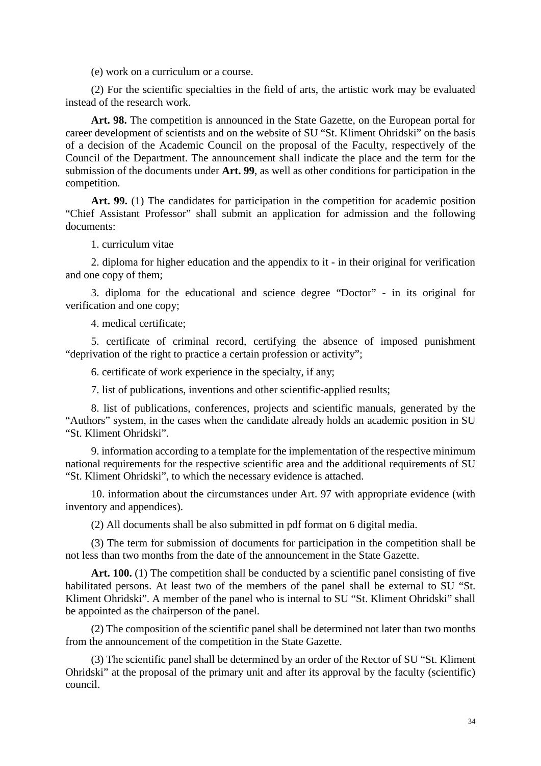(e) work on a curriculum or a course.

(2) For the scientific specialties in the field of arts, the artistic work may be evaluated instead of the research work.

**Art. 98.** The competition is announced in the State Gazette, on the European portal for career development of scientists and on the website of SU “St. Kliment Ohridski” on the basis of a decision of the Academic Council on the proposal of the Faculty, respectively of the Council of the Department. The announcement shall indicate the place and the term for the submission of the documents under **Art. 99**, as well as other conditions for participation in the competition.

**Art. 99.** (1) The candidates for participation in the competition for academic position “Chief Assistant Professor” shall submit an application for admission and the following documents:

1. curriculum vitae

2. diploma for higher education and the appendix to it - in their original for verification and one copy of them;

3. diploma for the educational and science degree “Doctor” - in its original for verification and one copy;

4. medical certificate;

5. certificate of criminal record, certifying the absence of imposed punishment “deprivation of the right to practice a certain profession or activity”;

6. certificate of work experience in the specialty, if any;

7. list of publications, inventions and other scientific-applied results;

8. list of publications, conferences, projects and scientific manuals, generated by the “Authors” system, in the cases when the candidate already holds an academic position in SU “St. Kliment Ohridski”.

9. information according to a template for the implementation of the respective minimum national requirements for the respective scientific area and the additional requirements of SU “St. Kliment Ohridski”, to which the necessary evidence is attached.

10. information about the circumstances under Art. 97 with appropriate evidence (with inventory and appendices).

(2) All documents shall be also submitted in pdf format on 6 digital media.

(3) The term for submission of documents for participation in the competition shall be not less than two months from the date of the announcement in the State Gazette.

**Art. 100.** (1) The competition shall be conducted by a scientific panel consisting of five habilitated persons. At least two of the members of the panel shall be external to SU “St. Kliment Ohridski”. A member of the panel who is internal to SU “St. Kliment Ohridski” shall be appointed as the chairperson of the panel.

(2) The composition of the scientific panel shall be determined not later than two months from the announcement of the competition in the State Gazette.

(3) The scientific panel shall be determined by an order of the Rector of SU “St. Kliment Ohridski” at the proposal of the primary unit and after its approval by the faculty (scientific) council.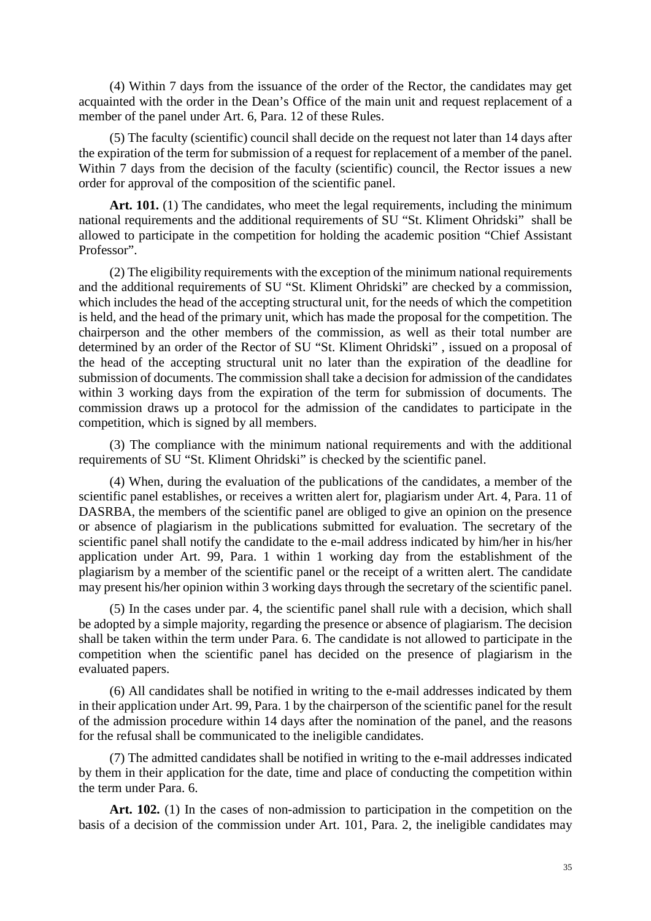(4) Within 7 days from the issuance of the order of the Rector, the candidates may get acquainted with the order in the Dean's Office of the main unit and request replacement of a member of the panel under Art. 6, Para. 12 of these Rules.

(5) The faculty (scientific) council shall decide on the request not later than 14 days after the expiration of the term for submission of a request for replacement of a member of the panel. Within 7 days from the decision of the faculty (scientific) council, the Rector issues a new order for approval of the composition of the scientific panel.

**Art. 101.** (1) The candidates, who meet the legal requirements, including the minimum national requirements and the additional requirements of SU "St. Kliment Ohridski" shall be allowed to participate in the competition for holding the academic position "Chief Assistant Professor".

(2) The eligibility requirements with the exception of the minimum national requirements and the additional requirements of SU "St. Kliment Ohridski" are checked by a commission, which includes the head of the accepting structural unit, for the needs of which the competition is held, and the head of the primary unit, which has made the proposal for the competition. The chairperson and the other members of the commission, as well as their total number are determined by an order of the Rector of SU "St. Kliment Ohridski" , issued on a proposal of the head of the accepting structural unit no later than the expiration of the deadline for submission of documents. The commission shall take a decision for admission of the candidates within 3 working days from the expiration of the term for submission of documents. The commission draws up a protocol for the admission of the candidates to participate in the competition, which is signed by all members.

(3) The compliance with the minimum national requirements and with the additional requirements of SU "St. Kliment Ohridski" is checked by the scientific panel.

(4) When, during the evaluation of the publications of the candidates, a member of the scientific panel establishes, or receives a written alert for, plagiarism under Art. 4, Para. 11 of DASRBA, the members of the scientific panel are obliged to give an opinion on the presence or absence of plagiarism in the publications submitted for evaluation. The secretary of the scientific panel shall notify the candidate to the e-mail address indicated by him/her in his/her application under Art. 99, Para. 1 within 1 working day from the establishment of the plagiarism by a member of the scientific panel or the receipt of a written alert. The candidate may present his/her opinion within 3 working days through the secretary of the scientific panel.

(5) In the cases under par. 4, the scientific panel shall rule with a decision, which shall be adopted by a simple majority, regarding the presence or absence of plagiarism. The decision shall be taken within the term under Para. 6. The candidate is not allowed to participate in the competition when the scientific panel has decided on the presence of plagiarism in the evaluated papers.

(6) All candidates shall be notified in writing to the e-mail addresses indicated by them in their application under Art. 99, Para. 1 by the chairperson of the scientific panel for the result of the admission procedure within 14 days after the nomination of the panel, and the reasons for the refusal shall be communicated to the ineligible candidates.

(7) The admitted candidates shall be notified in writing to the e-mail addresses indicated by them in their application for the date, time and place of conducting the competition within the term under Para. 6.

**Art. 102.** (1) In the cases of non-admission to participation in the competition on the basis of a decision of the commission under Art. 101, Para. 2, the ineligible candidates may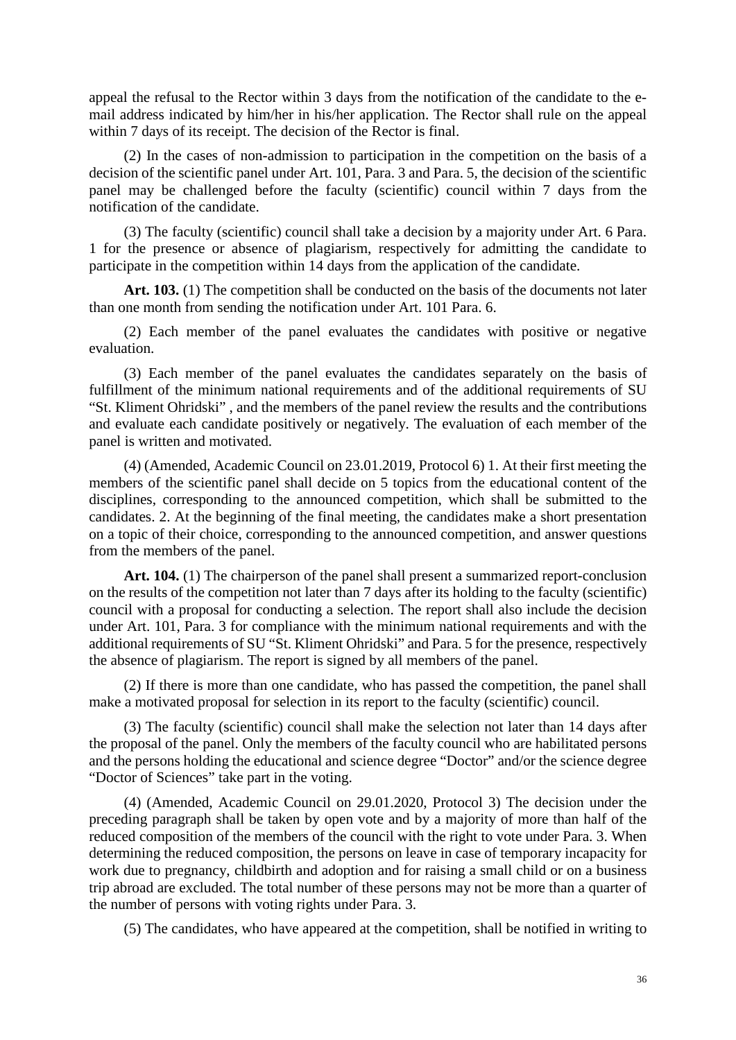appeal the refusal to the Rector within 3 days from the notification of the candidate to the e-mail address indicated by him/her in his/her application. The Rector shall rule on the appeal within 7 days of its receipt. The decision of the Rector is final.

(2) In the cases of non-admission to participation in the competition on the basis of a decision of the scientific panel under Art. 101, Para. 3 and Para. 5, the decision of the scientific panel may be challenged before the faculty (scientific) council within 7 days from the notification of the candidate.

(3) The faculty (scientific) council shall take a decision by a majority under Art. 6 Para. 1 for the presence or absence of plagiarism, respectively for admitting the candidate to participate in the competition within 14 days from the application of the candidate.

**Art. 103.** (1) The competition shall be conducted on the basis of the documents not later than one month from sending the notification under Art. 101 Para. 6.

(2) Each member of the panel evaluates the candidates with positive or negative evaluation.

(3) Each member of the panel evaluates the candidates separately on the basis of fulfillment of the minimum national requirements and of the additional requirements of SU "St. Kliment Ohridski" , and the members of the panel review the results and the contributions and evaluate each candidate positively or negatively. The evaluation of each member of the panel is written and motivated.

(4) (Amended, Academic Council on 23.01.2019, Protocol 6) 1. At their first meeting the members of the scientific panel shall decide on 5 topics from the educational content of the disciplines, corresponding to the announced competition, which shall be submitted to the candidates. 2. At the beginning of the final meeting, the candidates make a short presentation on a topic of their choice, corresponding to the announced competition, and answer questions from the members of the panel.

**Art. 104.** (1) The chairperson of the panel shall present a summarized report-conclusion on the results of the competition not later than 7 days after its holding to the faculty (scientific) council with a proposal for conducting a selection. The report shall also include the decision under Art. 101, Para. 3 for compliance with the minimum national requirements and with the additional requirements of SU "St. Kliment Ohridski" and Para. 5 for the presence, respectively the absence of plagiarism. The report is signed by all members of the panel.

(2) If there is more than one candidate, who has passed the competition, the panel shall make a motivated proposal for selection in its report to the faculty (scientific) council.

(3) The faculty (scientific) council shall make the selection not later than 14 days after the proposal of the panel. Only the members of the faculty council who are habilitated persons and the persons holding the educational and science degree "Doctor" and/or the science degree "Doctor of Sciences" take part in the voting.

(4) (Amended, Academic Council on 29.01.2020, Protocol 3) The decision under the preceding paragraph shall be taken by open vote and by a majority of more than half of the reduced composition of the members of the council with the right to vote under Para. 3. When determining the reduced composition, the persons on leave in case of temporary incapacity for work due to pregnancy, childbirth and adoption and for raising a small child or on a business trip abroad are excluded. The total number of these persons may not be more than a quarter of the number of persons with voting rights under Para. 3.

(5) The candidates, who have appeared at the competition, shall be notified in writing to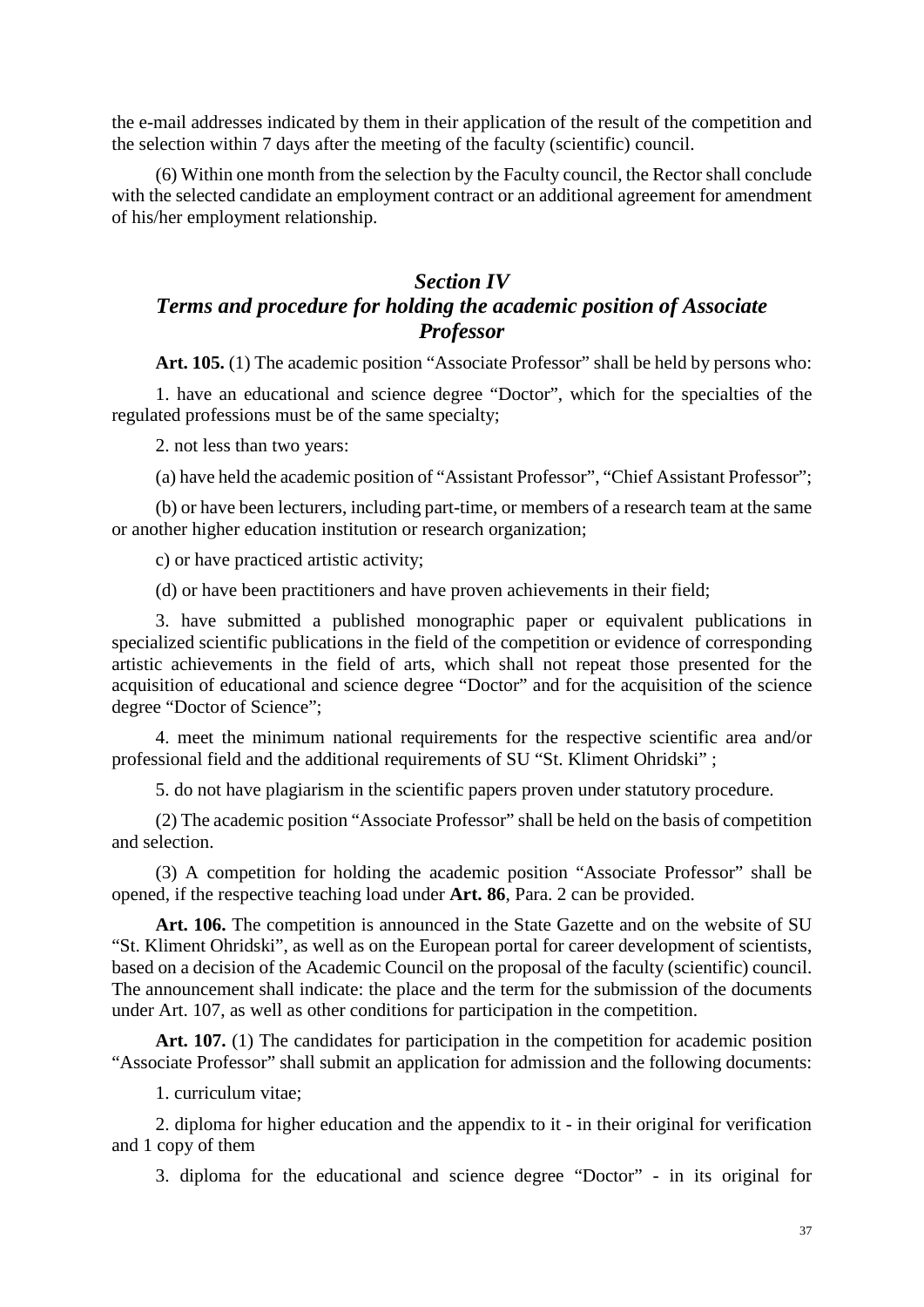the e-mail addresses indicated by them in their application of the result of the competition and the selection within 7 days after the meeting of the faculty (scientific) council.

(6) Within one month from the selection by the Faculty council, the Rector shall conclude with the selected candidate an employment contract or an additional agreement for amendment of his/her employment relationship.

## *Section IV*
## *Terms and procedure for holding the academic position of Associate Professor*

**Art. 105.** (1) The academic position "Associate Professor" shall be held by persons who:

1. have an educational and science degree "Doctor", which for the specialties of the regulated professions must be of the same specialty;

2. not less than two years:

(a) have held the academic position of "Assistant Professor", "Chief Assistant Professor";

(b) or have been lecturers, including part-time, or members of a research team at the same or another higher education institution or research organization;

c) or have practiced artistic activity;

(d) or have been practitioners and have proven achievements in their field;

3. have submitted a published monographic paper or equivalent publications in specialized scientific publications in the field of the competition or evidence of corresponding artistic achievements in the field of arts, which shall not repeat those presented for the acquisition of educational and science degree "Doctor" and for the acquisition of the science degree "Doctor of Science";

4. meet the minimum national requirements for the respective scientific area and/or professional field and the additional requirements of SU "St. Kliment Ohridski" ;

5. do not have plagiarism in the scientific papers proven under statutory procedure.

(2) The academic position "Associate Professor" shall be held on the basis of competition and selection.

(3) A competition for holding the academic position "Associate Professor" shall be opened, if the respective teaching load under **Art. 86**, Para. 2 can be provided.

**Art. 106.** The competition is announced in the State Gazette and on the website of SU "St. Kliment Ohridski", as well as on the European portal for career development of scientists, based on a decision of the Academic Council on the proposal of the faculty (scientific) council. The announcement shall indicate: the place and the term for the submission of the documents under Art. 107, as well as other conditions for participation in the competition.

**Art. 107.** (1) The candidates for participation in the competition for academic position "Associate Professor" shall submit an application for admission and the following documents:

1. curriculum vitae;

2. diploma for higher education and the appendix to it - in their original for verification and 1 copy of them

3. diploma for the educational and science degree "Doctor" - in its original for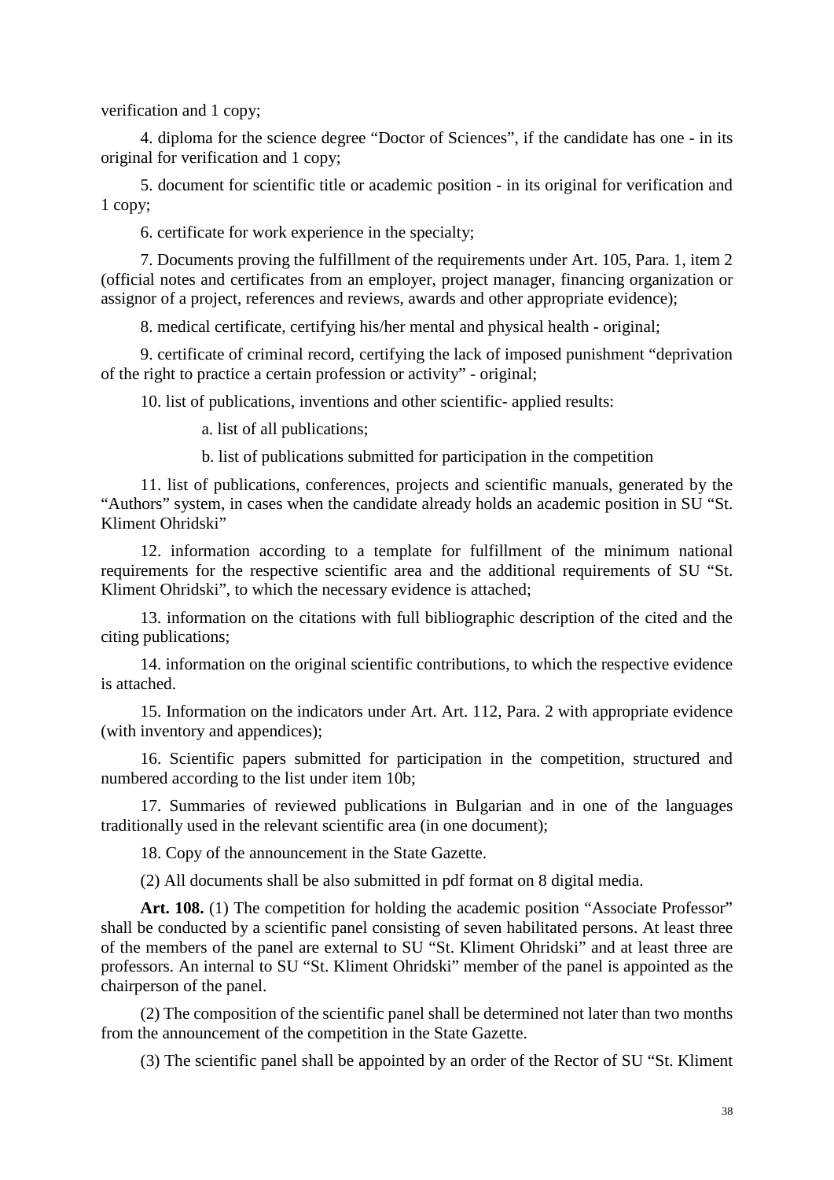verification and 1 copy;

4. diploma for the science degree “Doctor of Sciences”, if the candidate has one - in its original for verification and 1 copy;

5. document for scientific title or academic position - in its original for verification and 1 copy;

6. certificate for work experience in the specialty;

7. Documents proving the fulfillment of the requirements under Art. 105, Para. 1, item 2 (official notes and certificates from an employer, project manager, financing organization or assignor of a project, references and reviews, awards and other appropriate evidence);

8. medical certificate, certifying his/her mental and physical health - original;

9. certificate of criminal record, certifying the lack of imposed punishment “deprivation of the right to practice a certain profession or activity” - original;

10. list of publications, inventions and other scientific- applied results:

a. list of all publications;

b. list of publications submitted for participation in the competition

11. list of publications, conferences, projects and scientific manuals, generated by the “Authors” system, in cases when the candidate already holds an academic position in SU “St. Kliment Ohridski”

12. information according to a template for fulfillment of the minimum national requirements for the respective scientific area and the additional requirements of SU “St. Kliment Ohridski”, to which the necessary evidence is attached;

13. information on the citations with full bibliographic description of the cited and the citing publications;

14. information on the original scientific contributions, to which the respective evidence is attached.

15. Information on the indicators under Art. Art. 112, Para. 2 with appropriate evidence (with inventory and appendices);

16. Scientific papers submitted for participation in the competition, structured and numbered according to the list under item 10b;

17. Summaries of reviewed publications in Bulgarian and in one of the languages traditionally used in the relevant scientific area (in one document);

18. Copy of the announcement in the State Gazette.

(2) All documents shall be also submitted in pdf format on 8 digital media.

**Art. 108.** (1) The competition for holding the academic position “Associate Professor” shall be conducted by a scientific panel consisting of seven habilitated persons. At least three of the members of the panel are external to SU “St. Kliment Ohridski” and at least three are professors. An internal to SU “St. Kliment Ohridski” member of the panel is appointed as the chairperson of the panel.

(2) The composition of the scientific panel shall be determined not later than two months from the announcement of the competition in the State Gazette.

(3) The scientific panel shall be appointed by an order of the Rector of SU “St. Kliment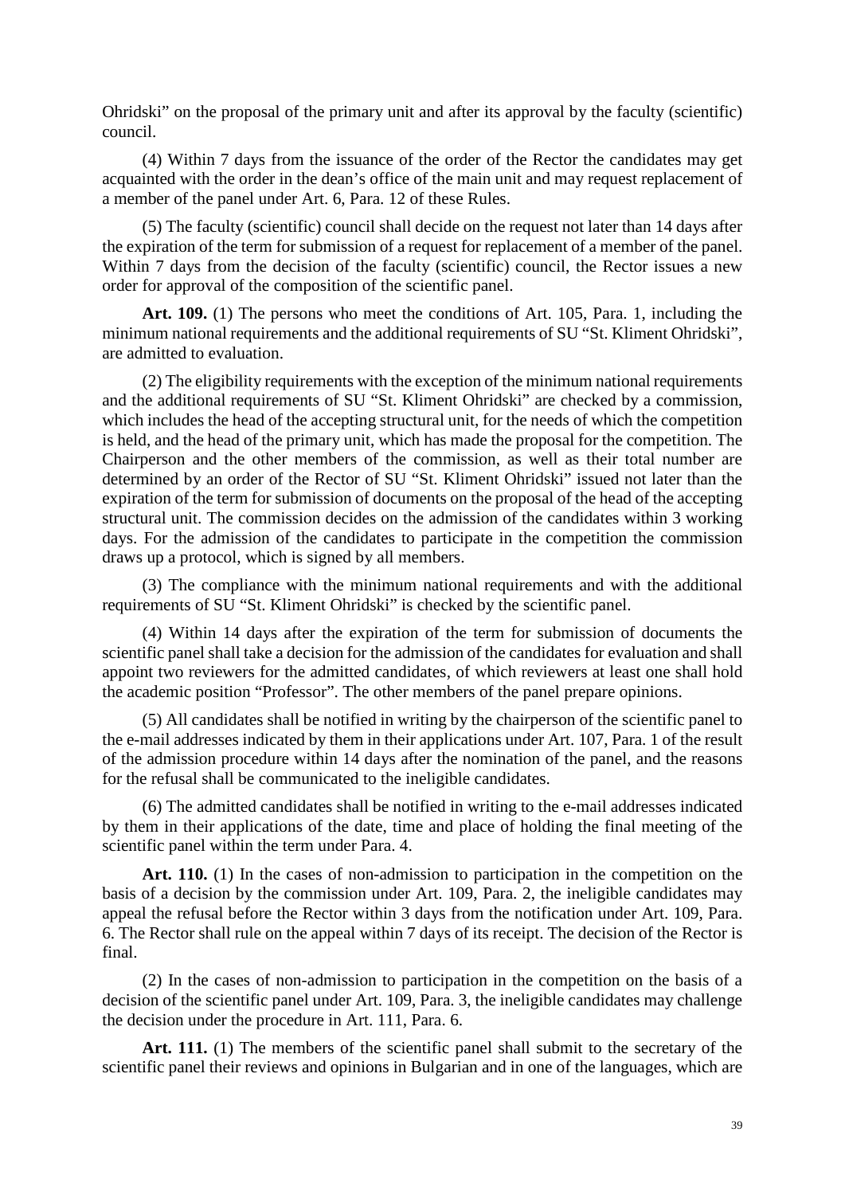Ohridski" on the proposal of the primary unit and after its approval by the faculty (scientific) council.

(4) Within 7 days from the issuance of the order of the Rector the candidates may get acquainted with the order in the dean's office of the main unit and may request replacement of a member of the panel under Art. 6, Para. 12 of these Rules.

(5) The faculty (scientific) council shall decide on the request not later than 14 days after the expiration of the term for submission of a request for replacement of a member of the panel. Within 7 days from the decision of the faculty (scientific) council, the Rector issues a new order for approval of the composition of the scientific panel.

**Art. 109.** (1) The persons who meet the conditions of Art. 105, Para. 1, including the minimum national requirements and the additional requirements of SU "St. Kliment Ohridski", are admitted to evaluation.

(2) The eligibility requirements with the exception of the minimum national requirements and the additional requirements of SU "St. Kliment Ohridski" are checked by a commission, which includes the head of the accepting structural unit, for the needs of which the competition is held, and the head of the primary unit, which has made the proposal for the competition. The Chairperson and the other members of the commission, as well as their total number are determined by an order of the Rector of SU "St. Kliment Ohridski" issued not later than the expiration of the term for submission of documents on the proposal of the head of the accepting structural unit. The commission decides on the admission of the candidates within 3 working days. For the admission of the candidates to participate in the competition the commission draws up a protocol, which is signed by all members.

(3) The compliance with the minimum national requirements and with the additional requirements of SU "St. Kliment Ohridski" is checked by the scientific panel.

(4) Within 14 days after the expiration of the term for submission of documents the scientific panel shall take a decision for the admission of the candidates for evaluation and shall appoint two reviewers for the admitted candidates, of which reviewers at least one shall hold the academic position "Professor". The other members of the panel prepare opinions.

(5) All candidates shall be notified in writing by the chairperson of the scientific panel to the e-mail addresses indicated by them in their applications under Art. 107, Para. 1 of the result of the admission procedure within 14 days after the nomination of the panel, and the reasons for the refusal shall be communicated to the ineligible candidates.

(6) The admitted candidates shall be notified in writing to the e-mail addresses indicated by them in their applications of the date, time and place of holding the final meeting of the scientific panel within the term under Para. 4.

**Art. 110.** (1) In the cases of non-admission to participation in the competition on the basis of a decision by the commission under Art. 109, Para. 2, the ineligible candidates may appeal the refusal before the Rector within 3 days from the notification under Art. 109, Para. 6. The Rector shall rule on the appeal within 7 days of its receipt. The decision of the Rector is final.

(2) In the cases of non-admission to participation in the competition on the basis of a decision of the scientific panel under Art. 109, Para. 3, the ineligible candidates may challenge the decision under the procedure in Art. 111, Para. 6.

**Art. 111.** (1) The members of the scientific panel shall submit to the secretary of the scientific panel their reviews and opinions in Bulgarian and in one of the languages, which are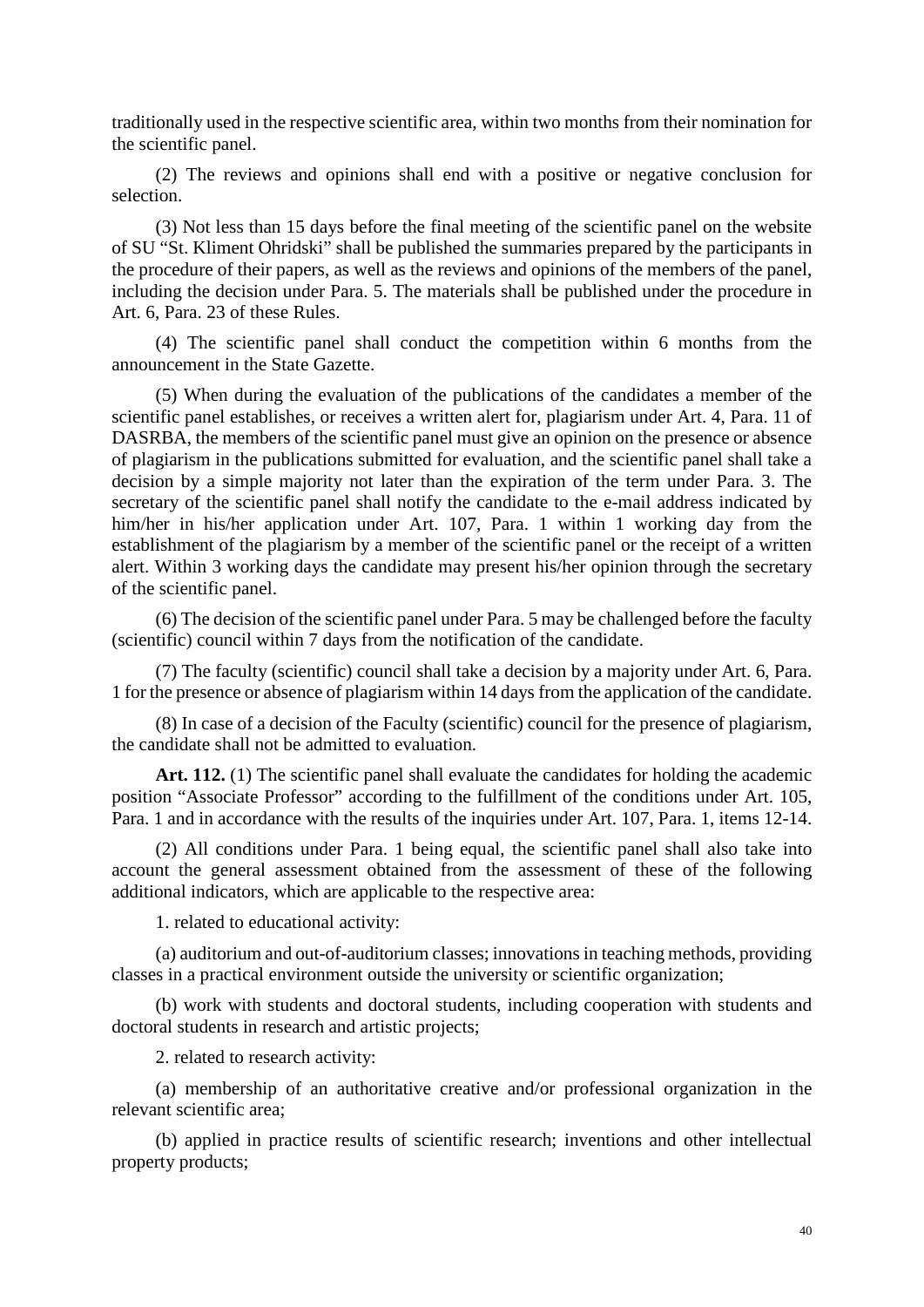traditionally used in the respective scientific area, within two months from their nomination for the scientific panel.

(2) The reviews and opinions shall end with a positive or negative conclusion for selection.

(3) Not less than 15 days before the final meeting of the scientific panel on the website of SU "St. Kliment Ohridski" shall be published the summaries prepared by the participants in the procedure of their papers, as well as the reviews and opinions of the members of the panel, including the decision under Para. 5. The materials shall be published under the procedure in Art. 6, Para. 23 of these Rules.

(4) The scientific panel shall conduct the competition within 6 months from the announcement in the State Gazette.

(5) When during the evaluation of the publications of the candidates a member of the scientific panel establishes, or receives a written alert for, plagiarism under Art. 4, Para. 11 of DASRBA, the members of the scientific panel must give an opinion on the presence or absence of plagiarism in the publications submitted for evaluation, and the scientific panel shall take a decision by a simple majority not later than the expiration of the term under Para. 3. The secretary of the scientific panel shall notify the candidate to the e-mail address indicated by him/her in his/her application under Art. 107, Para. 1 within 1 working day from the establishment of the plagiarism by a member of the scientific panel or the receipt of a written alert. Within 3 working days the candidate may present his/her opinion through the secretary of the scientific panel.

(6) The decision of the scientific panel under Para. 5 may be challenged before the faculty (scientific) council within 7 days from the notification of the candidate.

(7) The faculty (scientific) council shall take a decision by a majority under Art. 6, Para. 1 for the presence or absence of plagiarism within 14 days from the application of the candidate.

(8) In case of a decision of the Faculty (scientific) council for the presence of plagiarism, the candidate shall not be admitted to evaluation.

**Art. 112.** (1) The scientific panel shall evaluate the candidates for holding the academic position "Associate Professor" according to the fulfillment of the conditions under Art. 105, Para. 1 and in accordance with the results of the inquiries under Art. 107, Para. 1, items 12-14.

(2) All conditions under Para. 1 being equal, the scientific panel shall also take into account the general assessment obtained from the assessment of these of the following additional indicators, which are applicable to the respective area:

1. related to educational activity:

(a) auditorium and out-of-auditorium classes; innovations in teaching methods, providing classes in a practical environment outside the university or scientific organization;

(b) work with students and doctoral students, including cooperation with students and doctoral students in research and artistic projects;

2. related to research activity:

(a) membership of an authoritative creative and/or professional organization in the relevant scientific area;

(b) applied in practice results of scientific research; inventions and other intellectual property products;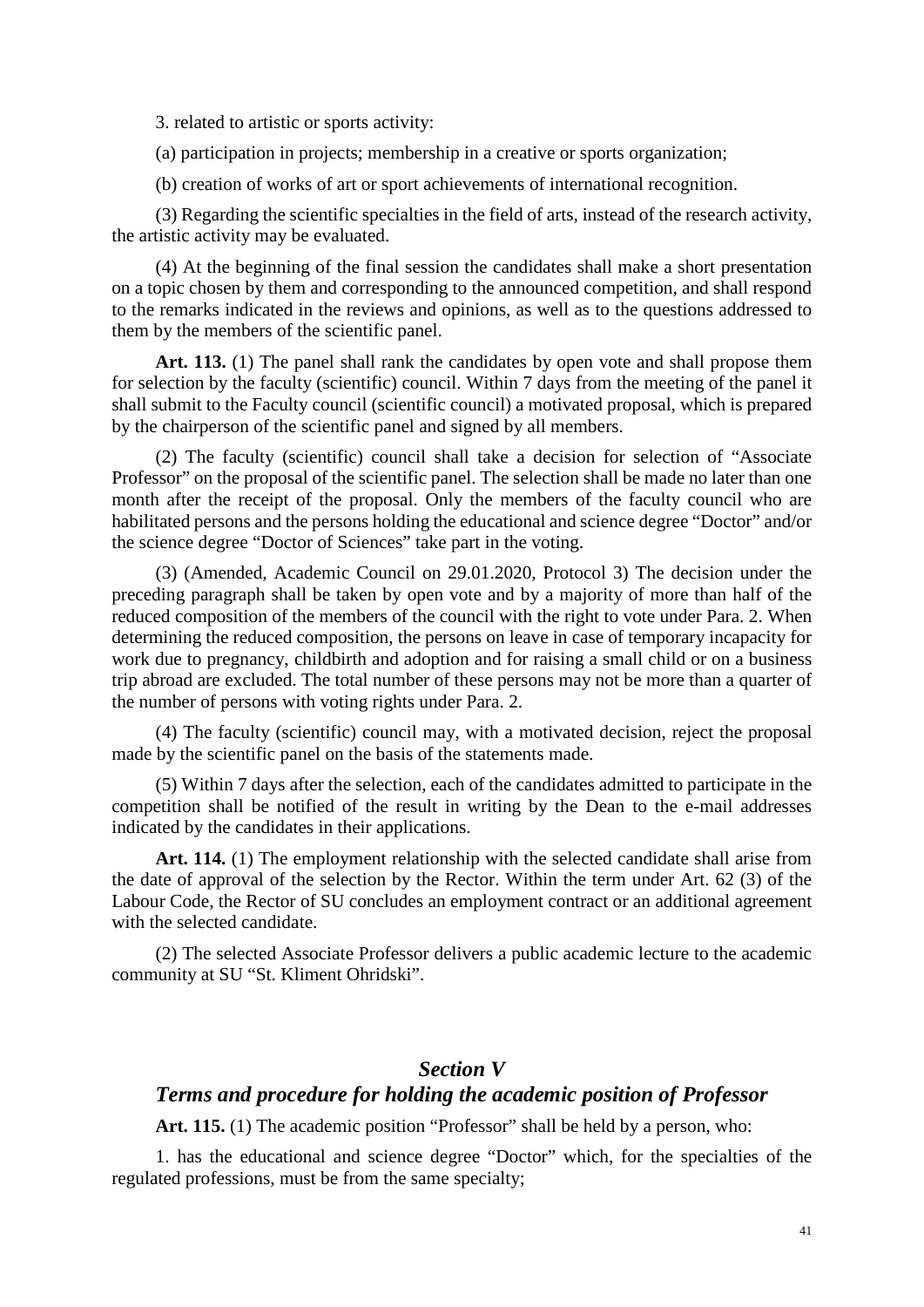3. related to artistic or sports activity:

(a) participation in projects; membership in a creative or sports organization;

(b) creation of works of art or sport achievements of international recognition.

(3) Regarding the scientific specialties in the field of arts, instead of the research activity, the artistic activity may be evaluated.

(4) At the beginning of the final session the candidates shall make a short presentation on a topic chosen by them and corresponding to the announced competition, and shall respond to the remarks indicated in the reviews and opinions, as well as to the questions addressed to them by the members of the scientific panel.

**Art. 113.** (1) The panel shall rank the candidates by open vote and shall propose them for selection by the faculty (scientific) council. Within 7 days from the meeting of the panel it shall submit to the Faculty council (scientific council) a motivated proposal, which is prepared by the chairperson of the scientific panel and signed by all members.

(2) The faculty (scientific) council shall take a decision for selection of "Associate Professor" on the proposal of the scientific panel. The selection shall be made no later than one month after the receipt of the proposal. Only the members of the faculty council who are habilitated persons and the persons holding the educational and science degree "Doctor" and/or the science degree "Doctor of Sciences" take part in the voting.

(3) (Amended, Academic Council on 29.01.2020, Protocol 3) The decision under the preceding paragraph shall be taken by open vote and by a majority of more than half of the reduced composition of the members of the council with the right to vote under Para. 2. When determining the reduced composition, the persons on leave in case of temporary incapacity for work due to pregnancy, childbirth and adoption and for raising a small child or on a business trip abroad are excluded. The total number of these persons may not be more than a quarter of the number of persons with voting rights under Para. 2.

(4) The faculty (scientific) council may, with a motivated decision, reject the proposal made by the scientific panel on the basis of the statements made.

(5) Within 7 days after the selection, each of the candidates admitted to participate in the competition shall be notified of the result in writing by the Dean to the e-mail addresses indicated by the candidates in their applications.

**Art. 114.** (1) The employment relationship with the selected candidate shall arise from the date of approval of the selection by the Rector. Within the term under Art. 62 (3) of the Labour Code, the Rector of SU concludes an employment contract or an additional agreement with the selected candidate.

(2) The selected Associate Professor delivers a public academic lecture to the academic community at SU "St. Kliment Ohridski".

## *Section V*
## *Terms and procedure for holding the academic position of Professor*

**Art. 115.** (1) The academic position "Professor" shall be held by a person, who:

1. has the educational and science degree "Doctor" which, for the specialties of the regulated professions, must be from the same specialty;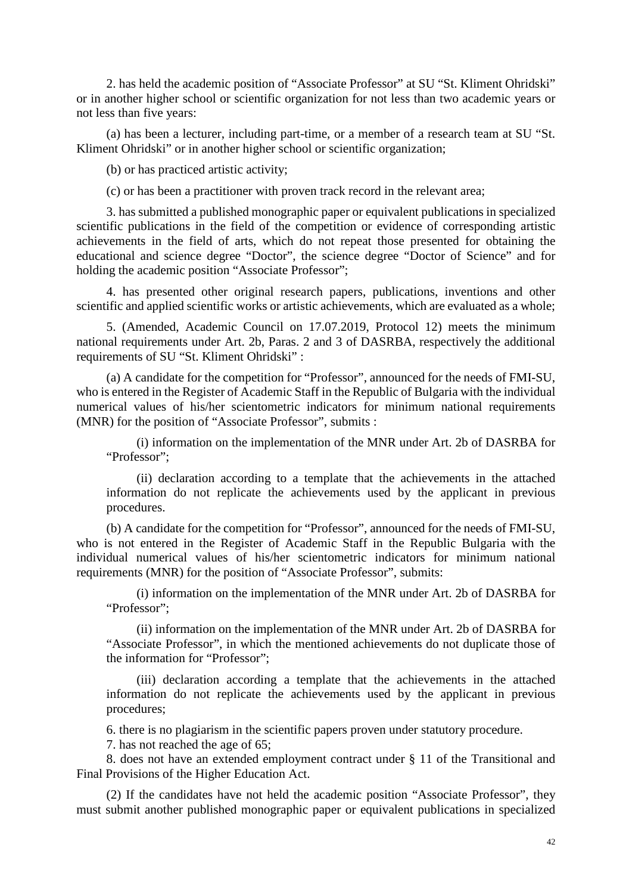2. has held the academic position of "Associate Professor" at SU "St. Kliment Ohridski" or in another higher school or scientific organization for not less than two academic years or not less than five years:

(a) has been a lecturer, including part-time, or a member of a research team at SU "St. Kliment Ohridski" or in another higher school or scientific organization;

(b) or has practiced artistic activity;

(c) or has been a practitioner with proven track record in the relevant area;

3. has submitted a published monographic paper or equivalent publications in specialized scientific publications in the field of the competition or evidence of corresponding artistic achievements in the field of arts, which do not repeat those presented for obtaining the educational and science degree "Doctor", the science degree "Doctor of Science" and for holding the academic position "Associate Professor";

4. has presented other original research papers, publications, inventions and other scientific and applied scientific works or artistic achievements, which are evaluated as a whole;

5. (Amended, Academic Council on 17.07.2019, Protocol 12) meets the minimum national requirements under Art. 2b, Paras. 2 and 3 of DASRBA, respectively the additional requirements of SU "St. Kliment Ohridski" :

(a) A candidate for the competition for "Professor", announced for the needs of FMI-SU, who is entered in the Register of Academic Staff in the Republic of Bulgaria with the individual numerical values of his/her scientometric indicators for minimum national requirements (MNR) for the position of "Associate Professor", submits :

(i) information on the implementation of the MNR under Art. 2b of DASRBA for "Professor";

(ii) declaration according to a template that the achievements in the attached information do not replicate the achievements used by the applicant in previous procedures.

(b) A candidate for the competition for "Professor", announced for the needs of FMI-SU, who is not entered in the Register of Academic Staff in the Republic Bulgaria with the individual numerical values of his/her scientometric indicators for minimum national requirements (MNR) for the position of "Associate Professor", submits:

(i) information on the implementation of the MNR under Art. 2b of DASRBA for "Professor";

(ii) information on the implementation of the MNR under Art. 2b of DASRBA for "Associate Professor", in which the mentioned achievements do not duplicate those of the information for "Professor";

(iii) declaration according a template that the achievements in the attached information do not replicate the achievements used by the applicant in previous procedures;

6. there is no plagiarism in the scientific papers proven under statutory procedure.

7. has not reached the age of 65;

8. does not have an extended employment contract under § 11 of the Transitional and Final Provisions of the Higher Education Act.

(2) If the candidates have not held the academic position "Associate Professor", they must submit another published monographic paper or equivalent publications in specialized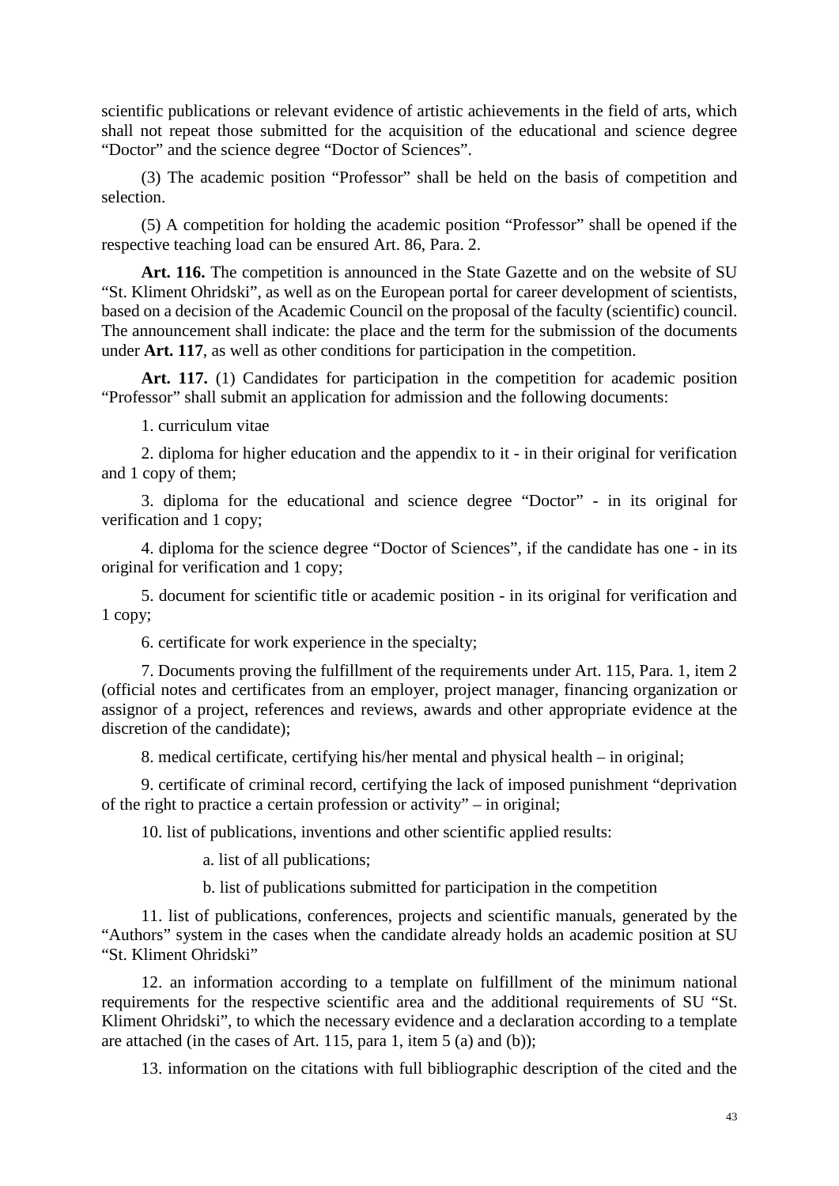scientific publications or relevant evidence of artistic achievements in the field of arts, which shall not repeat those submitted for the acquisition of the educational and science degree "Doctor" and the science degree "Doctor of Sciences".

(3) The academic position "Professor" shall be held on the basis of competition and selection.

(5) A competition for holding the academic position "Professor" shall be opened if the respective teaching load can be ensured Art. 86, Para. 2.

**Art. 116.** The competition is announced in the State Gazette and on the website of SU "St. Kliment Ohridski", as well as on the European portal for career development of scientists, based on a decision of the Academic Council on the proposal of the faculty (scientific) council. The announcement shall indicate: the place and the term for the submission of the documents under **Art. 117**, as well as other conditions for participation in the competition.

**Art. 117.** (1) Candidates for participation in the competition for academic position "Professor" shall submit an application for admission and the following documents:

1. curriculum vitae

2. diploma for higher education and the appendix to it - in their original for verification and 1 copy of them;

3. diploma for the educational and science degree "Doctor" - in its original for verification and 1 copy;

4. diploma for the science degree "Doctor of Sciences", if the candidate has one - in its original for verification and 1 copy;

5. document for scientific title or academic position - in its original for verification and 1 copy;

6. certificate for work experience in the specialty;

7. Documents proving the fulfillment of the requirements under Art. 115, Para. 1, item 2 (official notes and certificates from an employer, project manager, financing organization or assignor of a project, references and reviews, awards and other appropriate evidence at the discretion of the candidate);

8. medical certificate, certifying his/her mental and physical health – in original;

9. certificate of criminal record, certifying the lack of imposed punishment "deprivation of the right to practice a certain profession or activity" – in original;

10. list of publications, inventions and other scientific applied results:

   a. list of all publications;

   b. list of publications submitted for participation in the competition

11. list of publications, conferences, projects and scientific manuals, generated by the "Authors" system in the cases when the candidate already holds an academic position at SU "St. Kliment Ohridski"

12. an information according to a template on fulfillment of the minimum national requirements for the respective scientific area and the additional requirements of SU "St. Kliment Ohridski", to which the necessary evidence and a declaration according to a template are attached (in the cases of Art. 115, para 1, item 5 (a) and (b));

13. information on the citations with full bibliographic description of the cited and the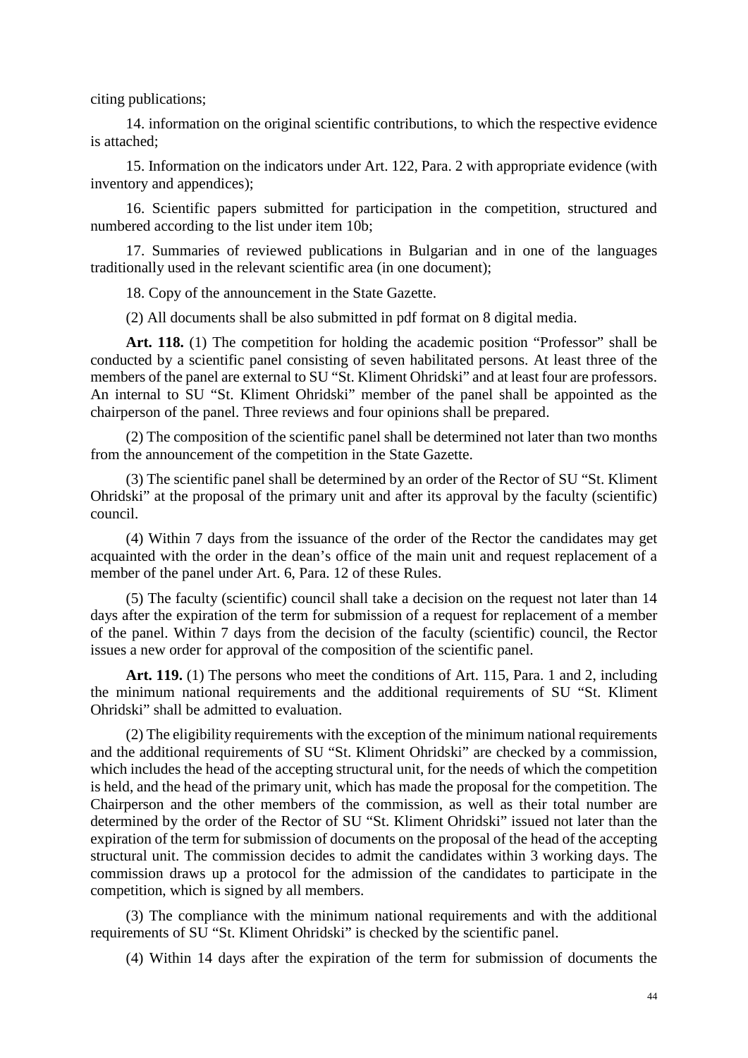citing publications;

14. information on the original scientific contributions, to which the respective evidence is attached;

15. Information on the indicators under Art. 122, Para. 2 with appropriate evidence (with inventory and appendices);

16. Scientific papers submitted for participation in the competition, structured and numbered according to the list under item 10b;

17. Summaries of reviewed publications in Bulgarian and in one of the languages traditionally used in the relevant scientific area (in one document);

18. Copy of the announcement in the State Gazette.

(2) All documents shall be also submitted in pdf format on 8 digital media.

**Art. 118.** (1) The competition for holding the academic position "Professor" shall be conducted by a scientific panel consisting of seven habilitated persons. At least three of the members of the panel are external to SU "St. Kliment Ohridski" and at least four are professors. An internal to SU "St. Kliment Ohridski" member of the panel shall be appointed as the chairperson of the panel. Three reviews and four opinions shall be prepared.

(2) The composition of the scientific panel shall be determined not later than two months from the announcement of the competition in the State Gazette.

(3) The scientific panel shall be determined by an order of the Rector of SU "St. Kliment Ohridski" at the proposal of the primary unit and after its approval by the faculty (scientific) council.

(4) Within 7 days from the issuance of the order of the Rector the candidates may get acquainted with the order in the dean's office of the main unit and request replacement of a member of the panel under Art. 6, Para. 12 of these Rules.

(5) The faculty (scientific) council shall take a decision on the request not later than 14 days after the expiration of the term for submission of a request for replacement of a member of the panel. Within 7 days from the decision of the faculty (scientific) council, the Rector issues a new order for approval of the composition of the scientific panel.

**Art. 119.** (1) The persons who meet the conditions of Art. 115, Para. 1 and 2, including the minimum national requirements and the additional requirements of SU "St. Kliment Ohridski" shall be admitted to evaluation.

(2) The eligibility requirements with the exception of the minimum national requirements and the additional requirements of SU "St. Kliment Ohridski" are checked by a commission, which includes the head of the accepting structural unit, for the needs of which the competition is held, and the head of the primary unit, which has made the proposal for the competition. The Chairperson and the other members of the commission, as well as their total number are determined by the order of the Rector of SU "St. Kliment Ohridski" issued not later than the expiration of the term for submission of documents on the proposal of the head of the accepting structural unit. The commission decides to admit the candidates within 3 working days. The commission draws up a protocol for the admission of the candidates to participate in the competition, which is signed by all members.

(3) The compliance with the minimum national requirements and with the additional requirements of SU "St. Kliment Ohridski" is checked by the scientific panel.

(4) Within 14 days after the expiration of the term for submission of documents the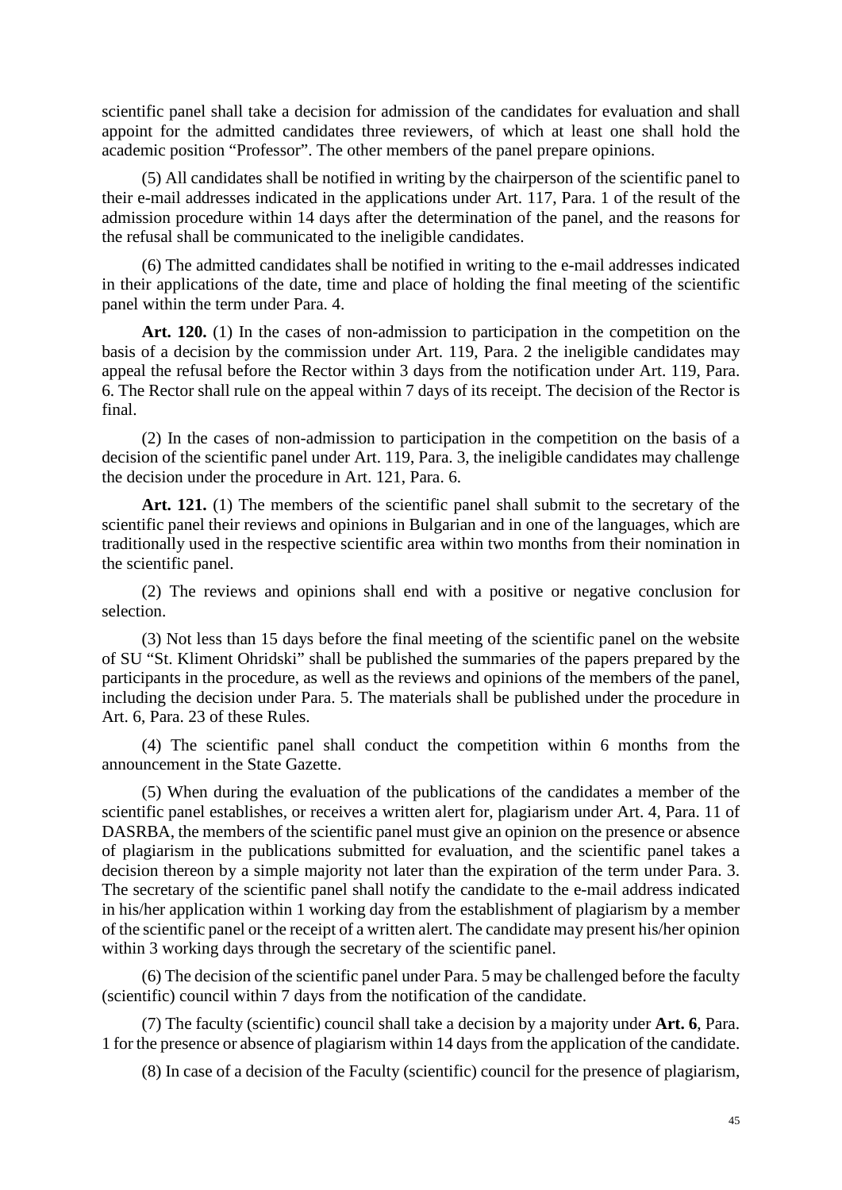scientific panel shall take a decision for admission of the candidates for evaluation and shall appoint for the admitted candidates three reviewers, of which at least one shall hold the academic position "Professor". The other members of the panel prepare opinions.

(5) All candidates shall be notified in writing by the chairperson of the scientific panel to their e-mail addresses indicated in the applications under Art. 117, Para. 1 of the result of the admission procedure within 14 days after the determination of the panel, and the reasons for the refusal shall be communicated to the ineligible candidates.

(6) The admitted candidates shall be notified in writing to the e-mail addresses indicated in their applications of the date, time and place of holding the final meeting of the scientific panel within the term under Para. 4.

**Art. 120.** (1) In the cases of non-admission to participation in the competition on the basis of a decision by the commission under Art. 119, Para. 2 the ineligible candidates may appeal the refusal before the Rector within 3 days from the notification under Art. 119, Para. 6. The Rector shall rule on the appeal within 7 days of its receipt. The decision of the Rector is final.

(2) In the cases of non-admission to participation in the competition on the basis of a decision of the scientific panel under Art. 119, Para. 3, the ineligible candidates may challenge the decision under the procedure in Art. 121, Para. 6.

**Art. 121.** (1) The members of the scientific panel shall submit to the secretary of the scientific panel their reviews and opinions in Bulgarian and in one of the languages, which are traditionally used in the respective scientific area within two months from their nomination in the scientific panel.

(2) The reviews and opinions shall end with a positive or negative conclusion for selection.

(3) Not less than 15 days before the final meeting of the scientific panel on the website of SU "St. Kliment Ohridski" shall be published the summaries of the papers prepared by the participants in the procedure, as well as the reviews and opinions of the members of the panel, including the decision under Para. 5. The materials shall be published under the procedure in Art. 6, Para. 23 of these Rules.

(4) The scientific panel shall conduct the competition within 6 months from the announcement in the State Gazette.

(5) When during the evaluation of the publications of the candidates a member of the scientific panel establishes, or receives a written alert for, plagiarism under Art. 4, Para. 11 of DASRBA, the members of the scientific panel must give an opinion on the presence or absence of plagiarism in the publications submitted for evaluation, and the scientific panel takes a decision thereon by a simple majority not later than the expiration of the term under Para. 3. The secretary of the scientific panel shall notify the candidate to the e-mail address indicated in his/her application within 1 working day from the establishment of plagiarism by a member of the scientific panel or the receipt of a written alert. The candidate may present his/her opinion within 3 working days through the secretary of the scientific panel.

(6) The decision of the scientific panel under Para. 5 may be challenged before the faculty (scientific) council within 7 days from the notification of the candidate.

(7) The faculty (scientific) council shall take a decision by a majority under **Art. 6**, Para. 1 for the presence or absence of plagiarism within 14 days from the application of the candidate.

(8) In case of a decision of the Faculty (scientific) council for the presence of plagiarism,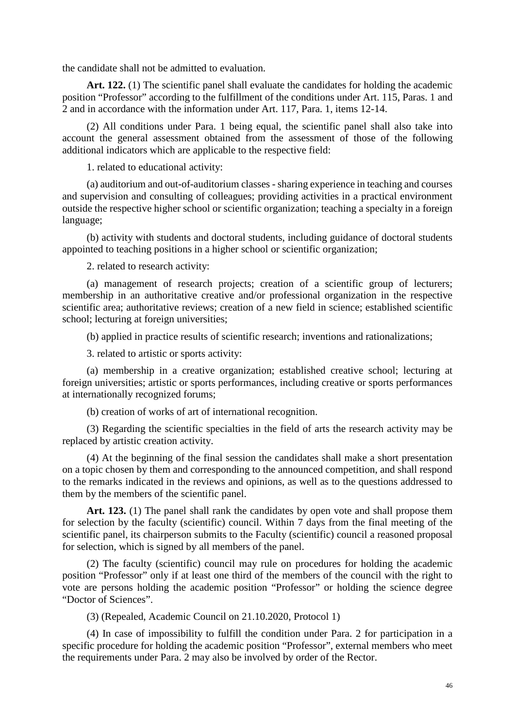the candidate shall not be admitted to evaluation.

**Art. 122.** (1) The scientific panel shall evaluate the candidates for holding the academic position "Professor" according to the fulfillment of the conditions under Art. 115, Paras. 1 and 2 and in accordance with the information under Art. 117, Para. 1, items 12-14.

(2) All conditions under Para. 1 being equal, the scientific panel shall also take into account the general assessment obtained from the assessment of those of the following additional indicators which are applicable to the respective field:

1. related to educational activity:

(a) auditorium and out-of-auditorium classes - sharing experience in teaching and courses and supervision and consulting of colleagues; providing activities in a practical environment outside the respective higher school or scientific organization; teaching a specialty in a foreign language;

(b) activity with students and doctoral students, including guidance of doctoral students appointed to teaching positions in a higher school or scientific organization;

2. related to research activity:

(a) management of research projects; creation of a scientific group of lecturers; membership in an authoritative creative and/or professional organization in the respective scientific area; authoritative reviews; creation of a new field in science; established scientific school; lecturing at foreign universities;

(b) applied in practice results of scientific research; inventions and rationalizations;

3. related to artistic or sports activity:

(a) membership in a creative organization; established creative school; lecturing at foreign universities; artistic or sports performances, including creative or sports performances at internationally recognized forums;

(b) creation of works of art of international recognition.

(3) Regarding the scientific specialties in the field of arts the research activity may be replaced by artistic creation activity.

(4) At the beginning of the final session the candidates shall make a short presentation on a topic chosen by them and corresponding to the announced competition, and shall respond to the remarks indicated in the reviews and opinions, as well as to the questions addressed to them by the members of the scientific panel.

**Art. 123.** (1) The panel shall rank the candidates by open vote and shall propose them for selection by the faculty (scientific) council. Within 7 days from the final meeting of the scientific panel, its chairperson submits to the Faculty (scientific) council a reasoned proposal for selection, which is signed by all members of the panel.

(2) The faculty (scientific) council may rule on procedures for holding the academic position "Professor" only if at least one third of the members of the council with the right to vote are persons holding the academic position "Professor" or holding the science degree "Doctor of Sciences".

(3) (Repealed, Academic Council on 21.10.2020, Protocol 1)

(4) In case of impossibility to fulfill the condition under Para. 2 for participation in a specific procedure for holding the academic position "Professor", external members who meet the requirements under Para. 2 may also be involved by order of the Rector.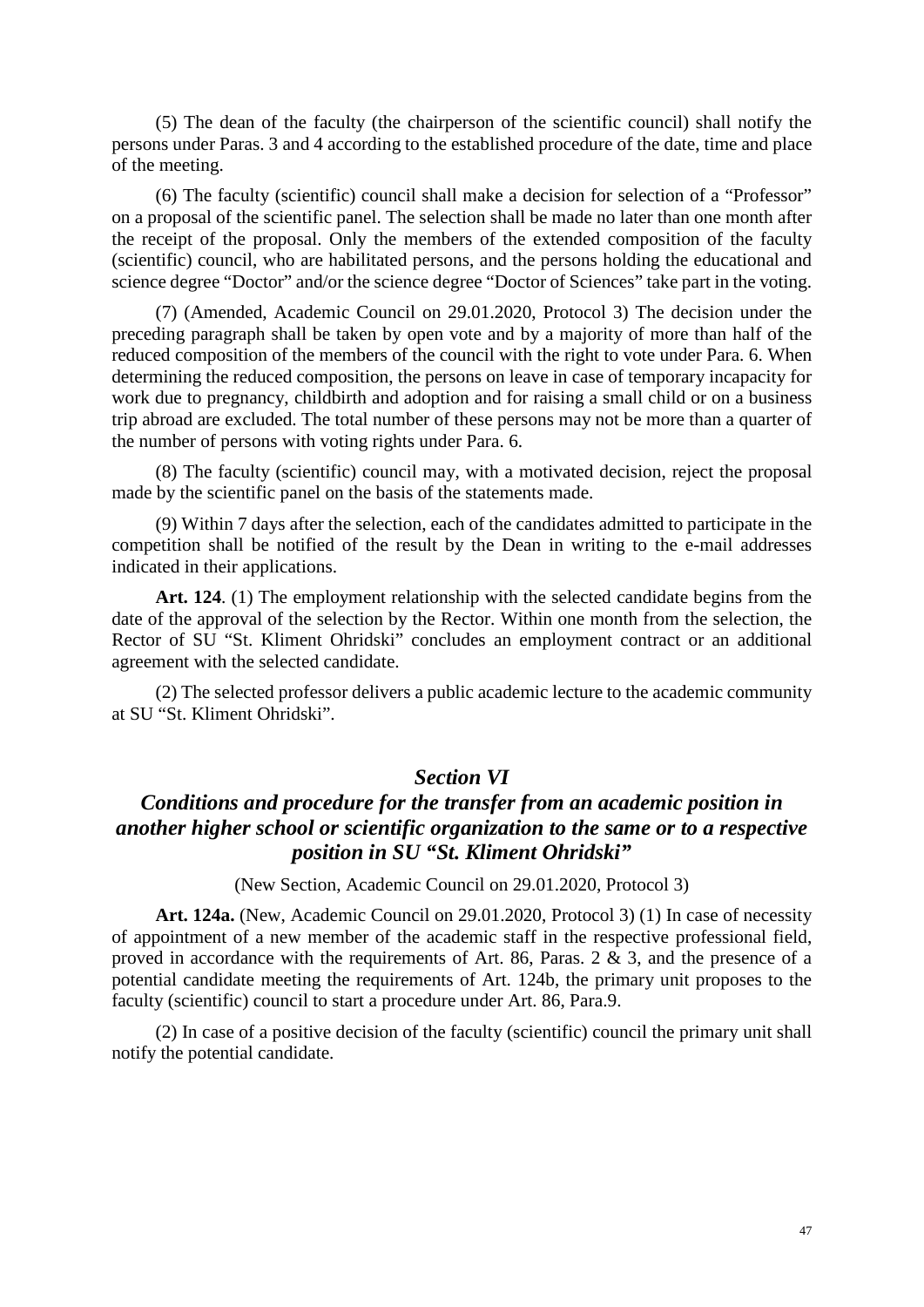(5) The dean of the faculty (the chairperson of the scientific council) shall notify the persons under Paras. 3 and 4 according to the established procedure of the date, time and place of the meeting.

(6) The faculty (scientific) council shall make a decision for selection of a "Professor" on a proposal of the scientific panel. The selection shall be made no later than one month after the receipt of the proposal. Only the members of the extended composition of the faculty (scientific) council, who are habilitated persons, and the persons holding the educational and science degree "Doctor" and/or the science degree "Doctor of Sciences" take part in the voting.

(7) (Amended, Academic Council on 29.01.2020, Protocol 3) The decision under the preceding paragraph shall be taken by open vote and by a majority of more than half of the reduced composition of the members of the council with the right to vote under Para. 6. When determining the reduced composition, the persons on leave in case of temporary incapacity for work due to pregnancy, childbirth and adoption and for raising a small child or on a business trip abroad are excluded. The total number of these persons may not be more than a quarter of the number of persons with voting rights under Para. 6.

(8) The faculty (scientific) council may, with a motivated decision, reject the proposal made by the scientific panel on the basis of the statements made.

(9) Within 7 days after the selection, each of the candidates admitted to participate in the competition shall be notified of the result by the Dean in writing to the e-mail addresses indicated in their applications.

**Art. 124**. (1) The employment relationship with the selected candidate begins from the date of the approval of the selection by the Rector. Within one month from the selection, the Rector of SU "St. Kliment Ohridski" concludes an employment contract or an additional agreement with the selected candidate.

(2) The selected professor delivers a public academic lecture to the academic community at SU "St. Kliment Ohridski".

## *Section VI*

## *Conditions and procedure for the transfer from an academic position in another higher school or scientific organization to the same or to a respective position in SU "St. Kliment Ohridski"*

(New Section, Academic Council on 29.01.2020, Protocol 3)

**Art. 124a.** (New, Academic Council on 29.01.2020, Protocol 3) (1) In case of necessity of appointment of a new member of the academic staff in the respective professional field, proved in accordance with the requirements of Art. 86, Paras. 2 & 3, and the presence of a potential candidate meeting the requirements of Art. 124b, the primary unit proposes to the faculty (scientific) council to start a procedure under Art. 86, Para.9.

(2) In case of a positive decision of the faculty (scientific) council the primary unit shall notify the potential candidate.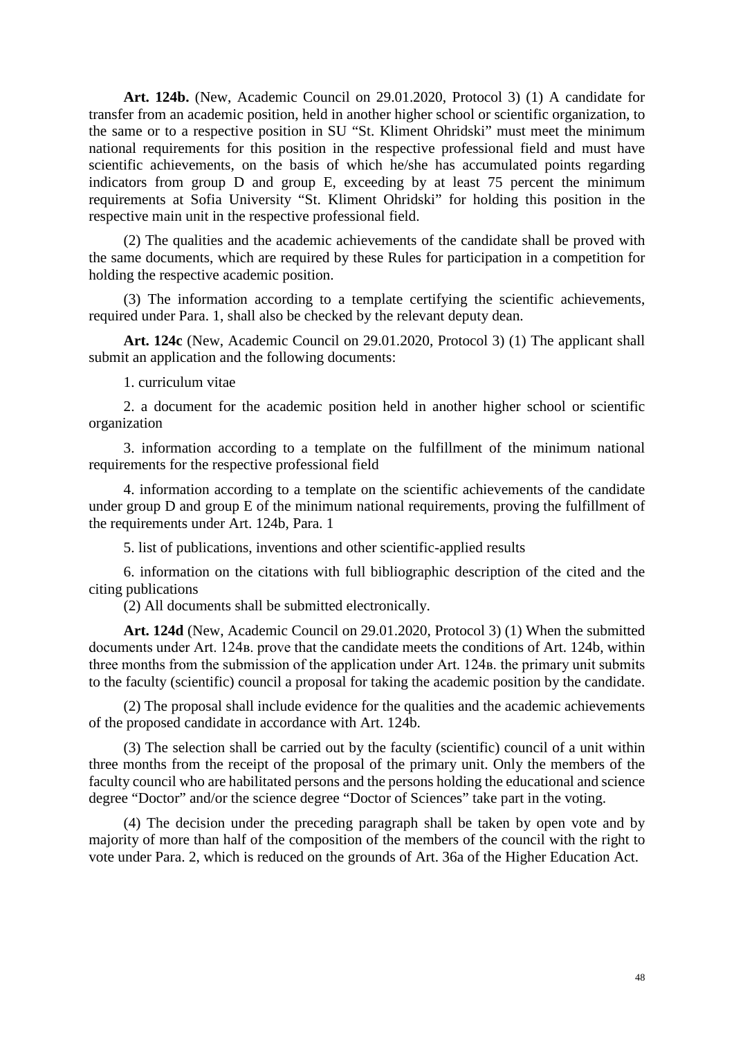**Art. 124b.** (New, Academic Council on 29.01.2020, Protocol 3) (1) A candidate for transfer from an academic position, held in another higher school or scientific organization, to the same or to a respective position in SU "St. Kliment Ohridski" must meet the minimum national requirements for this position in the respective professional field and must have scientific achievements, on the basis of which he/she has accumulated points regarding indicators from group D and group E, exceeding by at least 75 percent the minimum requirements at Sofia University "St. Kliment Ohridski" for holding this position in the respective main unit in the respective professional field.

(2) The qualities and the academic achievements of the candidate shall be proved with the same documents, which are required by these Rules for participation in a competition for holding the respective academic position.

(3) The information according to a template certifying the scientific achievements, required under Para. 1, shall also be checked by the relevant deputy dean.

**Art. 124c** (New, Academic Council on 29.01.2020, Protocol 3) (1) The applicant shall submit an application and the following documents:

1. curriculum vitae

2. a document for the academic position held in another higher school or scientific organization

3. information according to a template on the fulfillment of the minimum national requirements for the respective professional field

4. information according to a template on the scientific achievements of the candidate under group D and group E of the minimum national requirements, proving the fulfillment of the requirements under Art. 124b, Para. 1

5. list of publications, inventions and other scientific-applied results

6. information on the citations with full bibliographic description of the cited and the citing publications

(2) All documents shall be submitted electronically.

**Art. 124d** (New, Academic Council on 29.01.2020, Protocol 3) (1) When the submitted documents under Art. 124в. prove that the candidate meets the conditions of Art. 124b, within three months from the submission of the application under Art. 124в. the primary unit submits to the faculty (scientific) council a proposal for taking the academic position by the candidate.

(2) The proposal shall include evidence for the qualities and the academic achievements of the proposed candidate in accordance with Art. 124b.

(3) The selection shall be carried out by the faculty (scientific) council of a unit within three months from the receipt of the proposal of the primary unit. Only the members of the faculty council who are habilitated persons and the persons holding the educational and science degree "Doctor" and/or the science degree "Doctor of Sciences" take part in the voting.

(4) The decision under the preceding paragraph shall be taken by open vote and by majority of more than half of the composition of the members of the council with the right to vote under Para. 2, which is reduced on the grounds of Art. 36a of the Higher Education Act.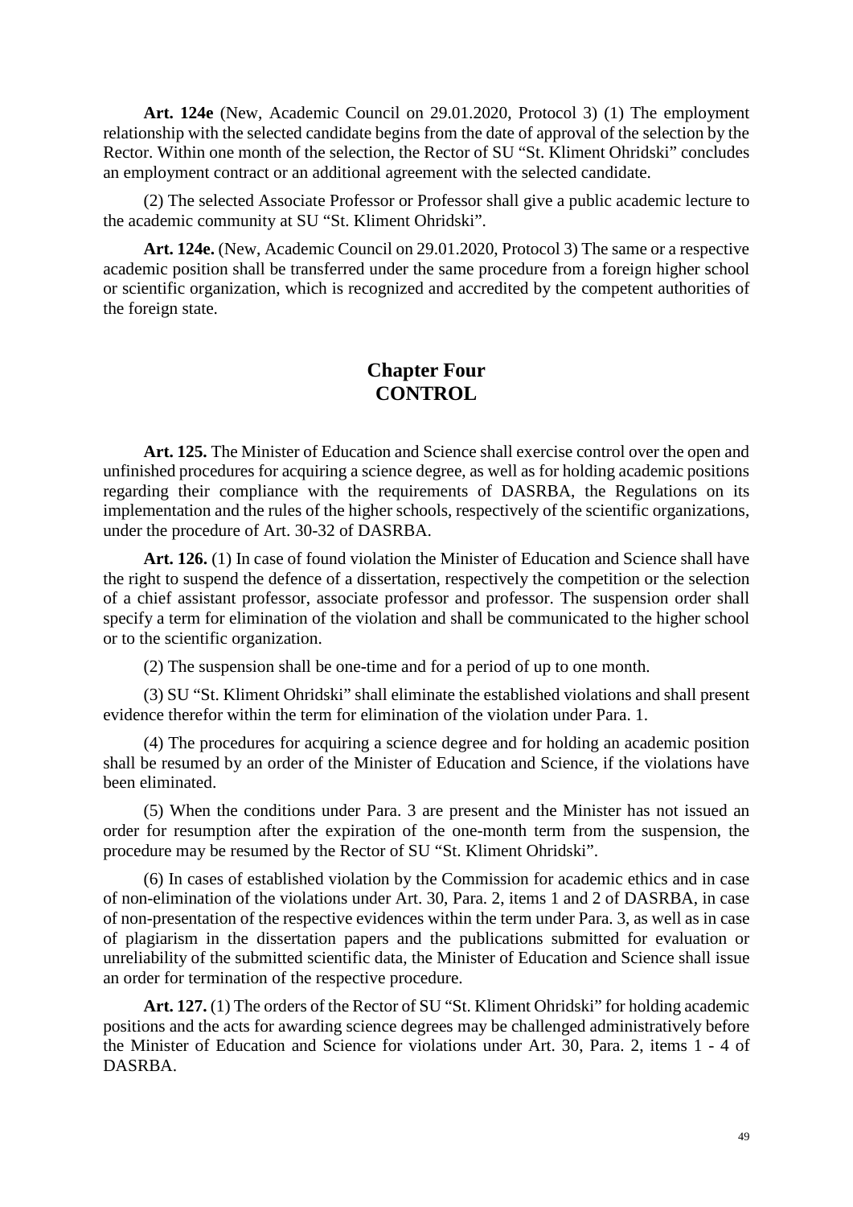**Art. 124e** (New, Academic Council on 29.01.2020, Protocol 3) (1) The employment relationship with the selected candidate begins from the date of approval of the selection by the Rector. Within one month of the selection, the Rector of SU "St. Kliment Ohridski" concludes an employment contract or an additional agreement with the selected candidate.

(2) The selected Associate Professor or Professor shall give a public academic lecture to the academic community at SU "St. Kliment Ohridski".

**Art. 124e.** (New, Academic Council on 29.01.2020, Protocol 3) The same or a respective academic position shall be transferred under the same procedure from a foreign higher school or scientific organization, which is recognized and accredited by the competent authorities of the foreign state.

## Chapter Four
## CONTROL

**Art. 125.** The Minister of Education and Science shall exercise control over the open and unfinished procedures for acquiring a science degree, as well as for holding academic positions regarding their compliance with the requirements of DASRBA, the Regulations on its implementation and the rules of the higher schools, respectively of the scientific organizations, under the procedure of Art. 30-32 of DASRBA.

**Art. 126.** (1) In case of found violation the Minister of Education and Science shall have the right to suspend the defence of a dissertation, respectively the competition or the selection of a chief assistant professor, associate professor and professor. The suspension order shall specify a term for elimination of the violation and shall be communicated to the higher school or to the scientific organization.

(2) The suspension shall be one-time and for a period of up to one month.

(3) SU "St. Kliment Ohridski" shall eliminate the established violations and shall present evidence therefor within the term for elimination of the violation under Para. 1.

(4) The procedures for acquiring a science degree and for holding an academic position shall be resumed by an order of the Minister of Education and Science, if the violations have been eliminated.

(5) When the conditions under Para. 3 are present and the Minister has not issued an order for resumption after the expiration of the one-month term from the suspension, the procedure may be resumed by the Rector of SU "St. Kliment Ohridski".

(6) In cases of established violation by the Commission for academic ethics and in case of non-elimination of the violations under Art. 30, Para. 2, items 1 and 2 of DASRBA, in case of non-presentation of the respective evidences within the term under Para. 3, as well as in case of plagiarism in the dissertation papers and the publications submitted for evaluation or unreliability of the submitted scientific data, the Minister of Education and Science shall issue an order for termination of the respective procedure.

**Art. 127.** (1) The orders of the Rector of SU "St. Kliment Ohridski" for holding academic positions and the acts for awarding science degrees may be challenged administratively before the Minister of Education and Science for violations under Art. 30, Para. 2, items 1 - 4 of DASRBA.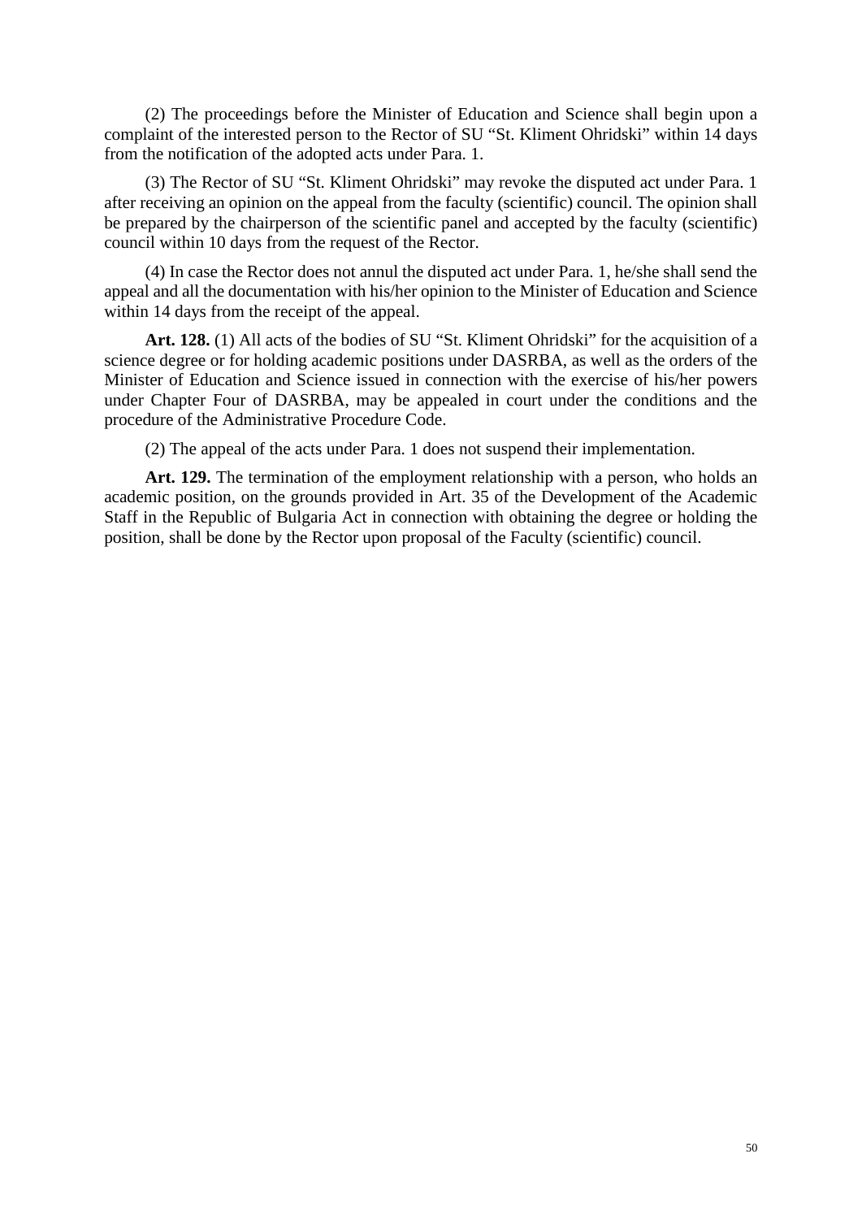(2) The proceedings before the Minister of Education and Science shall begin upon a complaint of the interested person to the Rector of SU "St. Kliment Ohridski" within 14 days from the notification of the adopted acts under Para. 1.

(3) The Rector of SU "St. Kliment Ohridski" may revoke the disputed act under Para. 1 after receiving an opinion on the appeal from the faculty (scientific) council. The opinion shall be prepared by the chairperson of the scientific panel and accepted by the faculty (scientific) council within 10 days from the request of the Rector.

(4) In case the Rector does not annul the disputed act under Para. 1, he/she shall send the appeal and all the documentation with his/her opinion to the Minister of Education and Science within 14 days from the receipt of the appeal.

**Art. 128.** (1) All acts of the bodies of SU "St. Kliment Ohridski" for the acquisition of a science degree or for holding academic positions under DASRBA, as well as the orders of the Minister of Education and Science issued in connection with the exercise of his/her powers under Chapter Four of DASRBA, may be appealed in court under the conditions and the procedure of the Administrative Procedure Code.

(2) The appeal of the acts under Para. 1 does not suspend their implementation.

**Art. 129.** The termination of the employment relationship with a person, who holds an academic position, on the grounds provided in Art. 35 of the Development of the Academic Staff in the Republic of Bulgaria Act in connection with obtaining the degree or holding the position, shall be done by the Rector upon proposal of the Faculty (scientific) council.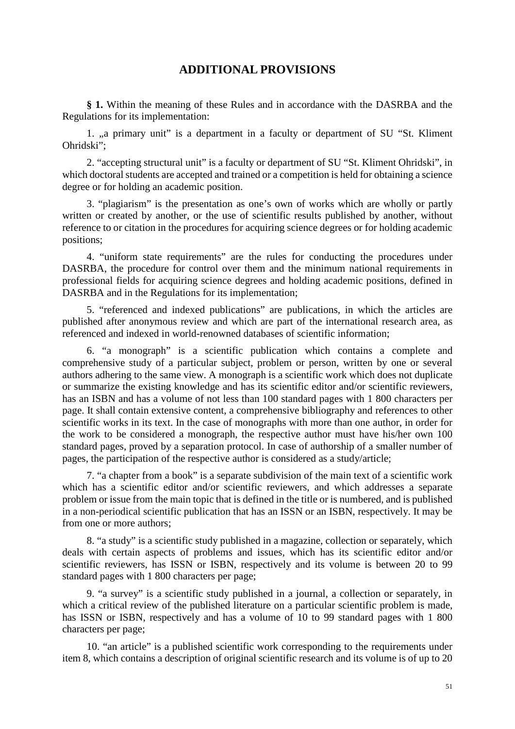# ADDITIONAL PROVISIONS

**§ 1.** Within the meaning of these Rules and in accordance with the DASRBA and the Regulations for its implementation:

1. „a primary unit" is a department in a faculty or department of SU "St. Kliment Ohridski";

2. "accepting structural unit" is a faculty or department of SU "St. Kliment Ohridski", in which doctoral students are accepted and trained or a competition is held for obtaining a science degree or for holding an academic position.

3. "plagiarism" is the presentation as one's own of works which are wholly or partly written or created by another, or the use of scientific results published by another, without reference to or citation in the procedures for acquiring science degrees or for holding academic positions;

4. "uniform state requirements" are the rules for conducting the procedures under DASRBA, the procedure for control over them and the minimum national requirements in professional fields for acquiring science degrees and holding academic positions, defined in DASRBA and in the Regulations for its implementation;

5. "referenced and indexed publications" are publications, in which the articles are published after anonymous review and which are part of the international research area, as referenced and indexed in world-renowned databases of scientific information;

6. "a monograph" is a scientific publication which contains a complete and comprehensive study of a particular subject, problem or person, written by one or several authors adhering to the same view. A monograph is a scientific work which does not duplicate or summarize the existing knowledge and has its scientific editor and/or scientific reviewers, has an ISBN and has a volume of not less than 100 standard pages with 1 800 characters per page. It shall contain extensive content, a comprehensive bibliography and references to other scientific works in its text. In the case of monographs with more than one author, in order for the work to be considered a monograph, the respective author must have his/her own 100 standard pages, proved by a separation protocol. In case of authorship of a smaller number of pages, the participation of the respective author is considered as a study/article;

7. "a chapter from a book" is a separate subdivision of the main text of a scientific work which has a scientific editor and/or scientific reviewers, and which addresses a separate problem or issue from the main topic that is defined in the title or is numbered, and is published in a non-periodical scientific publication that has an ISSN or an ISBN, respectively. It may be from one or more authors;

8. "a study" is a scientific study published in a magazine, collection or separately, which deals with certain aspects of problems and issues, which has its scientific editor and/or scientific reviewers, has ISSN or ISBN, respectively and its volume is between 20 to 99 standard pages with 1 800 characters per page;

9. "a survey" is a scientific study published in a journal, a collection or separately, in which a critical review of the published literature on a particular scientific problem is made, has ISSN or ISBN, respectively and has a volume of 10 to 99 standard pages with 1 800 characters per page;

10. "an article" is a published scientific work corresponding to the requirements under item 8, which contains a description of original scientific research and its volume is of up to 20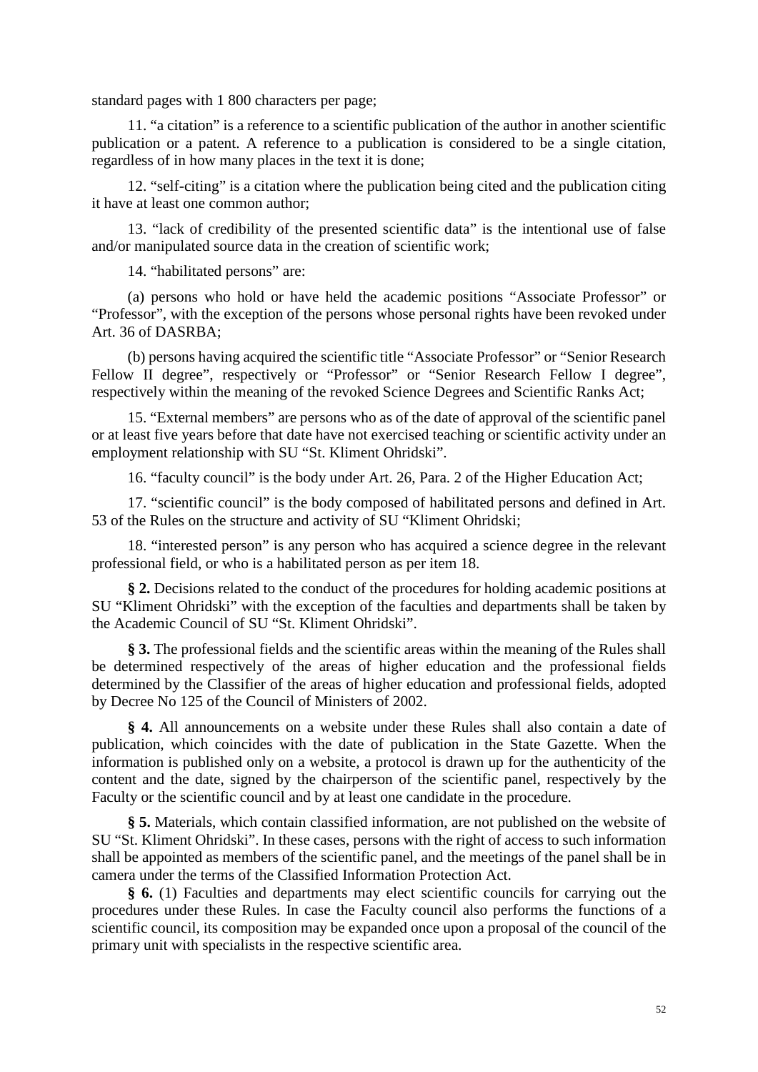standard pages with 1 800 characters per page;

11. "a citation" is a reference to a scientific publication of the author in another scientific publication or a patent. A reference to a publication is considered to be a single citation, regardless of in how many places in the text it is done;

12. "self-citing" is a citation where the publication being cited and the publication citing it have at least one common author;

13. "lack of credibility of the presented scientific data" is the intentional use of false and/or manipulated source data in the creation of scientific work;

14. "habilitated persons" are:

(a) persons who hold or have held the academic positions "Associate Professor" or "Professor", with the exception of the persons whose personal rights have been revoked under Art. 36 of DASRBA;

(b) persons having acquired the scientific title "Associate Professor" or "Senior Research Fellow II degree", respectively or "Professor" or "Senior Research Fellow I degree", respectively within the meaning of the revoked Science Degrees and Scientific Ranks Act;

15. "External members" are persons who as of the date of approval of the scientific panel or at least five years before that date have not exercised teaching or scientific activity under an employment relationship with SU "St. Kliment Ohridski".

16. "faculty council" is the body under Art. 26, Para. 2 of the Higher Education Act;

17. "scientific council" is the body composed of habilitated persons and defined in Art. 53 of the Rules on the structure and activity of SU "Kliment Ohridski;

18. "interested person" is any person who has acquired a science degree in the relevant professional field, or who is a habilitated person as per item 18.

**§ 2.** Decisions related to the conduct of the procedures for holding academic positions at SU "Kliment Ohridski" with the exception of the faculties and departments shall be taken by the Academic Council of SU "St. Kliment Ohridski".

**§ 3.** The professional fields and the scientific areas within the meaning of the Rules shall be determined respectively of the areas of higher education and the professional fields determined by the Classifier of the areas of higher education and professional fields, adopted by Decree No 125 of the Council of Ministers of 2002.

**§ 4.** All announcements on a website under these Rules shall also contain a date of publication, which coincides with the date of publication in the State Gazette. When the information is published only on a website, a protocol is drawn up for the authenticity of the content and the date, signed by the chairperson of the scientific panel, respectively by the Faculty or the scientific council and by at least one candidate in the procedure.

**§ 5.** Materials, which contain classified information, are not published on the website of SU "St. Kliment Ohridski". In these cases, persons with the right of access to such information shall be appointed as members of the scientific panel, and the meetings of the panel shall be in camera under the terms of the Classified Information Protection Act.

**§ 6.** (1) Faculties and departments may elect scientific councils for carrying out the procedures under these Rules. In case the Faculty council also performs the functions of a scientific council, its composition may be expanded once upon a proposal of the council of the primary unit with specialists in the respective scientific area.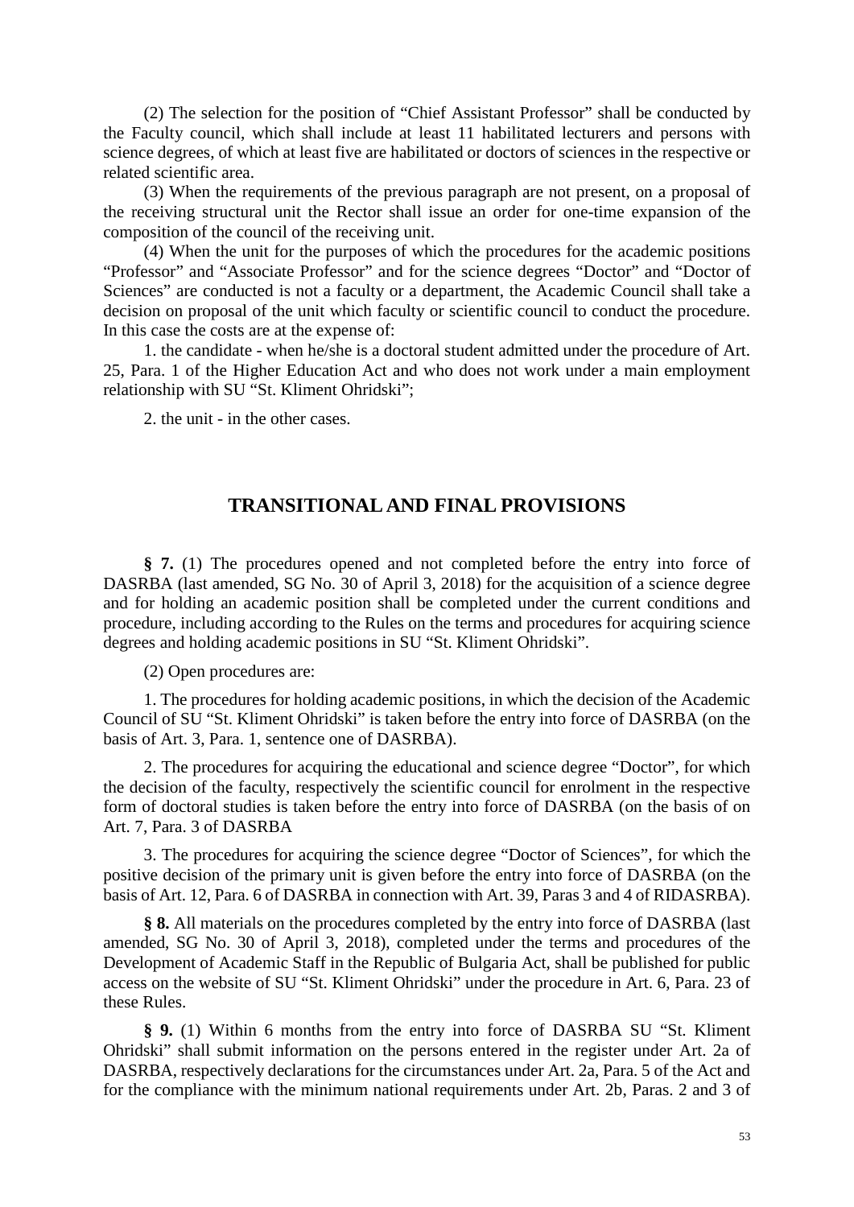(2) The selection for the position of “Chief Assistant Professor” shall be conducted by the Faculty council, which shall include at least 11 habilitated lecturers and persons with science degrees, of which at least five are habilitated or doctors of sciences in the respective or related scientific area.

(3) When the requirements of the previous paragraph are not present, on a proposal of the receiving structural unit the Rector shall issue an order for one-time expansion of the composition of the council of the receiving unit.

(4) When the unit for the purposes of which the procedures for the academic positions “Professor” and “Associate Professor” and for the science degrees “Doctor” and “Doctor of Sciences” are conducted is not a faculty or a department, the Academic Council shall take a decision on proposal of the unit which faculty or scientific council to conduct the procedure. In this case the costs are at the expense of:

1. the candidate - when he/she is a doctoral student admitted under the procedure of Art. 25, Para. 1 of the Higher Education Act and who does not work under a main employment relationship with SU “St. Kliment Ohridski”;

2. the unit - in the other cases.

## TRANSITIONAL AND FINAL PROVISIONS

**§ 7.** (1) The procedures opened and not completed before the entry into force of DASRBA (last amended, SG No. 30 of April 3, 2018) for the acquisition of a science degree and for holding an academic position shall be completed under the current conditions and procedure, including according to the Rules on the terms and procedures for acquiring science degrees and holding academic positions in SU “St. Kliment Ohridski”.

(2) Open procedures are:

1. The procedures for holding academic positions, in which the decision of the Academic Council of SU “St. Kliment Ohridski” is taken before the entry into force of DASRBA (on the basis of Art. 3, Para. 1, sentence one of DASRBA).

2. The procedures for acquiring the educational and science degree “Doctor”, for which the decision of the faculty, respectively the scientific council for enrolment in the respective form of doctoral studies is taken before the entry into force of DASRBA (on the basis of on Art. 7, Para. 3 of DASRBA

3. The procedures for acquiring the science degree “Doctor of Sciences”, for which the positive decision of the primary unit is given before the entry into force of DASRBA (on the basis of Art. 12, Para. 6 of DASRBA in connection with Art. 39, Paras 3 and 4 of RIDASRBA).

**§ 8.** All materials on the procedures completed by the entry into force of DASRBA (last amended, SG No. 30 of April 3, 2018), completed under the terms and procedures of the Development of Academic Staff in the Republic of Bulgaria Act, shall be published for public access on the website of SU “St. Kliment Ohridski” under the procedure in Art. 6, Para. 23 of these Rules.

**§ 9.** (1) Within 6 months from the entry into force of DASRBA SU “St. Kliment Ohridski” shall submit information on the persons entered in the register under Art. 2a of DASRBA, respectively declarations for the circumstances under Art. 2a, Para. 5 of the Act and for the compliance with the minimum national requirements under Art. 2b, Paras. 2 and 3 of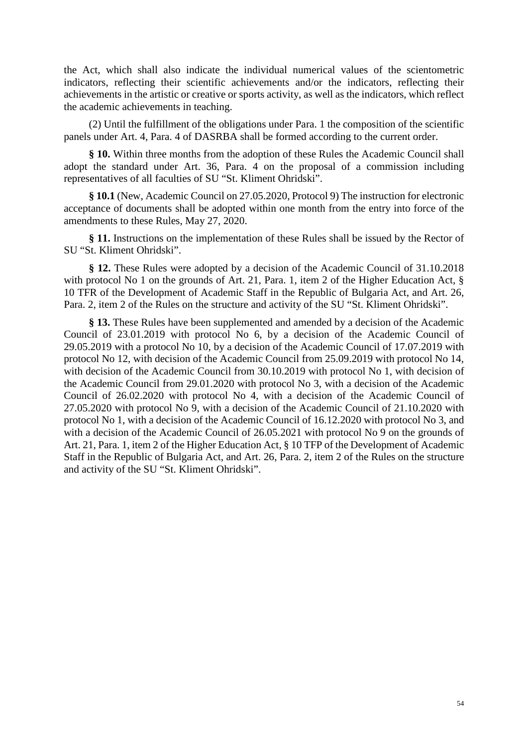the Act, which shall also indicate the individual numerical values of the scientometric indicators, reflecting their scientific achievements and/or the indicators, reflecting their achievements in the artistic or creative or sports activity, as well as the indicators, which reflect the academic achievements in teaching.

(2) Until the fulfillment of the obligations under Para. 1 the composition of the scientific panels under Art. 4, Para. 4 of DASRBA shall be formed according to the current order.

**§ 10.** Within three months from the adoption of these Rules the Academic Council shall adopt the standard under Art. 36, Para. 4 on the proposal of a commission including representatives of all faculties of SU "St. Kliment Ohridski".

**§ 10.1** (New, Academic Council on 27.05.2020, Protocol 9) The instruction for electronic acceptance of documents shall be adopted within one month from the entry into force of the amendments to these Rules, May 27, 2020.

**§ 11.** Instructions on the implementation of these Rules shall be issued by the Rector of SU "St. Kliment Ohridski".

**§ 12.** These Rules were adopted by a decision of the Academic Council of 31.10.2018 with protocol No 1 on the grounds of Art. 21, Para. 1, item 2 of the Higher Education Act, § 10 TFR of the Development of Academic Staff in the Republic of Bulgaria Act, and Art. 26, Para. 2, item 2 of the Rules on the structure and activity of the SU "St. Kliment Ohridski".

**§ 13.** These Rules have been supplemented and amended by a decision of the Academic Council of 23.01.2019 with protocol No 6, by a decision of the Academic Council of 29.05.2019 with a protocol No 10, by a decision of the Academic Council of 17.07.2019 with protocol No 12, with decision of the Academic Council from 25.09.2019 with protocol No 14, with decision of the Academic Council from 30.10.2019 with protocol No 1, with decision of the Academic Council from 29.01.2020 with protocol No 3, with a decision of the Academic Council of 26.02.2020 with protocol No 4, with a decision of the Academic Council of 27.05.2020 with protocol No 9, with a decision of the Academic Council of 21.10.2020 with protocol No 1, with a decision of the Academic Council of 16.12.2020 with protocol No 3, and with a decision of the Academic Council of 26.05.2021 with protocol No 9 on the grounds of Art. 21, Para. 1, item 2 of the Higher Education Act, § 10 TFP of the Development of Academic Staff in the Republic of Bulgaria Act, and Art. 26, Para. 2, item 2 of the Rules on the structure and activity of the SU "St. Kliment Ohridski".